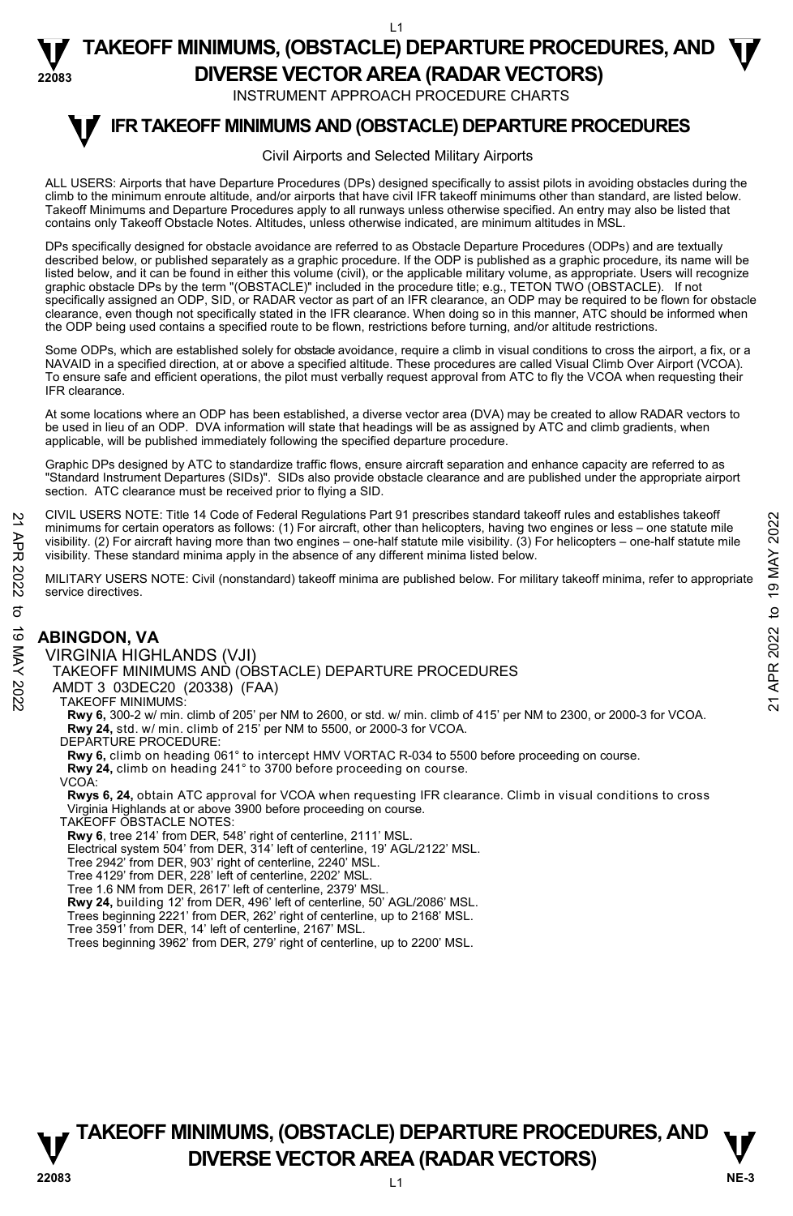# TAKEOFF MINIMUMS, (OBSTACLE) DEPARTURE PROCEDURES, AND DIVERSE VECTOR AREA (RADAR VECTORS)

INSTRUMENT APPROACH PROCEDURE CHARTS

## IFR TAKEOFF MINIMUMS AND (OBSTACLE) DEPARTURE PROCEDURES

Civil Airports and Selected Military Airports

ALL USERS: Airports that have Departure Procedures (DPs) designed specifically to assist pilots in avoiding obstacles during the climb to the minimum enroute altitude, and/or airports that have civil IFR takeoff minimums other than standard, are listed below. Takeoff Minimums and Departure Procedures apply to all runways unless otherwise specified. An entry may also be listed that contains only Takeoff Obstacle Notes. Altitudes, unless otherwise indicated, are minimum altitudes in MSL.

DPs specifically designed for obstacle avoidance are referred to as Obstacle Departure Procedures (ODPs) and are textually described below, or published separately as a graphic procedure. If the ODP is published as a graphic procedure, its name will be listed below, and it can be found in either this volume (civil), or the applicable military volume, as appropriate. Users will recognize graphic obstacle DPs by the term "(OBSTACLE)" included in the procedure title; e.g., TETON TWO (OBSTACLE). If not specifically assigned an ODP, SID, or RADAR vector as part of an IFR clearance, an ODP may be required to be flown for obstacle clearance, even though not specifically stated in the IFR clearance. When doing so in this manner, ATC should be informed when the ODP being used contains a specified route to be flown, restrictions before turning, and/or altitude restrictions.

Some ODPs, which are established solely for obstacle avoidance, require a climb in visual conditions to cross the airport, a fix, or a NAVAID in a specified direction, at or above a specified altitude. These procedures are called Visual Climb Over Airport (VCOA). To ensure safe and efficient operations, the pilot must verbally request approval from ATC to fly the VCOA when requesting their IFR clearance.

At some locations where an ODP has been established, a diverse vector area (DVA) may be created to allow RADAR vectors to be used in lieu of an ODP. DVA information will state that headings will be as assigned by ATC and climb gradients, when applicable, will be published immediately following the specified departure procedure.

Graphic DPs designed by ATC to standardize traffic flows, ensure aircraft separation and enhance capacity are referred to as "Standard Instrument Departures (SIDs)". SIDs also provide obstacle clearance and are published under the appropriate airport section. ATC clearance must be received prior to flying a SID.

CIVIL USERS NOTE: Title 14 Code of Federal Regulations Part 91 prescribes standard takeoff rules and establishes takeoff minimums for certain operators as follows: (1) For aircraft, other than helicopters, having two engines or less – one statute mile visibility. (2) For aircraft having more than two engines – one-half statute mile visibility. (3) For helicopters – one-half statute mile visibility. These standard minima apply in the absence of any different minima listed below.

MILITARY USERS NOTE: Civil (nonstandard) takeoff minima are published below. For military takeoff minima, refer to appropriate service directives.

### ABINGDON, VA

VIRGINIA HIGHLANDS (VJI)
TAKEOFF MINIMUMS AND (OBSTACLE) DEPARTURE PROCEDURES
AMDT 3 03DEC20 (20338) (FAA)

TAKEOFF MINIMUMS:
**Rwy 6,** 300-2 w/ min. climb of 205' per NM to 2600, or std. w/ min. climb of 415' per NM to 2300, or 2000-3 for VCOA.
**Rwy 24,** std. w/ min. climb of 215' per NM to 5500, or 2000-3 for VCOA.

DEPARTURE PROCEDURE:
**Rwy 6,** climb on heading 061° to intercept HMV VORTAC R-034 to 5500 before proceeding on course.
**Rwy 24,** climb on heading 241° to 3700 before proceeding on course.

VCOA:
**Rwys 6, 24,** obtain ATC approval for VCOA when requesting IFR clearance. Climb in visual conditions to cross Virginia Highlands at or above 3900 before proceeding on course.

TAKEOFF OBSTACLE NOTES:
**Rwy 6**, tree 214' from DER, 548' right of centerline, 2111' MSL.
Electrical system 504' from DER, 314' left of centerline, 19' AGL/2122' MSL.
Tree 2942' from DER, 903' right of centerline, 2240' MSL.
Tree 4129' from DER, 228' left of centerline, 2202' MSL.
Tree 1.6 NM from DER, 2617' left of centerline, 2379' MSL.
**Rwy 24,** building 12' from DER, 496' left of centerline, 50' AGL/2086' MSL.
Trees beginning 2221' from DER, 262' right of centerline, up to 2168' MSL.
Tree 3591' from DER, 14' left of centerline, 2167' MSL.
Trees beginning 3962' from DER, 279' right of centerline, up to 2200' MSL.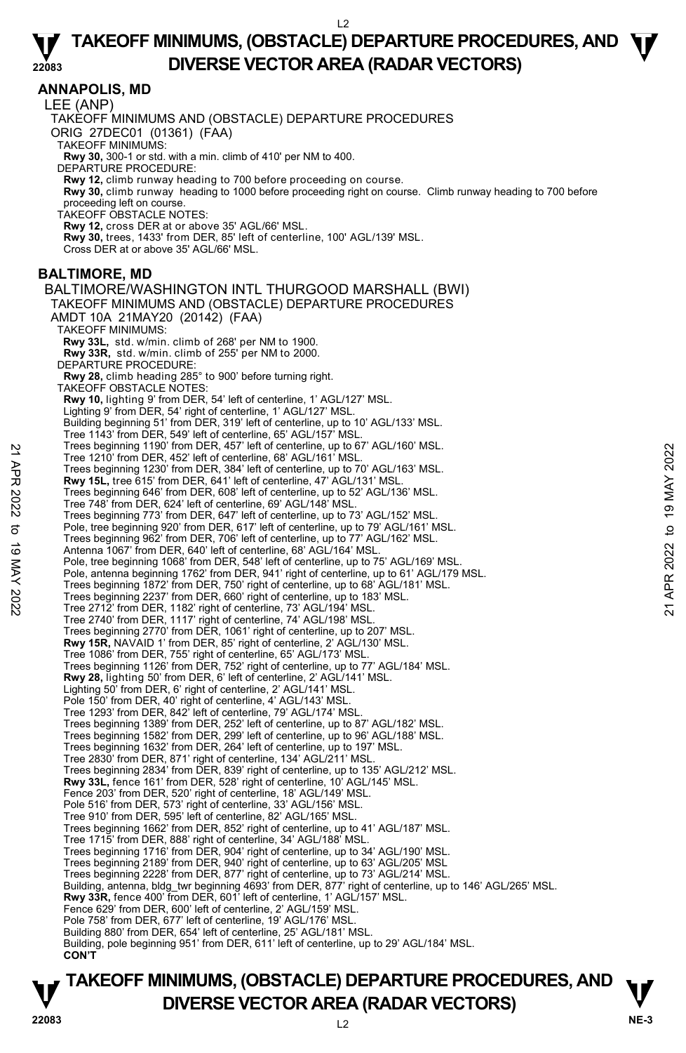## ANNAPOLIS, MD

LEE (ANP)

TAKEOFF MINIMUMS AND (OBSTACLE) DEPARTURE PROCEDURES

ORIG 27DEC01 (01361) (FAA)

TAKEOFF MINIMUMS:

**Rwy 30,** 300-1 or std. with a min. climb of 410' per NM to 400.

DEPARTURE PROCEDURE:

**Rwy 12,** climb runway heading to 700 before proceeding on course.

**Rwy 30,** climb runway heading to 1000 before proceeding right on course. Climb runway heading to 700 before proceeding left on course.

TAKEOFF OBSTACLE NOTES:

**Rwy 12,** cross DER at or above 35' AGL/66' MSL.

**Rwy 30,** trees, 1433' from DER, 85' left of centerline, 100' AGL/139' MSL.

Cross DER at or above 35' AGL/66' MSL.

## BALTIMORE, MD

BALTIMORE/WASHINGTON INTL THURGOOD MARSHALL (BWI)

TAKEOFF MINIMUMS AND (OBSTACLE) DEPARTURE PROCEDURES

AMDT 10A 21MAY20 (20142) (FAA)

TAKEOFF MINIMUMS:

**Rwy 33L,** std. w/min. climb of 268' per NM to 1900.

**Rwy 33R,** std. w/min. climb of 255' per NM to 2000.

DEPARTURE PROCEDURE:

**Rwy 28,** climb heading 285° to 900' before turning right.

TAKEOFF OBSTACLE NOTES:

**Rwy 10,** lighting 9' from DER, 54' left of centerline, 1' AGL/127' MSL.
Lighting 9' from DER, 54' right of centerline, 1' AGL/127' MSL.
Building beginning 51' from DER, 319' left of centerline, up to 10' AGL/133' MSL.
Tree 1143' from DER, 549' left of centerline, 65' AGL/157' MSL.
Trees beginning 1190' from DER, 457' left of centerline, up to 67' AGL/160' MSL.
Tree 1210' from DER, 452' left of centerline, 68' AGL/161' MSL.
Trees beginning 1230' from DER, 384' left of centerline, up to 70' AGL/163' MSL.

**Rwy 15L,** tree 615' from DER, 641' left of centerline, 47' AGL/131' MSL.
Trees beginning 646' from DER, 608' left of centerline, up to 52' AGL/136' MSL.
Tree 748' from DER, 624' left of centerline, 69' AGL/148' MSL.
Trees beginning 773' from DER, 647' left of centerline, up to 73' AGL/152' MSL.
Pole, tree beginning 920' from DER, 617' left of centerline, up to 79' AGL/161' MSL.
Trees beginning 962' from DER, 706' left of centerline, up to 77' AGL/162' MSL.
Antenna 1067' from DER, 640' left of centerline, 68' AGL/164' MSL.
Pole, tree beginning 1068' from DER, 548' left of centerline, up to 75' AGL/169' MSL.
Pole, antenna beginning 1762' from DER, 941' right of centerline, up to 61' AGL/179 MSL.
Trees beginning 1872' from DER, 750' right of centerline, up to 68' AGL/181' MSL.
Trees beginning 2237' from DER, 660' right of centerline, up to 183' MSL.
Tree 2712' from DER, 1182' right of centerline, 73' AGL/194' MSL.
Tree 2740' from DER, 1117' right of centerline, 74' AGL/198' MSL.
Trees beginning 2770' from DER, 1061' right of centerline, up to 207' MSL.

**Rwy 15R,** NAVAID 1' from DER, 85' right of centerline, 2' AGL/130' MSL.
Tree 1086' from DER, 755' right of centerline, 65' AGL/173' MSL.
Trees beginning 1126' from DER, 752' right of centerline, up to 77' AGL/184' MSL.

**Rwy 28,** lighting 50' from DER, 6' left of centerline, 2' AGL/141' MSL.
Lighting 50' from DER, 6' right of centerline, 2' AGL/141' MSL.
Pole 150' from DER, 40' right of centerline, 4' AGL/143' MSL.
Tree 1293' from DER, 842' left of centerline, 79' AGL/174' MSL.
Trees beginning 1389' from DER, 252' left of centerline, up to 87' AGL/182' MSL.
Trees beginning 1582' from DER, 299' left of centerline, up to 96' AGL/188' MSL.
Trees beginning 1632' from DER, 264' left of centerline, up to 197' MSL.
Tree 2830' from DER, 871' right of centerline, 134' AGL/211' MSL.
Trees beginning 2834' from DER, 839' right of centerline, up to 135' AGL/212' MSL.

**Rwy 33L,** fence 161' from DER, 528' right of centerline, 10' AGL/145' MSL.
Fence 203' from DER, 520' right of centerline, 18' AGL/149' MSL.
Pole 516' from DER, 573' right of centerline, 33' AGL/156' MSL.
Tree 910' from DER, 595' left of centerline, 82' AGL/165' MSL.
Trees beginning 1662' from DER, 852' right of centerline, up to 41' AGL/187' MSL.
Tree 1715' from DER, 888' right of centerline, 34' AGL/188' MSL.
Trees beginning 1716' from DER, 904' right of centerline, up to 34' AGL/190' MSL.
Trees beginning 2189' from DER, 940' right of centerline, up to 63' AGL/205' MSL
Trees beginning 2228' from DER, 877' right of centerline, up to 73' AGL/214' MSL.
Building, antenna, bldg_twr beginning 4693' from DER, 877' right of centerline, up to 146' AGL/265' MSL.

**Rwy 33R,** fence 400' from DER, 601' left of centerline, 1' AGL/157' MSL.
Fence 629' from DER, 600' left of centerline, 2' AGL/159' MSL.
Pole 758' from DER, 677' left of centerline, 19' AGL/176' MSL.
Building 880' from DER, 654' left of centerline, 25' AGL/181' MSL.
Building, pole beginning 951' from DER, 611' left of centerline, up to 29' AGL/184' MSL.

**CON'T**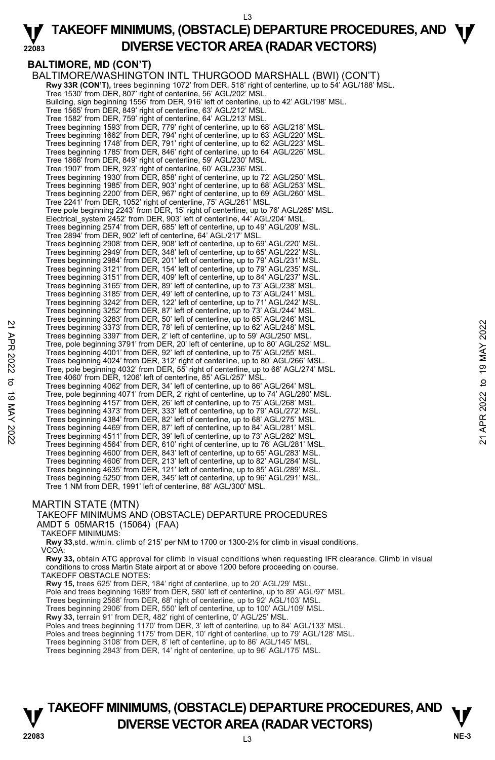## BALTIMORE, MD (CON'T)

BALTIMORE/WASHINGTON INTL THURGOOD MARSHALL (BWI) (CON'T)

**Rwy 33R (CON'T),** trees beginning 1072' from DER, 518' right of centerline, up to 54' AGL/188' MSL.
Tree 1530' from DER, 807' right of centerline, 56' AGL/202' MSL.
Building, sign beginning 1556' from DER, 916' left of centerline, up to 42' AGL/198' MSL.
Tree 1565' from DER, 849' right of centerline, 63' AGL/212' MSL.
Tree 1582' from DER, 759' right of centerline, 64' AGL/213' MSL.
Trees beginning 1593' from DER, 779' right of centerline, up to 68' AGL/218' MSL.
Trees beginning 1662' from DER, 794' right of centerline, up to 63' AGL/220' MSL.
Trees beginning 1748' from DER, 791' right of centerline, up to 62' AGL/223' MSL.
Trees beginning 1785' from DER, 846' right of centerline, up to 64' AGL/226' MSL.
Tree 1866' from DER, 849' right of centerline, 59' AGL/230' MSL.
Tree 1907' from DER, 923' right of centerline, 60' AGL/236' MSL.
Trees beginning 1930' from DER, 858' right of centerline, up to 72' AGL/250' MSL.
Trees beginning 1985' from DER, 903' right of centerline, up to 68' AGL/253' MSL.
Trees beginning 2200' from DER, 967' right of centerline, up to 69' AGL/260' MSL.
Tree 2241' from DER, 1052' right of centerline, 75' AGL/261' MSL.
Tree pole beginning 2243' from DER, 15' right of centerline, up to 76' AGL/265' MSL.
Electrical_system 2452' from DER, 903' left of centerline, 44' AGL/204' MSL.
Trees beginning 2574' from DER, 685' left of centerline, up to 49' AGL/209' MSL.
Tree 2894' from DER, 902' left of centerline, 64' AGL/217' MSL.
Trees beginning 2908' from DER, 908' left of centerline, up to 69' AGL/220' MSL.
Trees beginning 2949' from DER, 348' left of centerline, up to 65' AGL/222' MSL.
Trees beginning 2984' from DER, 201' left of centerline, up to 79' AGL/231' MSL.
Trees beginning 3121' from DER, 154' left of centerline, up to 79' AGL/235' MSL.
Trees beginning 3151' from DER, 409' left of centerline, up to 84' AGL/237' MSL.
Trees beginning 3165' from DER, 89' left of centerline, up to 73' AGL/238' MSL.
Trees beginning 3185' from DER, 49' left of centerline, up to 73' AGL/241' MSL.
Trees beginning 3242' from DER, 122' left of centerline, up to 71' AGL/242' MSL.
Trees beginning 3252' from DER, 87' left of centerline, up to 73' AGL/244' MSL.
Trees beginning 3283' from DER, 50' left of centerline, up to 65' AGL/246' MSL.
Trees beginning 3373' from DER, 78' left of centerline, up to 62' AGL/248' MSL.
Trees beginning 3397' from DER, 2' left of centerline, up to 59' AGL/250' MSL.
Tree, pole beginning 3791' from DER, 20' left of centerline, up to 80' AGL/252' MSL.
Trees beginning 4001' from DER, 92' left of centerline, up to 75' AGL/255' MSL.
Trees beginning 4024' from DER, 312' right of centerline, up to 80' AGL/266' MSL.
Tree, pole beginning 4032' from DER, 55' right of centerline, up to 66' AGL/274' MSL.
Tree 4060' from DER, 1206' left of centerline, 85' AGL/257' MSL.
Trees beginning 4062' from DER, 34' left of centerline, up to 86' AGL/264' MSL.
Tree, pole beginning 4071' from DER, 2' right of centerline, up to 74' AGL/280' MSL.
Trees beginning 4157' from DER, 26' left of centerline, up to 75' AGL/268' MSL.
Trees beginning 4373' from DER, 333' left of centerline, up to 79' AGL/272' MSL.
Trees beginning 4384' from DER, 82' left of centerline, up to 68' AGL/275' MSL.
Trees beginning 4469' from DER, 87' left of centerline, up to 84' AGL/281' MSL.
Trees beginning 4511' from DER, 39' left of centerline, up to 73' AGL/282' MSL.
Trees beginning 4564' from DER, 610' right of centerline, up to 76' AGL/281' MSL.
Trees beginning 4600' from DER, 843' left of centerline, up to 65' AGL/283' MSL.
Trees beginning 4606' from DER, 213' left of centerline, up to 82' AGL/284' MSL.
Trees beginning 4635' from DER, 121' left of centerline, up to 85' AGL/289' MSL.
Trees beginning 5250' from DER, 345' left of centerline, up to 96' AGL/291' MSL.
Tree 1 NM from DER, 1991' left of centerline, 88' AGL/300' MSL.

MARTIN STATE (MTN)

TAKEOFF MINIMUMS AND (OBSTACLE) DEPARTURE PROCEDURES
AMDT 5 05MAR15 (15064) (FAA)

TAKEOFF MINIMUMS:
**Rwy 33**, std. w/min. climb of 215' per NM to 1700 or 1300-2½ for climb in visual conditions.

VCOA:
**Rwy 33,** obtain ATC approval for climb in visual conditions when requesting IFR clearance. Climb in visual conditions to cross Martin State airport at or above 1200 before proceeding on course.

TAKEOFF OBSTACLE NOTES:
**Rwy 15,** trees 625' from DER, 184' right of centerline, up to 20' AGL/29' MSL.
Pole and trees beginning 1689' from DER, 580' left of centerline, up to 89' AGL/97' MSL.
Trees beginning 2568' from DER, 68' right of centerline, up to 92' AGL/103' MSL.
Trees beginning 2906' from DER, 550' left of centerline, up to 100' AGL/109' MSL.
**Rwy 33,** terrain 91' from DER, 482' right of centerline, 0' AGL/25' MSL.
Poles and trees beginning 1170' from DER, 3' left of centerline, up to 84' AGL/133' MSL.
Poles and trees beginning 1175' from DER, 10' right of centerline, up to 79' AGL/128' MSL.
Trees beginning 3108' from DER, 8' left of centerline, up to 86' AGL/145' MSL.
Trees beginning 2843' from DER, 14' right of centerline, up to 96' AGL/175' MSL.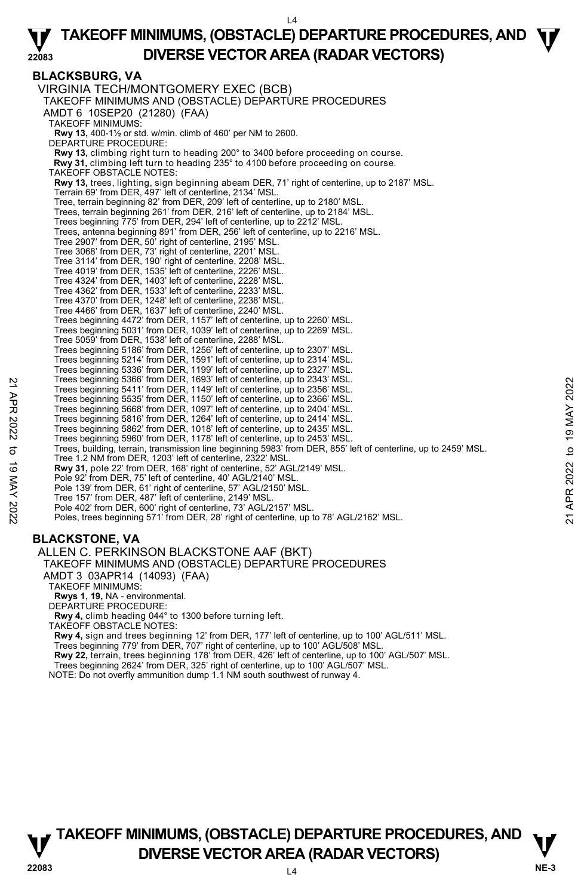## BLACKSBURG, VA

### VIRGINIA TECH/MONTGOMERY EXEC (BCB)

TAKEOFF MINIMUMS AND (OBSTACLE) DEPARTURE PROCEDURES
AMDT 6 10SEP20 (21280) (FAA)

TAKEOFF MINIMUMS:
**Rwy 13,** 400-1½ or std. w/min. climb of 460' per NM to 2600.

DEPARTURE PROCEDURE:
**Rwy 13,** climbing right turn to heading 200° to 3400 before proceeding on course.
**Rwy 31,** climbing left turn to heading 235° to 4100 before proceeding on course.

TAKEOFF OBSTACLE NOTES:
**Rwy 13,** trees, lighting, sign beginning abeam DER, 71' right of centerline, up to 2187' MSL.
Terrain 69' from DER, 497' left of centerline, 2134' MSL.
Tree, terrain beginning 82' from DER, 209' left of centerline, up to 2180' MSL.
Trees, terrain beginning 261' from DER, 216' left of centerline, up to 2184' MSL.
Trees beginning 775' from DER, 294' left of centerline, up to 2212' MSL.
Trees, antenna beginning 891' from DER, 256' left of centerline, up to 2216' MSL.
Tree 2907' from DER, 50' right of centerline, 2195' MSL.
Tree 3068' from DER, 73' right of centerline, 2201' MSL.
Tree 3114' from DER, 190' right of centerline, 2208' MSL.
Tree 4019' from DER, 1535' left of centerline, 2226' MSL.
Tree 4324' from DER, 1403' left of centerline, 2228' MSL.
Tree 4362' from DER, 1533' left of centerline, 2233' MSL.
Tree 4370' from DER, 1248' left of centerline, 2238' MSL.
Tree 4466' from DER, 1637' left of centerline, 2240' MSL.
Trees beginning 4472' from DER, 1157' left of centerline, up to 2260' MSL.
Trees beginning 5031' from DER, 1039' left of centerline, up to 2269' MSL.
Tree 5059' from DER, 1538' left of centerline, 2288' MSL.
Trees beginning 5186' from DER, 1256' left of centerline, up to 2307' MSL.
Trees beginning 5214' from DER, 1591' left of centerline, up to 2314' MSL.
Trees beginning 5336' from DER, 1199' left of centerline, up to 2327' MSL.
Trees beginning 5366' from DER, 1693' left of centerline, up to 2343' MSL.
Trees beginning 5411' from DER, 1149' left of centerline, up to 2356' MSL.
Trees beginning 5535' from DER, 1150' left of centerline, up to 2366' MSL.
Trees beginning 5668' from DER, 1097' left of centerline, up to 2404' MSL.
Trees beginning 5816' from DER, 1264' left of centerline, up to 2414' MSL.
Trees beginning 5862' from DER, 1018' left of centerline, up to 2435' MSL.
Trees beginning 5960' from DER, 1178' left of centerline, up to 2453' MSL.
Trees, building, terrain, transmission line beginning 5983' from DER, 855' left of centerline, up to 2459' MSL.
Tree 1.2 NM from DER, 1203' left of centerline, 2322' MSL.
**Rwy 31,** pole 22' from DER, 168' right of centerline, 52' AGL/2149' MSL.
Pole 92' from DER, 75' left of centerline, 40' AGL/2140' MSL.
Pole 139' from DER, 61' right of centerline, 57' AGL/2150' MSL.
Tree 157' from DER, 487' left of centerline, 2149' MSL.
Pole 402' from DER, 600' right of centerline, 73' AGL/2157' MSL.
Poles, trees beginning 571' from DER, 28' right of centerline, up to 78' AGL/2162' MSL.

## BLACKSTONE, VA

### ALLEN C. PERKINSON BLACKSTONE AAF (BKT)

TAKEOFF MINIMUMS AND (OBSTACLE) DEPARTURE PROCEDURES
AMDT 3 03APR14 (14093) (FAA)

TAKEOFF MINIMUMS:
**Rwys 1, 19,** NA - environmental.

DEPARTURE PROCEDURE:
**Rwy 4,** climb heading 044° to 1300 before turning left.

TAKEOFF OBSTACLE NOTES:
**Rwy 4,** sign and trees beginning 12' from DER, 177' left of centerline, up to 100' AGL/511' MSL.
Trees beginning 779' from DER, 707' right of centerline, up to 100' AGL/508' MSL.
**Rwy 22,** terrain, trees beginning 178' from DER, 426' left of centerline, up to 100' AGL/507' MSL.
Trees beginning 2624' from DER, 325' right of centerline, up to 100' AGL/507' MSL.

NOTE: Do not overfly ammunition dump 1.1 NM south southwest of runway 4.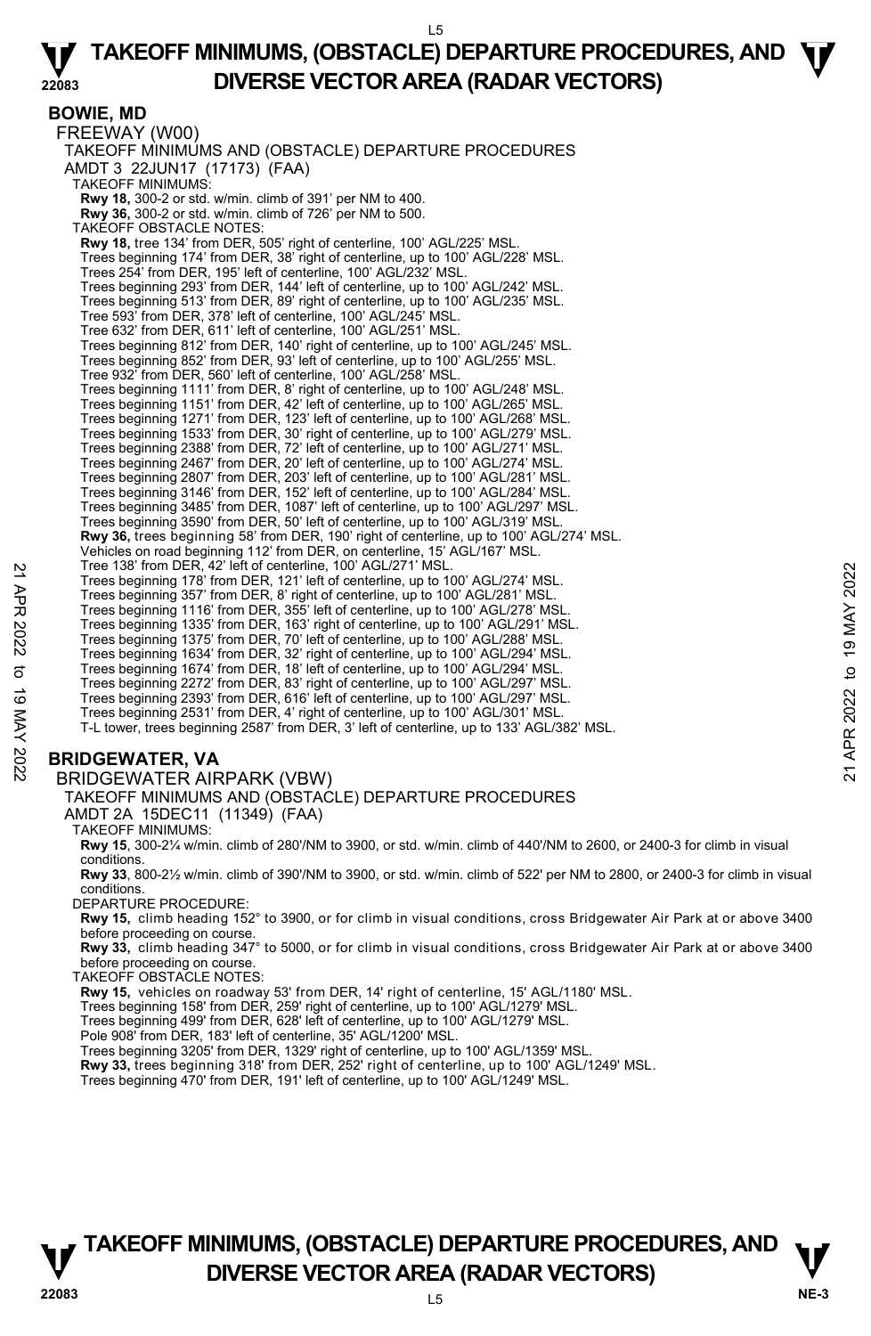## BOWIE, MD

FREEWAY (W00)

TAKEOFF MINIMUMS AND (OBSTACLE) DEPARTURE PROCEDURES

AMDT 3 22JUN17 (17173) (FAA)

TAKEOFF MINIMUMS:

**Rwy 18,** 300-2 or std. w/min. climb of 391' per NM to 400.
**Rwy 36,** 300-2 or std. w/min. climb of 726' per NM to 500.

TAKEOFF OBSTACLE NOTES:

**Rwy 18,** tree 134' from DER, 505' right of centerline, 100' AGL/225' MSL.
Trees beginning 174' from DER, 38' right of centerline, up to 100' AGL/228' MSL.
Trees 254' from DER, 195' left of centerline, 100' AGL/232' MSL.
Trees beginning 293' from DER, 144' left of centerline, up to 100' AGL/242' MSL.
Trees beginning 513' from DER, 89' right of centerline, up to 100' AGL/235' MSL.
Tree 593' from DER, 378' left of centerline, 100' AGL/245' MSL.
Tree 632' from DER, 611' left of centerline, 100' AGL/251' MSL.
Trees beginning 812' from DER, 140' right of centerline, up to 100' AGL/245' MSL.
Trees beginning 852' from DER, 93' left of centerline, up to 100' AGL/255' MSL.
Tree 932' from DER, 560' left of centerline, 100' AGL/258' MSL.
Trees beginning 1111' from DER, 8' right of centerline, up to 100' AGL/248' MSL.
Trees beginning 1151' from DER, 42' left of centerline, up to 100' AGL/265' MSL.
Trees beginning 1271' from DER, 123' left of centerline, up to 100' AGL/268' MSL.
Trees beginning 1533' from DER, 30' right of centerline, up to 100' AGL/279' MSL.
Trees beginning 2388' from DER, 72' left of centerline, up to 100' AGL/271' MSL.
Trees beginning 2467' from DER, 20' left of centerline, up to 100' AGL/274' MSL.
Trees beginning 2807' from DER, 203' left of centerline, up to 100' AGL/281' MSL.
Trees beginning 3146' from DER, 152' left of centerline, up to 100' AGL/284' MSL.
Trees beginning 3485' from DER, 1087' left of centerline, up to 100' AGL/297' MSL.
Trees beginning 3590' from DER, 50' left of centerline, up to 100' AGL/319' MSL.
**Rwy 36,** trees beginning 58' from DER, 190' right of centerline, up to 100' AGL/274' MSL.
Vehicles on road beginning 112' from DER, on centerline, 15' AGL/167' MSL.
Tree 138' from DER, 42' left of centerline, 100' AGL/271' MSL.
Trees beginning 178' from DER, 121' left of centerline, up to 100' AGL/274' MSL.
Trees beginning 357' from DER, 8' right of centerline, up to 100' AGL/281' MSL.
Trees beginning 1116' from DER, 355' left of centerline, up to 100' AGL/278' MSL.
Trees beginning 1335' from DER, 163' right of centerline, up to 100' AGL/291' MSL.
Trees beginning 1375' from DER, 70' left of centerline, up to 100' AGL/288' MSL.
Trees beginning 1634' from DER, 32' right of centerline, up to 100' AGL/294' MSL.
Trees beginning 1674' from DER, 18' left of centerline, up to 100' AGL/294' MSL.
Trees beginning 2272' from DER, 83' right of centerline, up to 100' AGL/297' MSL.
Trees beginning 2393' from DER, 616' left of centerline, up to 100' AGL/297' MSL.
Trees beginning 2531' from DER, 4' right of centerline, up to 100' AGL/301' MSL.
T-L tower, trees beginning 2587' from DER, 3' left of centerline, up to 133' AGL/382' MSL.

## BRIDGEWATER, VA

BRIDGEWATER AIRPARK (VBW)

TAKEOFF MINIMUMS AND (OBSTACLE) DEPARTURE PROCEDURES

AMDT 2A 15DEC11 (11349) (FAA)

TAKEOFF MINIMUMS:

**Rwy 15**, 300-2¼ w/min. climb of 280'/NM to 3900, or std. w/min. climb of 440'/NM to 2600, or 2400-3 for climb in visual conditions.
**Rwy 33**, 800-2½ w/min. climb of 390'/NM to 3900, or std. w/min. climb of 522' per NM to 2800, or 2400-3 for climb in visual conditions.

DEPARTURE PROCEDURE:

**Rwy 15,** climb heading 152° to 3900, or for climb in visual conditions, cross Bridgewater Air Park at or above 3400 before proceeding on course.
**Rwy 33,** climb heading 347° to 5000, or for climb in visual conditions, cross Bridgewater Air Park at or above 3400 before proceeding on course.

TAKEOFF OBSTACLE NOTES:

**Rwy 15,** vehicles on roadway 53' from DER, 14' right of centerline, 15' AGL/1180' MSL.
Trees beginning 158' from DER, 259' right of centerline, up to 100' AGL/1279' MSL.
Trees beginning 499' from DER, 628' left of centerline, up to 100' AGL/1279' MSL.
Pole 908' from DER, 183' left of centerline, 35' AGL/1200' MSL.
Trees beginning 3205' from DER, 1329' right of centerline, up to 100' AGL/1359' MSL.
**Rwy 33,** trees beginning 318' from DER, 252' right of centerline, up to 100' AGL/1249' MSL.
Trees beginning 470' from DER, 191' left of centerline, up to 100' AGL/1249' MSL.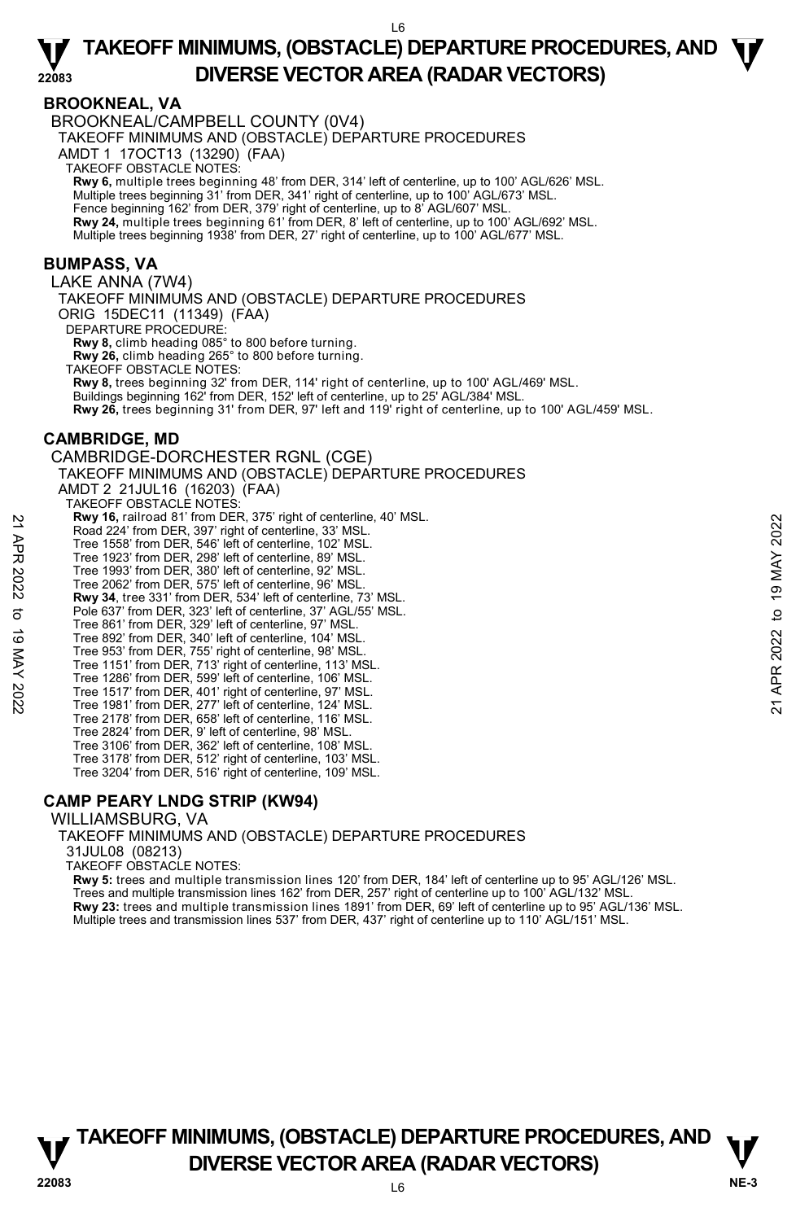## BROOKNEAL, VA

BROOKNEAL/CAMPBELL COUNTY (0V4)

TAKEOFF MINIMUMS AND (OBSTACLE) DEPARTURE PROCEDURES

AMDT 1 17OCT13 (13290) (FAA)

TAKEOFF OBSTACLE NOTES:

**Rwy 6,** multiple trees beginning 48' from DER, 314' left of centerline, up to 100' AGL/626' MSL.
Multiple trees beginning 31' from DER, 341' right of centerline, up to 100' AGL/673' MSL.
Fence beginning 162' from DER, 379' right of centerline, up to 8' AGL/607' MSL.
**Rwy 24,** multiple trees beginning 61' from DER, 8' left of centerline, up to 100' AGL/692' MSL.
Multiple trees beginning 1938' from DER, 27' right of centerline, up to 100' AGL/677' MSL.

## BUMPASS, VA

LAKE ANNA (7W4)

TAKEOFF MINIMUMS AND (OBSTACLE) DEPARTURE PROCEDURES

ORIG 15DEC11 (11349) (FAA)

DEPARTURE PROCEDURE:

**Rwy 8,** climb heading 085° to 800 before turning.
**Rwy 26,** climb heading 265° to 800 before turning.

TAKEOFF OBSTACLE NOTES:

**Rwy 8,** trees beginning 32' from DER, 114' right of centerline, up to 100' AGL/469' MSL.
Buildings beginning 162' from DER, 152' left of centerline, up to 25' AGL/384' MSL.
**Rwy 26,** trees beginning 31' from DER, 97' left and 119' right of centerline, up to 100' AGL/459' MSL.

## CAMBRIDGE, MD

CAMBRIDGE-DORCHESTER RGNL (CGE)

TAKEOFF MINIMUMS AND (OBSTACLE) DEPARTURE PROCEDURES

AMDT 2 21JUL16 (16203) (FAA)

TAKEOFF OBSTACLE NOTES:

**Rwy 16,** railroad 81' from DER, 375' right of centerline, 40' MSL.
Road 224' from DER, 397' right of centerline, 33' MSL.
Tree 1558' from DER, 546' left of centerline, 102' MSL.
Tree 1923' from DER, 298' left of centerline, 89' MSL.
Tree 1993' from DER, 380' left of centerline, 92' MSL.
Tree 2062' from DER, 575' left of centerline, 96' MSL.
**Rwy 34**, tree 331' from DER, 534' left of centerline, 73' MSL.
Pole 637' from DER, 323' left of centerline, 37' AGL/55' MSL.
Tree 861' from DER, 329' left of centerline, 97' MSL.
Tree 892' from DER, 340' left of centerline, 104' MSL.
Tree 953' from DER, 755' right of centerline, 98' MSL.
Tree 1151' from DER, 713' right of centerline, 113' MSL.
Tree 1286' from DER, 599' left of centerline, 106' MSL.
Tree 1517' from DER, 401' right of centerline, 97' MSL.
Tree 1981' from DER, 277' left of centerline, 124' MSL.
Tree 2178' from DER, 658' left of centerline, 116' MSL.
Tree 2824' from DER, 9' left of centerline, 98' MSL.
Tree 3106' from DER, 362' left of centerline, 108' MSL.
Tree 3178' from DER, 512' right of centerline, 103' MSL.
Tree 3204' from DER, 516' right of centerline, 109' MSL.

## CAMP PEARY LNDG STRIP (KW94)

WILLIAMSBURG, VA

TAKEOFF MINIMUMS AND (OBSTACLE) DEPARTURE PROCEDURES

31JUL08 (08213)

TAKEOFF OBSTACLE NOTES:

**Rwy 5:** trees and multiple transmission lines 120' from DER, 184' left of centerline up to 95' AGL/126' MSL.
Trees and multiple transmission lines 162' from DER, 257' right of centerline up to 100' AGL/132' MSL.
**Rwy 23:** trees and multiple transmission lines 1891' from DER, 69' left of centerline up to 95' AGL/136' MSL.
Multiple trees and transmission lines 537' from DER, 437' right of centerline up to 110' AGL/151' MSL.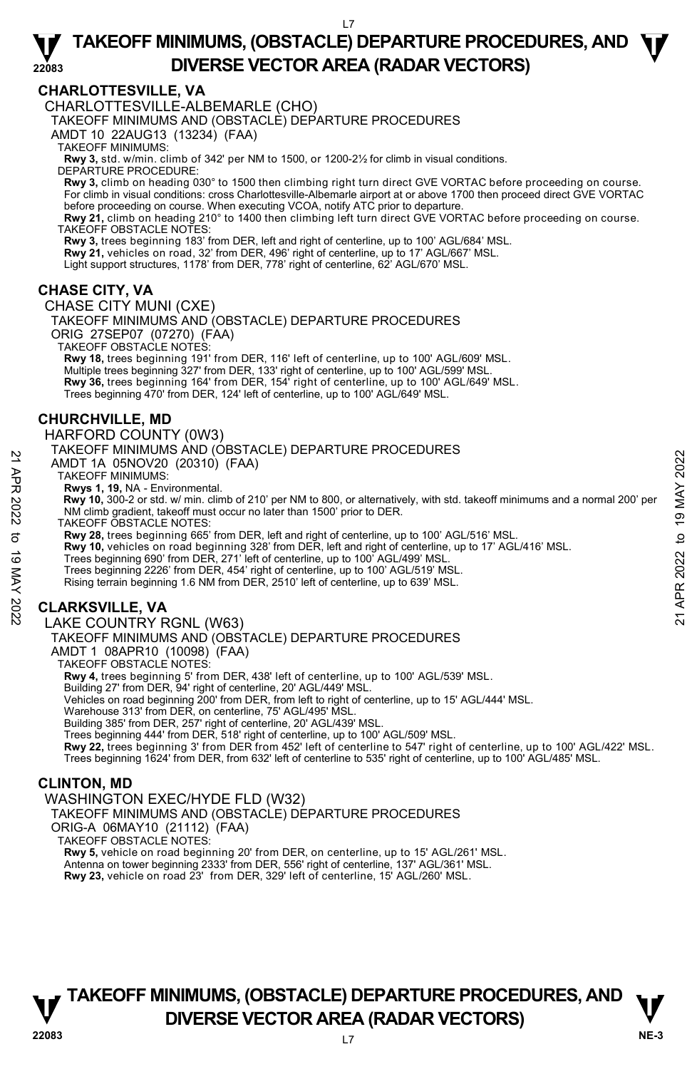# TAKEOFF MINIMUMS, (OBSTACLE) DEPARTURE PROCEDURES, AND DIVERSE VECTOR AREA (RADAR VECTORS)

## CHARLOTTESVILLE, VA

CHARLOTTESVILLE-ALBEMARLE (CHO)
TAKEOFF MINIMUMS AND (OBSTACLE) DEPARTURE PROCEDURES
AMDT 10 22AUG13 (13234) (FAA)
TAKEOFF MINIMUMS:
**Rwy 3,** std. w/min. climb of 342' per NM to 1500, or 1200-2½ for climb in visual conditions.
DEPARTURE PROCEDURE:
**Rwy 3,** climb on heading 030° to 1500 then climbing right turn direct GVE VORTAC before proceeding on course. For climb in visual conditions: cross Charlottesville-Albemarle airport at or above 1700 then proceed direct GVE VORTAC before proceeding on course. When executing VCOA, notify ATC prior to departure.
**Rwy 21,** climb on heading 210° to 1400 then climbing left turn direct GVE VORTAC before proceeding on course.
TAKEOFF OBSTACLE NOTES:
**Rwy 3,** trees beginning 183' from DER, left and right of centerline, up to 100' AGL/684' MSL.
**Rwy 21,** vehicles on road, 32' from DER, 496' right of centerline, up to 17' AGL/667' MSL.
Light support structures, 1178' from DER, 778' right of centerline, 62' AGL/670' MSL.

## CHASE CITY, VA

CHASE CITY MUNI (CXE)
TAKEOFF MINIMUMS AND (OBSTACLE) DEPARTURE PROCEDURES
ORIG 27SEP07 (07270) (FAA)
TAKEOFF OBSTACLE NOTES:
**Rwy 18,** trees beginning 191' from DER, 116' left of centerline, up to 100' AGL/609' MSL.
Multiple trees beginning 327' from DER, 133' right of centerline, up to 100' AGL/599' MSL.
**Rwy 36,** trees beginning 164' from DER, 154' right of centerline, up to 100' AGL/649' MSL.
Trees beginning 470' from DER, 124' left of centerline, up to 100' AGL/649' MSL.

## CHURCHVILLE, MD

HARFORD COUNTY (0W3)
TAKEOFF MINIMUMS AND (OBSTACLE) DEPARTURE PROCEDURES
AMDT 1A 05NOV20 (20310) (FAA)
TAKEOFF MINIMUMS:
**Rwys 1, 19,** NA - Environmental.
**Rwy 10,** 300-2 or std. w/ min. climb of 210' per NM to 800, or alternatively, with std. takeoff minimums and a normal 200' per NM climb gradient, takeoff must occur no later than 1500' prior to DER.
TAKEOFF OBSTACLE NOTES:
**Rwy 28,** trees beginning 665' from DER, left and right of centerline, up to 100' AGL/516' MSL.
**Rwy 10,** vehicles on road beginning 328' from DER, left and right of centerline, up to 17' AGL/416' MSL.
Trees beginning 690' from DER, 271' left of centerline, up to 100' AGL/499' MSL.
Trees beginning 2226' from DER, 454' right of centerline, up to 100' AGL/519' MSL.
Rising terrain beginning 1.6 NM from DER, 2510' left of centerline, up to 639' MSL.

## CLARKSVILLE, VA

LAKE COUNTRY RGNL (W63)
TAKEOFF MINIMUMS AND (OBSTACLE) DEPARTURE PROCEDURES
AMDT 1 08APR10 (10098) (FAA)
TAKEOFF OBSTACLE NOTES:
**Rwy 4,** trees beginning 5' from DER, 438' left of centerline, up to 100' AGL/539' MSL.
Building 27' from DER, 94' right of centerline, 20' AGL/449' MSL.
Vehicles on road beginning 200' from DER, from left to right of centerline, up to 15' AGL/444' MSL.
Warehouse 313' from DER, on centerline, 75' AGL/495' MSL.
Building 385' from DER, 257' right of centerline, 20' AGL/439' MSL.
Trees beginning 444' from DER, 518' right of centerline, up to 100' AGL/509' MSL.
**Rwy 22,** trees beginning 3' from DER from 452' left of centerline to 547' right of centerline, up to 100' AGL/422' MSL.
Trees beginning 1624' from DER, from 632' left of centerline to 535' right of centerline, up to 100' AGL/485' MSL.

## CLINTON, MD

WASHINGTON EXEC/HYDE FLD (W32)
TAKEOFF MINIMUMS AND (OBSTACLE) DEPARTURE PROCEDURES
ORIG-A 06MAY10 (21112) (FAA)
TAKEOFF OBSTACLE NOTES:
**Rwy 5,** vehicle on road beginning 20' from DER, on centerline, up to 15' AGL/261' MSL.
Antenna on tower beginning 2333' from DER, 556' right of centerline, 137' AGL/361' MSL.
**Rwy 23,** vehicle on road 23' from DER, 329' left of centerline, 15' AGL/260' MSL.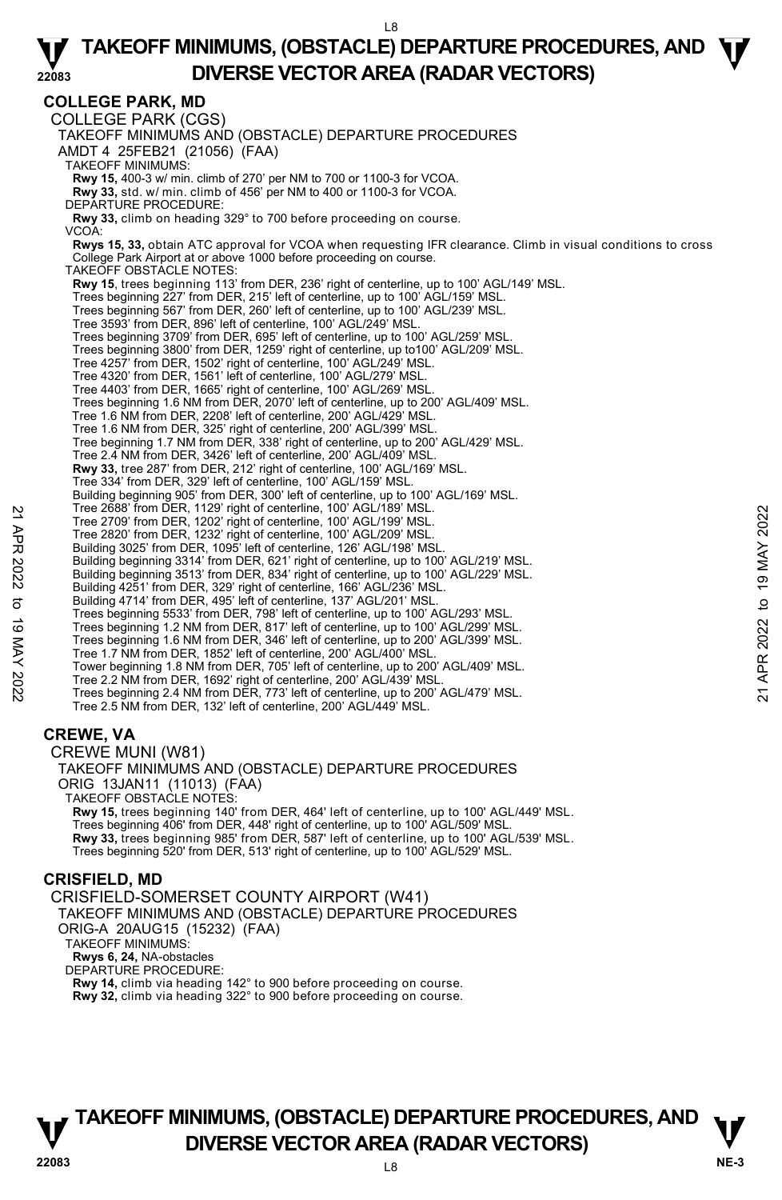## COLLEGE PARK, MD

COLLEGE PARK (CGS)

TAKEOFF MINIMUMS AND (OBSTACLE) DEPARTURE PROCEDURES

AMDT 4 25FEB21 (21056) (FAA)

TAKEOFF MINIMUMS:

**Rwy 15,** 400-3 w/ min. climb of 270' per NM to 700 or 1100-3 for VCOA.
**Rwy 33,** std. w/ min. climb of 456' per NM to 400 or 1100-3 for VCOA.

DEPARTURE PROCEDURE:

**Rwy 33,** climb on heading 329° to 700 before proceeding on course.

VCOA:

**Rwys 15, 33,** obtain ATC approval for VCOA when requesting IFR clearance. Climb in visual conditions to cross College Park Airport at or above 1000 before proceeding on course.

TAKEOFF OBSTACLE NOTES:

**Rwy 15**, trees beginning 113' from DER, 236' right of centerline, up to 100' AGL/149' MSL.
Trees beginning 227' from DER, 215' left of centerline, up to 100' AGL/159' MSL.
Trees beginning 567' from DER, 260' left of centerline, up to 100' AGL/239' MSL.
Tree 3593' from DER, 896' left of centerline, 100' AGL/249' MSL.
Trees beginning 3709' from DER, 695' left of centerline, up to 100' AGL/259' MSL.
Trees beginning 3800' from DER, 1259' right of centerline, up to100' AGL/209' MSL.
Tree 4257' from DER, 1502' right of centerline, 100' AGL/249' MSL.
Tree 4320' from DER, 1561' left of centerline, 100' AGL/279' MSL.
Tree 4403' from DER, 1665' right of centerline, 100' AGL/269' MSL.
Trees beginning 1.6 NM from DER, 2070' left of centerline, up to 200' AGL/409' MSL.
Tree 1.6 NM from DER, 2208' left of centerline, 200' AGL/429' MSL.
Tree 1.6 NM from DER, 325' right of centerline, 200' AGL/399' MSL.
Tree beginning 1.7 NM from DER, 338' right of centerline, up to 200' AGL/429' MSL.
Tree 2.4 NM from DER, 3426' left of centerline, 200' AGL/409' MSL.
**Rwy 33,** tree 287' from DER, 212' right of centerline, 100' AGL/169' MSL.
Tree 334' from DER, 329' left of centerline, 100' AGL/159' MSL.
Building beginning 905' from DER, 300' left of centerline, up to 100' AGL/169' MSL.
Tree 2688' from DER, 1129' right of centerline, 100' AGL/189' MSL.
Tree 2709' from DER, 1202' right of centerline, 100' AGL/199' MSL.
Tree 2820' from DER, 1232' right of centerline, 100' AGL/209' MSL.
Building 3025' from DER, 1095' left of centerline, 126' AGL/198' MSL.
Building beginning 3314' from DER, 621' right of centerline, up to 100' AGL/219' MSL.
Building beginning 3513' from DER, 834' right of centerline, up to 100' AGL/229' MSL.
Building 4251' from DER, 329' right of centerline, 166' AGL/236' MSL.
Building 4714' from DER, 495' left of centerline, 137' AGL/201' MSL.
Trees beginning 5533' from DER, 798' left of centerline, up to 100' AGL/293' MSL.
Trees beginning 1.2 NM from DER, 817' left of centerline, up to 100' AGL/299' MSL.
Trees beginning 1.6 NM from DER, 346' left of centerline, up to 200' AGL/399' MSL.
Tree 1.7 NM from DER, 1852' left of centerline, 200' AGL/400' MSL.
Tower beginning 1.8 NM from DER, 705' left of centerline, up to 200' AGL/409' MSL.
Tree 2.2 NM from DER, 1692' right of centerline, 200' AGL/439' MSL.
Trees beginning 2.4 NM from DER, 773' left of centerline, up to 200' AGL/479' MSL.
Tree 2.5 NM from DER, 132' left of centerline, 200' AGL/449' MSL.

## CREWE, VA

CREWE MUNI (W81)

TAKEOFF MINIMUMS AND (OBSTACLE) DEPARTURE PROCEDURES

ORIG 13JAN11 (11013) (FAA)

TAKEOFF OBSTACLE NOTES:

**Rwy 15,** trees beginning 140' from DER, 464' left of centerline, up to 100' AGL/449' MSL.
Trees beginning 406' from DER, 448' right of centerline, up to 100' AGL/509' MSL.
**Rwy 33,** trees beginning 985' from DER, 587' left of centerline, up to 100' AGL/539' MSL.
Trees beginning 520' from DER, 513' right of centerline, up to 100' AGL/529' MSL.

## CRISFIELD, MD

CRISFIELD-SOMERSET COUNTY AIRPORT (W41)

TAKEOFF MINIMUMS AND (OBSTACLE) DEPARTURE PROCEDURES

ORIG-A 20AUG15 (15232) (FAA)

TAKEOFF MINIMUMS:

**Rwys 6, 24,** NA-obstacles

DEPARTURE PROCEDURE:

**Rwy 14,** climb via heading 142° to 900 before proceeding on course.
**Rwy 32,** climb via heading 322° to 900 before proceeding on course.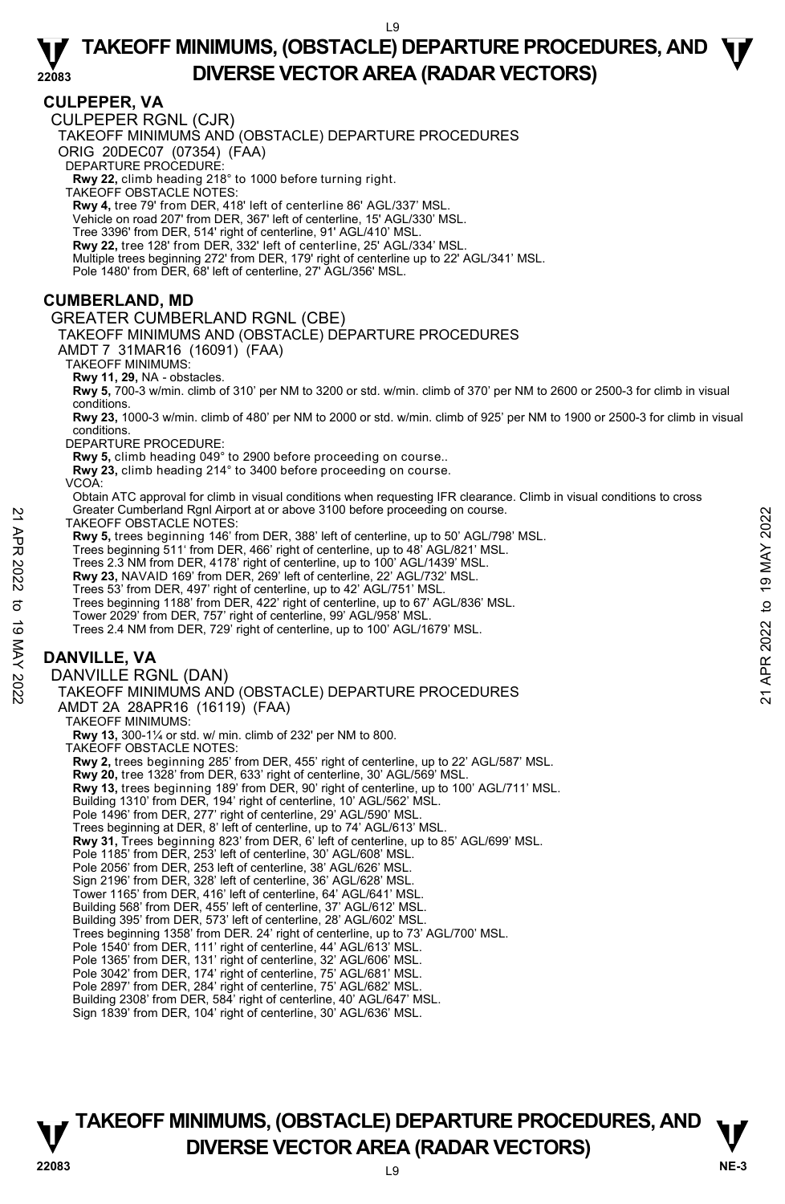## CULPEPER, VA

### CULPEPER RGNL (CJR)

TAKEOFF MINIMUMS AND (OBSTACLE) DEPARTURE PROCEDURES
ORIG 20DEC07 (07354) (FAA)

DEPARTURE PROCEDURE:
**Rwy 22,** climb heading 218° to 1000 before turning right.

TAKEOFF OBSTACLE NOTES:
**Rwy 4,** tree 79' from DER, 418' left of centerline 86' AGL/337' MSL.
Vehicle on road 207' from DER, 367' left of centerline, 15' AGL/330' MSL.
Tree 3396' from DER, 514' right of centerline, 91' AGL/410' MSL.
**Rwy 22,** tree 128' from DER, 332' left of centerline, 25' AGL/334' MSL.
Multiple trees beginning 272' from DER, 179' right of centerline up to 22' AGL/341' MSL.
Pole 1480' from DER, 68' left of centerline, 27' AGL/356' MSL.

## CUMBERLAND, MD

### GREATER CUMBERLAND RGNL (CBE)

TAKEOFF MINIMUMS AND (OBSTACLE) DEPARTURE PROCEDURES
AMDT 7 31MAR16 (16091) (FAA)

TAKEOFF MINIMUMS:
**Rwy 11, 29,** NA - obstacles.
**Rwy 5,** 700-3 w/min. climb of 310' per NM to 3200 or std. w/min. climb of 370' per NM to 2600 or 2500-3 for climb in visual conditions.
**Rwy 23,** 1000-3 w/min. climb of 480' per NM to 2000 or std. w/min. climb of 925' per NM to 1900 or 2500-3 for climb in visual conditions.

DEPARTURE PROCEDURE:
**Rwy 5,** climb heading 049° to 2900 before proceeding on course..
**Rwy 23,** climb heading 214° to 3400 before proceeding on course.

VCOA:
Obtain ATC approval for climb in visual conditions when requesting IFR clearance. Climb in visual conditions to cross Greater Cumberland Rgnl Airport at or above 3100 before proceeding on course.

TAKEOFF OBSTACLE NOTES:
**Rwy 5,** trees beginning 146' from DER, 388' left of centerline, up to 50' AGL/798' MSL.
Trees beginning 511' from DER, 466' right of centerline, up to 48' AGL/821' MSL.
Trees 2.3 NM from DER, 4178' right of centerline, up to 100' AGL/1439' MSL.
**Rwy 23,** NAVAID 169' from DER, 269' left of centerline, 22' AGL/732' MSL.
Trees 53' from DER, 497' right of centerline, up to 42' AGL/751' MSL.
Trees beginning 1188' from DER, 422' right of centerline, up to 67' AGL/836' MSL.
Tower 2029' from DER, 757' right of centerline, 99' AGL/958' MSL.
Trees 2.4 NM from DER, 729' right of centerline, up to 100' AGL/1679' MSL.

## DANVILLE, VA

### DANVILLE RGNL (DAN)

TAKEOFF MINIMUMS AND (OBSTACLE) DEPARTURE PROCEDURES
AMDT 2A 28APR16 (16119) (FAA)

TAKEOFF MINIMUMS:
**Rwy 13,** 300-1¼ or std. w/ min. climb of 232' per NM to 800.

TAKEOFF OBSTACLE NOTES:
**Rwy 2,** trees beginning 285' from DER, 455' right of centerline, up to 22' AGL/587' MSL.
**Rwy 20,** tree 1328' from DER, 633' right of centerline, 30' AGL/569' MSL.
**Rwy 13,** trees beginning 189' from DER, 90' right of centerline, up to 100' AGL/711' MSL.
Building 1310' from DER, 194' right of centerline, 10' AGL/562' MSL.
Pole 1496' from DER, 277' right of centerline, 29' AGL/590' MSL.
Trees beginning at DER, 8' left of centerline, up to 74' AGL/613' MSL.
**Rwy 31,** Trees beginning 823' from DER, 6' left of centerline, up to 85' AGL/699' MSL.
Pole 1185' from DER, 253' left of centerline, 30' AGL/608' MSL.
Pole 2056' from DER, 253 left of centerline, 38' AGL/626' MSL.
Sign 2196' from DER, 328' left of centerline, 36' AGL/628' MSL.
Tower 1165' from DER, 416' left of centerline, 64' AGL/641' MSL.
Building 568' from DER, 455' left of centerline, 37' AGL/612' MSL.
Building 395' from DER, 573' left of centerline, 28' AGL/602' MSL.
Trees beginning 1358' from DER. 24' right of centerline, up to 73' AGL/700' MSL.
Pole 1540' from DER, 111' right of centerline, 44' AGL/613' MSL.
Pole 1365' from DER, 131' right of centerline, 32' AGL/606' MSL.
Pole 3042' from DER, 174' right of centerline, 75' AGL/681' MSL.
Pole 2897' from DER, 284' right of centerline, 75' AGL/682' MSL.
Building 2308' from DER, 584' right of centerline, 40' AGL/647' MSL.
Sign 1839' from DER, 104' right of centerline, 30' AGL/636' MSL.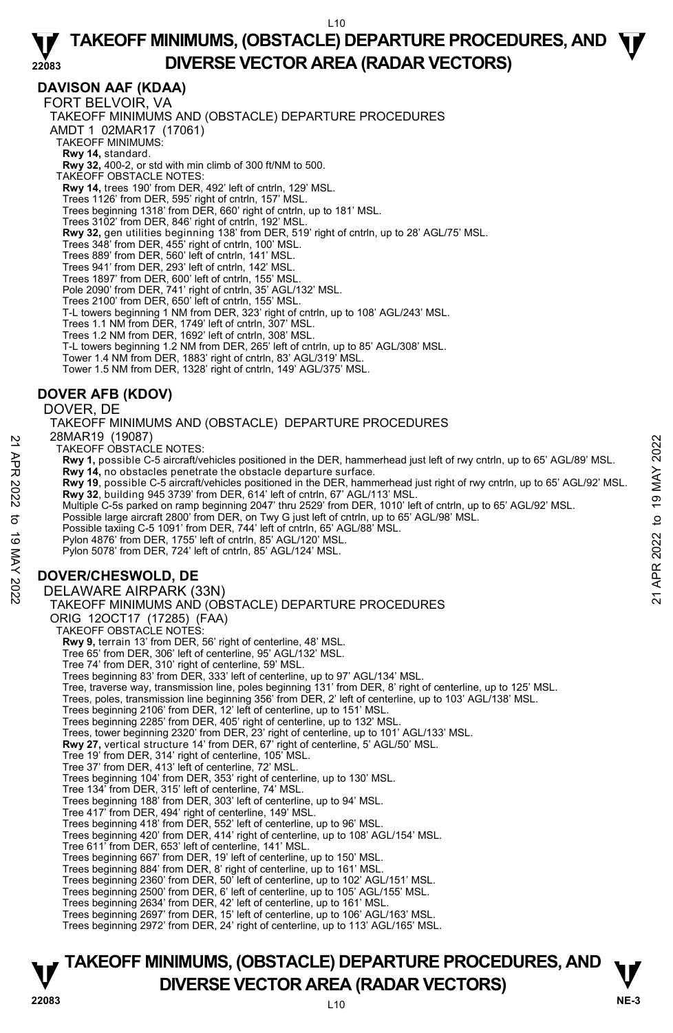## DAVISON AAF (KDAA)

FORT BELVOIR, VA

TAKEOFF MINIMUMS AND (OBSTACLE) DEPARTURE PROCEDURES

AMDT 1 02MAR17 (17061)

TAKEOFF MINIMUMS:

**Rwy 14,** standard.

**Rwy 32,** 400-2, or std with min climb of 300 ft/NM to 500.

TAKEOFF OBSTACLE NOTES:

**Rwy 14,** trees 190' from DER, 492' left of cntrln, 129' MSL.
Trees 1126' from DER, 595' right of cntrln, 157' MSL.
Trees beginning 1318' from DER, 660' right of cntrln, up to 181' MSL.
Trees 3102' from DER, 846' right of cntrln, 192' MSL.

**Rwy 32,** gen utilities beginning 138' from DER, 519' right of cntrln, up to 28' AGL/75' MSL.
Trees 348' from DER, 455' right of cntrln, 100' MSL.
Trees 889' from DER, 560' left of cntrln, 141' MSL.
Trees 941' from DER, 293' left of cntrln, 142' MSL.
Trees 1897' from DER, 600' left of cntrln, 155' MSL.
Pole 2090' from DER, 741' right of cntrln, 35' AGL/132' MSL.
Trees 2100' from DER, 650' left of cntrln, 155' MSL.
T-L towers beginning 1 NM from DER, 323' right of cntrln, up to 108' AGL/243' MSL.
Trees 1.1 NM from DER, 1749' left of cntrln, 307' MSL.
Trees 1.2 NM from DER, 1692' left of cntrln, 308' MSL.
T-L towers beginning 1.2 NM from DER, 265' left of cntrln, up to 85' AGL/308' MSL.
Tower 1.4 NM from DER, 1883' right of cntrln, 83' AGL/319' MSL.
Tower 1.5 NM from DER, 1328' right of cntrln, 149' AGL/375' MSL.

## DOVER AFB (KDOV)

DOVER, DE

TAKEOFF MINIMUMS AND (OBSTACLE) DEPARTURE PROCEDURES

28MAR19 (19087)

TAKEOFF OBSTACLE NOTES:

**Rwy 1,** possible C-5 aircraft/vehicles positioned in the DER, hammerhead just left of rwy cntrln, up to 65' AGL/89' MSL.

**Rwy 14,** no obstacles penetrate the obstacle departure surface.

**Rwy 19**, possible C-5 aircraft/vehicles positioned in the DER, hammerhead just right of rwy cntrln, up to 65' AGL/92' MSL.

**Rwy 32**, building 945 3739' from DER, 614' left of cntrln, 67' AGL/113' MSL.
Multiple C-5s parked on ramp beginning 2047' thru 2529' from DER, 1010' left of cntrln, up to 65' AGL/92' MSL.
Possible large aircraft 2800' from DER, on Twy G just left of cntrln, up to 65' AGL/98' MSL.
Possible taxiing C-5 1091' from DER, 744' left of cntrln, 65' AGL/88' MSL.
Pylon 4876' from DER, 1755' left of cntrln, 85' AGL/120' MSL.
Pylon 5078' from DER, 724' left of cntrln, 85' AGL/124' MSL.

## DOVER/CHESWOLD, DE

DELAWARE AIRPARK (33N)

TAKEOFF MINIMUMS AND (OBSTACLE) DEPARTURE PROCEDURES

ORIG 12OCT17 (17285) (FAA)

TAKEOFF OBSTACLE NOTES:

**Rwy 9,** terrain 13' from DER, 56' right of centerline, 48' MSL.
Tree 65' from DER, 306' left of centerline, 95' AGL/132' MSL.
Tree 74' from DER, 310' right of centerline, 59' MSL.
Trees beginning 83' from DER, 333' left of centerline, up to 97' AGL/134' MSL.
Tree, traverse way, transmission line, poles beginning 131' from DER, 8' right of centerline, up to 125' MSL.
Trees, poles, transmission line beginning 356' from DER, 2' left of centerline, up to 103' AGL/138' MSL.
Trees beginning 2106' from DER, 12' left of centerline, up to 151' MSL.
Trees beginning 2285' from DER, 405' right of centerline, up to 132' MSL.
Trees, tower beginning 2320' from DER, 23' right of centerline, up to 101' AGL/133' MSL.

**Rwy 27,** vertical structure 14' from DER, 67' right of centerline, 5' AGL/50' MSL.
Tree 19' from DER, 314' right of centerline, 105' MSL.
Tree 37' from DER, 413' left of centerline, 72' MSL.
Trees beginning 104' from DER, 353' right of centerline, up to 130' MSL.
Tree 134' from DER, 315' left of centerline, 74' MSL.
Trees beginning 188' from DER, 303' left of centerline, up to 94' MSL.
Tree 417' from DER, 494' right of centerline, 149' MSL.
Trees beginning 418' from DER, 552' left of centerline, up to 96' MSL.
Trees beginning 420' from DER, 414' right of centerline, up to 108' AGL/154' MSL.
Tree 611' from DER, 653' left of centerline, 141' MSL.
Trees beginning 667' from DER, 19' left of centerline, up to 150' MSL.
Trees beginning 884' from DER, 8' right of centerline, up to 161' MSL.
Trees beginning 2360' from DER, 50' left of centerline, up to 102' AGL/151' MSL.
Trees beginning 2500' from DER, 6' left of centerline, up to 105' AGL/155' MSL.
Trees beginning 2634' from DER, 42' left of centerline, up to 161' MSL.
Trees beginning 2697' from DER, 15' left of centerline, up to 106' AGL/163' MSL.
Trees beginning 2972' from DER, 24' right of centerline, up to 113' AGL/165' MSL.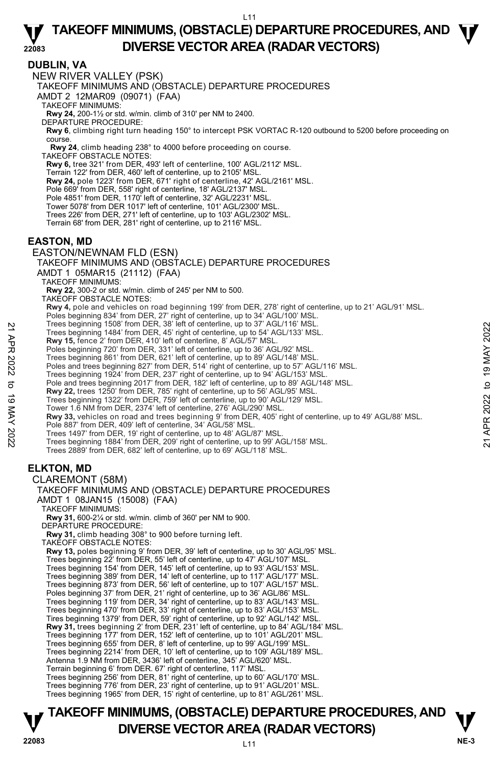## DUBLIN, VA

NEW RIVER VALLEY (PSK)

TAKEOFF MINIMUMS AND (OBSTACLE) DEPARTURE PROCEDURES

AMDT 2 12MAR09 (09071) (FAA)

TAKEOFF MINIMUMS:

**Rwy 24,** 200-1½ or std. w/min. climb of 310' per NM to 2400.

DEPARTURE PROCEDURE:

**Rwy 6**, climbing right turn heading 150° to intercept PSK VORTAC R-120 outbound to 5200 before proceeding on course.

**Rwy 24**, climb heading 238° to 4000 before proceeding on course.

TAKEOFF OBSTACLE NOTES:

**Rwy 6,** tree 321' from DER, 493' left of centerline, 100' AGL/2112' MSL.
Terrain 122' from DER, 460' left of centerline, up to 2105' MSL.
**Rwy 24,** pole 1223' from DER, 671' right of centerline, 42' AGL/2161' MSL.
Pole 669' from DER, 558' right of centerline, 18' AGL/2137' MSL.
Pole 4851' from DER, 1170' left of centerline, 32' AGL/2231' MSL.
Tower 5078' from DER 1017' left of centerline, 101' AGL/2300' MSL.
Trees 226' from DER, 271' left of centerline, up to 103' AGL/2302' MSL.
Terrain 68' from DER, 281' right of centerline, up to 2116' MSL.

## EASTON, MD

EASTON/NEWNAM FLD (ESN)

TAKEOFF MINIMUMS AND (OBSTACLE) DEPARTURE PROCEDURES

AMDT 1 05MAR15 (21112) (FAA)

TAKEOFF MINIMUMS:

**Rwy 22,** 300-2 or std. w/min. climb of 245' per NM to 500.

TAKEOFF OBSTACLE NOTES:

**Rwy 4,** pole and vehicles on road beginning 199' from DER, 278' right of centerline, up to 21' AGL/91' MSL.
Poles beginning 834' from DER, 27' right of centerline, up to 34' AGL/100' MSL.
Trees beginning 1508' from DER, 38' left of centerline, up to 37' AGL/116' MSL.
Trees beginning 1484' from DER, 45' right of centerline, up to 54' AGL/133' MSL.
**Rwy 15,** fence 2' from DER, 410' left of centerline, 8' AGL/57' MSL.
Poles beginning 720' from DER, 331' left of centerline, up to 36' AGL/92' MSL.
Trees beginning 861' from DER, 621' left of centerline, up to 89' AGL/148' MSL.
Poles and trees beginning 827' from DER, 514' right of centerline, up to 57' AGL/116' MSL.
Trees beginning 1924' from DER, 237' right of centerline, up to 94' AGL/153' MSL.
Pole and trees beginning 2017' from DER, 182' left of centerline, up to 89' AGL/148' MSL.
**Rwy 22,** trees 1250' from DER, 785' right of centerline, up to 56' AGL/95' MSL.
Trees beginning 1322' from DER, 759' left of centerline, up to 90' AGL/129' MSL.
Tower 1.6 NM from DER, 2374' left of centerline, 276' AGL/290' MSL.
**Rwy 33,** vehicles on road and trees beginning 9' from DER, 405' right of centerline, up to 49' AGL/88' MSL.
Pole 887' from DER, 409' left of centerline, 34' AGL/58' MSL.
Trees 1497' from DER, 19' right of centerline, up to 48' AGL/87' MSL.
Trees beginning 1884' from DER, 209' right of centerline, up to 99' AGL/158' MSL.
Trees 2889' from DER, 682' left of centerline, up to 69' AGL/118' MSL.

## ELKTON, MD

CLAREMONT (58M)

TAKEOFF MINIMUMS AND (OBSTACLE) DEPARTURE PROCEDURES

AMDT 1 08JAN15 (15008) (FAA)

TAKEOFF MINIMUMS:

**Rwy 31,** 600-2¼ or std. w/min. climb of 360' per NM to 900.

DEPARTURE PROCEDURE:

**Rwy 31,** climb heading 308° to 900 before turning left.

TAKEOFF OBSTACLE NOTES:

**Rwy 13,** poles beginning 9' from DER, 39' left of centerline, up to 30' AGL/95' MSL.
Trees beginning 22' from DER, 55' left of centerline, up to 47' AGL/107' MSL.
Trees beginning 154' from DER, 145' left of centerline, up to 93' AGL/153' MSL.
Trees beginning 389' from DER, 14' left of centerline, up to 117' AGL/177' MSL.
Trees beginning 873' from DER, 56' left of centerline, up to 107' AGL/157' MSL.
Poles beginning 37' from DER, 21' right of centerline, up to 36' AGL/86' MSL.
Trees beginning 119' from DER, 34' right of centerline, up to 83' AGL/143' MSL.
Trees beginning 470' from DER, 33' right of centerline, up to 83' AGL/153' MSL.
Tires beginning 1379' from DER, 59' right of centerline, up to 92' AGL/142' MSL.
**Rwy 31,** trees beginning 2' from DER, 231' left of centerline, up to 84' AGL/184' MSL.
Trees beginning 177' from DER, 152' left of centerline, up to 101' AGL/201' MSL.
Trees beginning 655' from DER, 8' left of centerline, up to 99' AGL/199' MSL.
Trees beginning 2214' from DER, 10' left of centerline, up to 109' AGL/189' MSL.
Antenna 1.9 NM from DER, 3436' left of centerline, 345' AGL/620' MSL.
Terrain beginning 6' from DER. 67' right of centerline, 117' MSL.
Trees beginning 256' from DER, 81' right of centerline, up to 60' AGL/170' MSL.
Trees beginning 776' from DER, 23' right of centerline, up to 91' AGL/201' MSL.
Trees beginning 1965' from DER, 15' right of centerline, up to 81' AGL/261' MSL.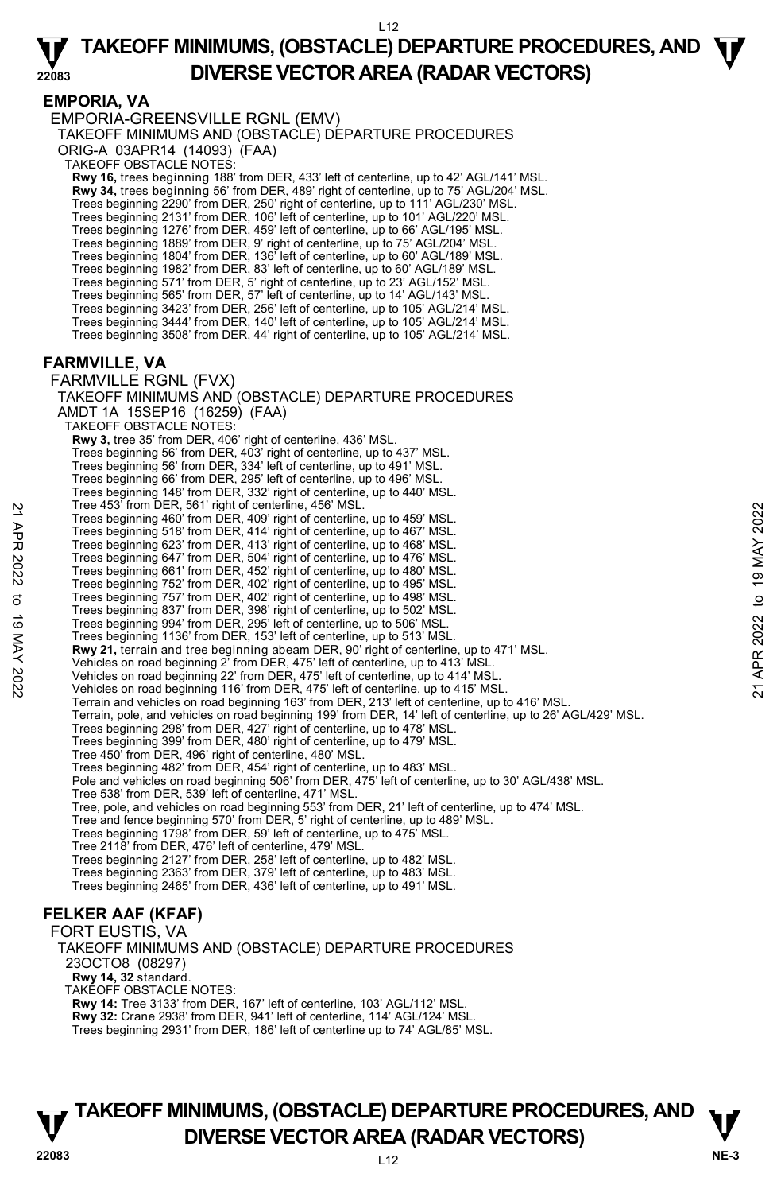## EMPORIA, VA

EMPORIA-GREENSVILLE RGNL (EMV)

TAKEOFF MINIMUMS AND (OBSTACLE) DEPARTURE PROCEDURES

ORIG-A 03APR14 (14093) (FAA)

TAKEOFF OBSTACLE NOTES:

**Rwy 16,** trees beginning 188' from DER, 433' left of centerline, up to 42' AGL/141' MSL.
**Rwy 34,** trees beginning 56' from DER, 489' right of centerline, up to 75' AGL/204' MSL.
Trees beginning 2290' from DER, 250' right of centerline, up to 111' AGL/230' MSL.
Trees beginning 2131' from DER, 106' left of centerline, up to 101' AGL/220' MSL.
Trees beginning 1276' from DER, 459' left of centerline, up to 66' AGL/195' MSL.
Trees beginning 1889' from DER, 9' right of centerline, up to 75' AGL/204' MSL.
Trees beginning 1804' from DER, 136' left of centerline, up to 60' AGL/189' MSL.
Trees beginning 1982' from DER, 83' left of centerline, up to 60' AGL/189' MSL.
Trees beginning 571' from DER, 5' right of centerline, up to 23' AGL/152' MSL.
Trees beginning 565' from DER, 57' left of centerline, up to 14' AGL/143' MSL.
Trees beginning 3423' from DER, 256' left of centerline, up to 105' AGL/214' MSL.
Trees beginning 3444' from DER, 140' left of centerline, up to 105' AGL/214' MSL.
Trees beginning 3508' from DER, 44' right of centerline, up to 105' AGL/214' MSL.

## FARMVILLE, VA

FARMVILLE RGNL (FVX)

TAKEOFF MINIMUMS AND (OBSTACLE) DEPARTURE PROCEDURES

AMDT 1A 15SEP16 (16259) (FAA)

TAKEOFF OBSTACLE NOTES:

**Rwy 3,** tree 35' from DER, 406' right of centerline, 436' MSL.
Trees beginning 56' from DER, 403' right of centerline, up to 437' MSL.
Trees beginning 56' from DER, 334' left of centerline, up to 491' MSL.
Trees beginning 66' from DER, 295' left of centerline, up to 496' MSL.
Trees beginning 148' from DER, 332' right of centerline, up to 440' MSL.
Tree 453' from DER, 561' right of centerline, 456' MSL.
Trees beginning 460' from DER, 409' right of centerline, up to 459' MSL.
Trees beginning 518' from DER, 414' right of centerline, up to 467' MSL.
Trees beginning 623' from DER, 413' right of centerline, up to 468' MSL.
Trees beginning 647' from DER, 504' right of centerline, up to 476' MSL.
Trees beginning 661' from DER, 452' right of centerline, up to 480' MSL.
Trees beginning 752' from DER, 402' right of centerline, up to 495' MSL.
Trees beginning 757' from DER, 402' right of centerline, up to 498' MSL.
Trees beginning 837' from DER, 398' right of centerline, up to 502' MSL.
Trees beginning 994' from DER, 295' left of centerline, up to 506' MSL.
Trees beginning 1136' from DER, 153' left of centerline, up to 513' MSL.
**Rwy 21,** terrain and tree beginning abeam DER, 90' right of centerline, up to 471' MSL.
Vehicles on road beginning 2' from DER, 475' left of centerline, up to 413' MSL.
Vehicles on road beginning 22' from DER, 475' left of centerline, up to 414' MSL.
Vehicles on road beginning 116' from DER, 475' left of centerline, up to 415' MSL.
Terrain and vehicles on road beginning 163' from DER, 213' left of centerline, up to 416' MSL.
Terrain, pole, and vehicles on road beginning 199' from DER, 14' left of centerline, up to 26' AGL/429' MSL.
Trees beginning 298' from DER, 427' right of centerline, up to 478' MSL.
Trees beginning 399' from DER, 480' right of centerline, up to 479' MSL.
Tree 450' from DER, 496' right of centerline, 480' MSL.
Trees beginning 482' from DER, 454' right of centerline, up to 483' MSL.
Pole and vehicles on road beginning 506' from DER, 475' left of centerline, up to 30' AGL/438' MSL.
Tree 538' from DER, 539' left of centerline, 471' MSL.
Tree, pole, and vehicles on road beginning 553' from DER, 21' left of centerline, up to 474' MSL.
Tree and fence beginning 570' from DER, 5' right of centerline, up to 489' MSL.
Trees beginning 1798' from DER, 59' left of centerline, up to 475' MSL.
Tree 2118' from DER, 476' left of centerline, 479' MSL.
Trees beginning 2127' from DER, 258' left of centerline, up to 482' MSL.
Trees beginning 2363' from DER, 379' left of centerline, up to 483' MSL.
Trees beginning 2465' from DER, 436' left of centerline, up to 491' MSL.

## FELKER AAF (KFAF)

FORT EUSTIS, VA

TAKEOFF MINIMUMS AND (OBSTACLE) DEPARTURE PROCEDURES

23OCTO8 (08297)

**Rwy 14, 32** standard.

TAKEOFF OBSTACLE NOTES:

**Rwy 14:** Tree 3133' from DER, 167' left of centerline, 103' AGL/112' MSL.
**Rwy 32:** Crane 2938' from DER, 941' left of centerline, 114' AGL/124' MSL.
Trees beginning 2931' from DER, 186' left of centerline up to 74' AGL/85' MSL.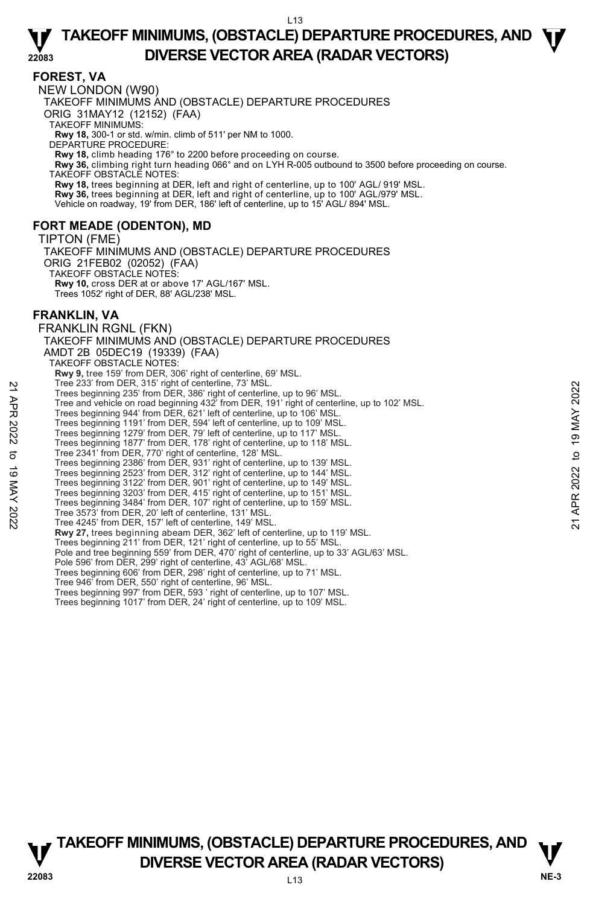## FOREST, VA

NEW LONDON (W90)

TAKEOFF MINIMUMS AND (OBSTACLE) DEPARTURE PROCEDURES

ORIG 31MAY12 (12152) (FAA)

TAKEOFF MINIMUMS:

**Rwy 18,** 300-1 or std. w/min. climb of 511' per NM to 1000.

DEPARTURE PROCEDURE:

**Rwy 18,** climb heading 176° to 2200 before proceeding on course.

**Rwy 36,** climbing right turn heading 066° and on LYH R-005 outbound to 3500 before proceeding on course.

TAKEOFF OBSTACLE NOTES:

**Rwy 18,** trees beginning at DER, left and right of centerline, up to 100' AGL/ 919' MSL.

**Rwy 36,** trees beginning at DER, left and right of centerline, up to 100' AGL/979' MSL.

Vehicle on roadway, 19' from DER, 186' left of centerline, up to 15' AGL/ 894' MSL.

## FORT MEADE (ODENTON), MD

TIPTON (FME)

TAKEOFF MINIMUMS AND (OBSTACLE) DEPARTURE PROCEDURES

ORIG 21FEB02 (02052) (FAA)

TAKEOFF OBSTACLE NOTES:

**Rwy 10,** cross DER at or above 17' AGL/167' MSL.

Trees 1052' right of DER, 88' AGL/238' MSL.

## FRANKLIN, VA

FRANKLIN RGNL (FKN)

TAKEOFF MINIMUMS AND (OBSTACLE) DEPARTURE PROCEDURES

AMDT 2B 05DEC19 (19339) (FAA)

TAKEOFF OBSTACLE NOTES:

**Rwy 9,** tree 159' from DER, 306' right of centerline, 69' MSL.

Tree 233' from DER, 315' right of centerline, 73' MSL.

Trees beginning 235' from DER, 386' right of centerline, up to 96' MSL.

Tree and vehicle on road beginning 432' from DER, 191' right of centerline, up to 102' MSL.

Trees beginning 944' from DER, 621' left of centerline, up to 106' MSL.

Trees beginning 1191' from DER, 594' left of centerline, up to 109' MSL.

Trees beginning 1279' from DER, 79' left of centerline, up to 117' MSL.

Trees beginning 1877' from DER, 178' right of centerline, up to 118' MSL.

Tree 2341' from DER, 770' right of centerline, 128' MSL.

Trees beginning 2386' from DER, 931' right of centerline, up to 139' MSL.

Trees beginning 2523' from DER, 312' right of centerline, up to 144' MSL.

Trees beginning 3122' from DER, 901' right of centerline, up to 149' MSL.

Trees beginning 3203' from DER, 415' right of centerline, up to 151' MSL.

Trees beginning 3484' from DER, 107' right of centerline, up to 159' MSL.

Tree 3573' from DER, 20' left of centerline, 131' MSL.

Tree 4245' from DER, 157' left of centerline, 149' MSL.

**Rwy 27,** trees beginning abeam DER, 362' left of centerline, up to 119' MSL.

Trees beginning 211' from DER, 121' right of centerline, up to 55' MSL.

Pole and tree beginning 559' from DER, 470' right of centerline, up to 33' AGL/63' MSL.

Pole 596' from DER, 299' right of centerline, 43' AGL/68' MSL.

Trees beginning 606' from DER, 298' right of centerline, up to 71' MSL.

Tree 946' from DER, 550' right of centerline, 96' MSL.

Trees beginning 997' from DER, 593 ' right of centerline, up to 107' MSL.

Trees beginning 1017' from DER, 24' right of centerline, up to 109' MSL.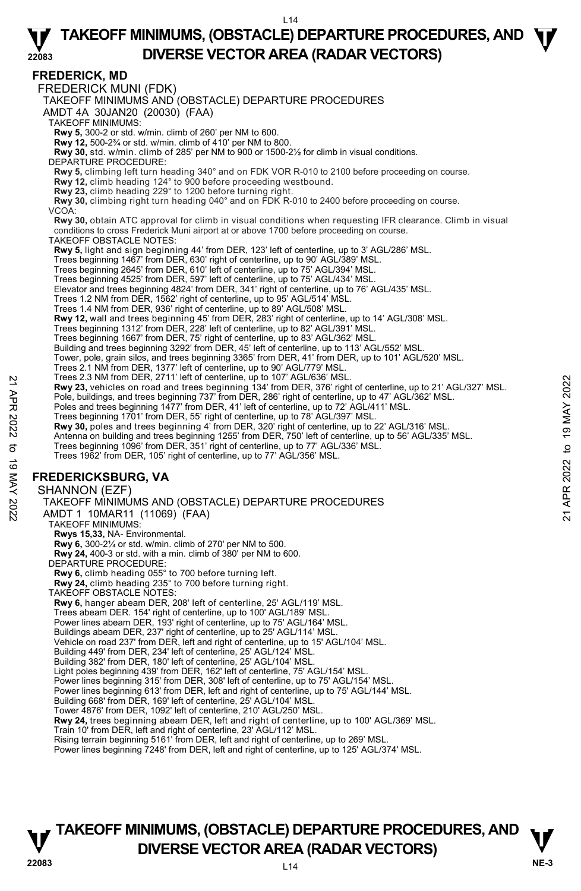## FREDERICK, MD

FREDERICK MUNI (FDK)

TAKEOFF MINIMUMS AND (OBSTACLE) DEPARTURE PROCEDURES

AMDT 4A 30JAN20 (20030) (FAA)

TAKEOFF MINIMUMS:

**Rwy 5,** 300-2 or std. w/min. climb of 260' per NM to 600.
**Rwy 12,** 500-2¾ or std. w/min. climb of 410' per NM to 800.
**Rwy 30,** std. w/min. climb of 285' per NM to 900 or 1500-2½ for climb in visual conditions.

DEPARTURE PROCEDURE:

**Rwy 5,** climbing left turn heading 340° and on FDK VOR R-010 to 2100 before proceeding on course.
**Rwy 12,** climb heading 124° to 900 before proceeding westbound.
**Rwy 23,** climb heading 229° to 1200 before turning right.
**Rwy 30,** climbing right turn heading 040° and on FDK R-010 to 2400 before proceeding on course.

VCOA:

**Rwy 30,** obtain ATC approval for climb in visual conditions when requesting IFR clearance. Climb in visual conditions to cross Frederick Muni airport at or above 1700 before proceeding on course.

TAKEOFF OBSTACLE NOTES:

**Rwy 5,** light and sign beginning 44' from DER, 123' left of centerline, up to 3' AGL/286' MSL.
Trees beginning 1467' from DER, 630' right of centerline, up to 90' AGL/389' MSL.
Trees beginning 2645' from DER, 610' left of centerline, up to 75' AGL/394' MSL.
Trees beginning 4525' from DER, 597' left of centerline, up to 75' AGL/434' MSL.
Elevator and trees beginning 4824' from DER, 341' right of centerline, up to 76' AGL/435' MSL.
Trees 1.2 NM from DER, 1562' right of centerline, up to 95' AGL/514' MSL.
Trees 1.4 NM from DER, 936' right of centerline, up to 89' AGL/508' MSL.
**Rwy 12,** wall and trees beginning 45' from DER, 283' right of centerline, up to 14' AGL/308' MSL.
Trees beginning 1312' from DER, 228' left of centerline, up to 82' AGL/391' MSL.
Trees beginning 1667' from DER, 75' right of centerline, up to 83' AGL/362' MSL.
Building and trees beginning 3292' from DER, 45' left of centerline, up to 113' AGL/552' MSL.
Tower, pole, grain silos, and trees beginning 3365' from DER, 41' from DER, up to 101' AGL/520' MSL.
Trees 2.1 NM from DER, 1377' left of centerline, up to 90' AGL/779' MSL.
Trees 2.3 NM from DER, 2711' left of centerline, up to 107' AGL/636' MSL.
**Rwy 23,** vehicles on road and trees beginning 134' from DER, 376' right of centerline, up to 21' AGL/327' MSL.
Pole, buildings, and trees beginning 737' from DER, 286' right of centerline, up to 47' AGL/362' MSL.
Poles and trees beginning 1477' from DER, 41' left of centerline, up to 72' AGL/411' MSL.
Trees beginning 1701' from DER, 55' right of centerline, up to 78' AGL/397' MSL.
**Rwy 30,** poles and trees beginning 4' from DER, 320' right of centerline, up to 22' AGL/316' MSL.
Antenna on building and trees beginning 1255' from DER, 750' left of centerline, up to 56' AGL/335' MSL.
Trees beginning 1096' from DER, 351' right of centerline, up to 77' AGL/336' MSL.
Trees 1962' from DER, 105' right of centerline, up to 77' AGL/356' MSL.

## FREDERICKSBURG, VA

SHANNON (EZF)

TAKEOFF MINIMUMS AND (OBSTACLE) DEPARTURE PROCEDURES

AMDT 1 10MAR11 (11069) (FAA)

TAKEOFF MINIMUMS:

**Rwys 15,33,** NA- Environmental.
**Rwy 6,** 300-2¼ or std. w/min. climb of 270' per NM to 500.
**Rwy 24,** 400-3 or std. with a min. climb of 380' per NM to 600.

DEPARTURE PROCEDURE:

**Rwy 6,** climb heading 055° to 700 before turning left.
**Rwy 24,** climb heading 235° to 700 before turning right.

TAKEOFF OBSTACLE NOTES:

**Rwy 6,** hanger abeam DER, 208' left of centerline, 25' AGL/119' MSL.
Trees abeam DER. 154' right of centerline, up to 100' AGL/189' MSL.
Power lines abeam DER, 193' right of centerline, up to 75' AGL/164' MSL.
Buildings abeam DER, 237' right of centerline, up to 25' AGL/114' MSL.
Vehicle on road 237' from DER, left and right of centerline, up to 15' AGL/104' MSL.
Building 449' from DER, 234' left of centerline, 25' AGL/124' MSL.
Building 382' from DER, 180' left of centerline, 25' AGL/104' MSL.
Light poles beginning 439' from DER, 162' left of centerline, 75' AGL/154' MSL.
Power lines beginning 315' from DER, 308' left of centerline, up to 75' AGL/154' MSL.
Power lines beginning 613' from DER, left and right of centerline, up to 75' AGL/144' MSL.
Building 668' from DER, 169' left of centerline, 25' AGL/104' MSL.
Tower 4876' from DER, 1092' left of centerline, 210' AGL/250' MSL.
**Rwy 24,** trees beginning abeam DER, left and right of centerline, up to 100' AGL/369' MSL.
Train 10' from DER, left and right of centerline, 23' AGL/112' MSL.
Rising terrain beginning 5161' from DER, left and right of centerline, up to 269' MSL.
Power lines beginning 7248' from DER, left and right of centerline, up to 125' AGL/374' MSL.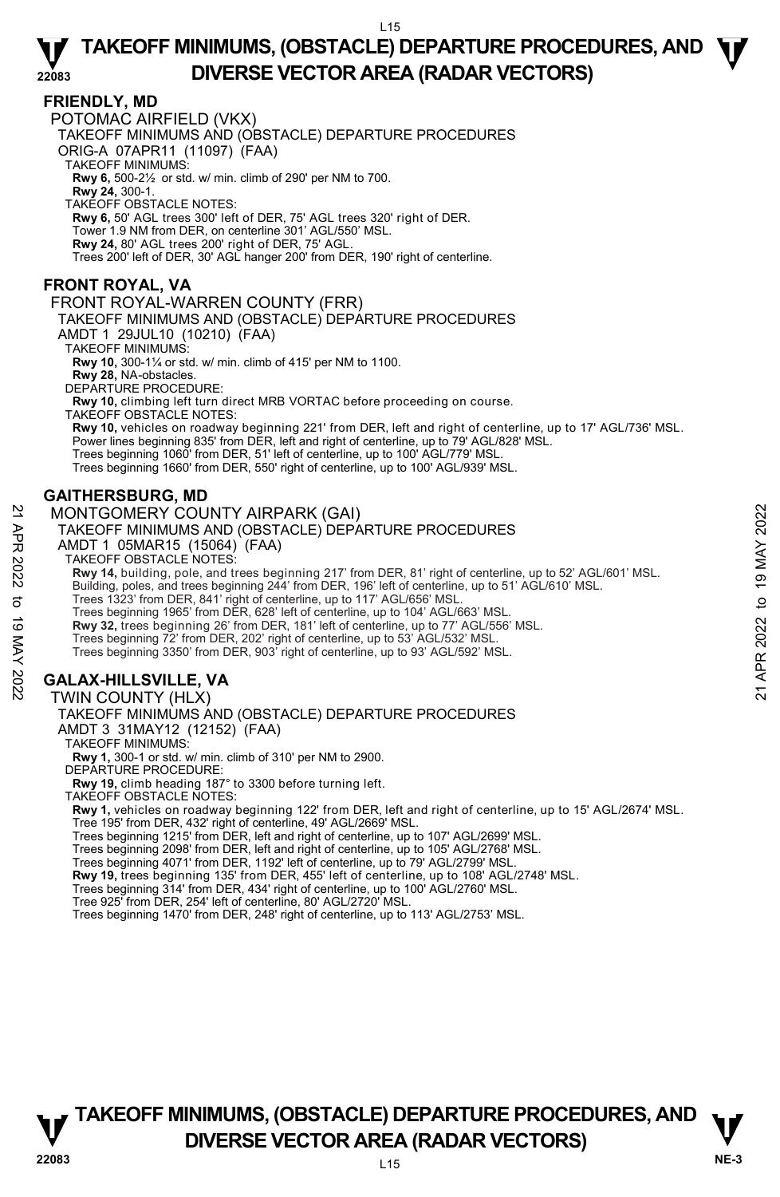## FRIENDLY, MD

POTOMAC AIRFIELD (VKX)
TAKEOFF MINIMUMS AND (OBSTACLE) DEPARTURE PROCEDURES
ORIG-A 07APR11 (11097) (FAA)
TAKEOFF MINIMUMS:
**Rwy 6,** 500-2½ or std. w/ min. climb of 290' per NM to 700.
**Rwy 24,** 300-1.
TAKEOFF OBSTACLE NOTES:
**Rwy 6,** 50' AGL trees 300' left of DER, 75' AGL trees 320' right of DER.
Tower 1.9 NM from DER, on centerline 301' AGL/550' MSL.
**Rwy 24,** 80' AGL trees 200' right of DER, 75' AGL.
Trees 200' left of DER, 30' AGL hanger 200' from DER, 190' right of centerline.

## FRONT ROYAL, VA

FRONT ROYAL-WARREN COUNTY (FRR)
TAKEOFF MINIMUMS AND (OBSTACLE) DEPARTURE PROCEDURES
AMDT 1 29JUL10 (10210) (FAA)
TAKEOFF MINIMUMS:
**Rwy 10,** 300-1¼ or std. w/ min. climb of 415' per NM to 1100.
**Rwy 28,** NA-obstacles.
DEPARTURE PROCEDURE:
**Rwy 10,** climbing left turn direct MRB VORTAC before proceeding on course.
TAKEOFF OBSTACLE NOTES:
**Rwy 10,** vehicles on roadway beginning 221' from DER, left and right of centerline, up to 17' AGL/736' MSL.
Power lines beginning 835' from DER, left and right of centerline, up to 79' AGL/828' MSL.
Trees beginning 1060' from DER, 51' left of centerline, up to 100' AGL/779' MSL.
Trees beginning 1660' from DER, 550' right of centerline, up to 100' AGL/939' MSL.

## GAITHERSBURG, MD

MONTGOMERY COUNTY AIRPARK (GAI)
TAKEOFF MINIMUMS AND (OBSTACLE) DEPARTURE PROCEDURES
AMDT 1 05MAR15 (15064) (FAA)
TAKEOFF OBSTACLE NOTES:
**Rwy 14,** building, pole, and trees beginning 217' from DER, 81' right of centerline, up to 52' AGL/601' MSL.
Building, poles, and trees beginning 244' from DER, 196' left of centerline, up to 51' AGL/610' MSL.
Trees 1323' from DER, 841' right of centerline, up to 117' AGL/656' MSL.
Trees beginning 1965' from DER, 628' left of centerline, up to 104' AGL/663' MSL.
**Rwy 32,** trees beginning 26' from DER, 181' left of centerline, up to 77' AGL/556' MSL.
Trees beginning 72' from DER, 202' right of centerline, up to 53' AGL/532' MSL.
Trees beginning 3350' from DER, 903' right of centerline, up to 93' AGL/592' MSL.

## GALAX-HILLSVILLE, VA

TWIN COUNTY (HLX)
TAKEOFF MINIMUMS AND (OBSTACLE) DEPARTURE PROCEDURES
AMDT 3 31MAY12 (12152) (FAA)
TAKEOFF MINIMUMS:
**Rwy 1,** 300-1 or std. w/ min. climb of 310' per NM to 2900.
DEPARTURE PROCEDURE:
**Rwy 19,** climb heading 187° to 3300 before turning left.
TAKEOFF OBSTACLE NOTES:
**Rwy 1,** vehicles on roadway beginning 122' from DER, left and right of centerline, up to 15' AGL/2674' MSL.
Tree 195' from DER, 432' right of centerline, 49' AGL/2669' MSL.
Trees beginning 1215' from DER, left and right of centerline, up to 107' AGL/2699' MSL.
Trees beginning 2098' from DER, left and right of centerline, up to 105' AGL/2768' MSL.
Trees beginning 4071' from DER, 1192' left of centerline, up to 79' AGL/2799' MSL.
**Rwy 19,** trees beginning 135' from DER, 455' left of centerline, up to 108' AGL/2748' MSL.
Trees beginning 314' from DER, 434' right of centerline, up to 100' AGL/2760' MSL.
Tree 925' from DER, 254' left of centerline, 80' AGL/2720' MSL.
Trees beginning 1470' from DER, 248' right of centerline, up to 113' AGL/2753' MSL.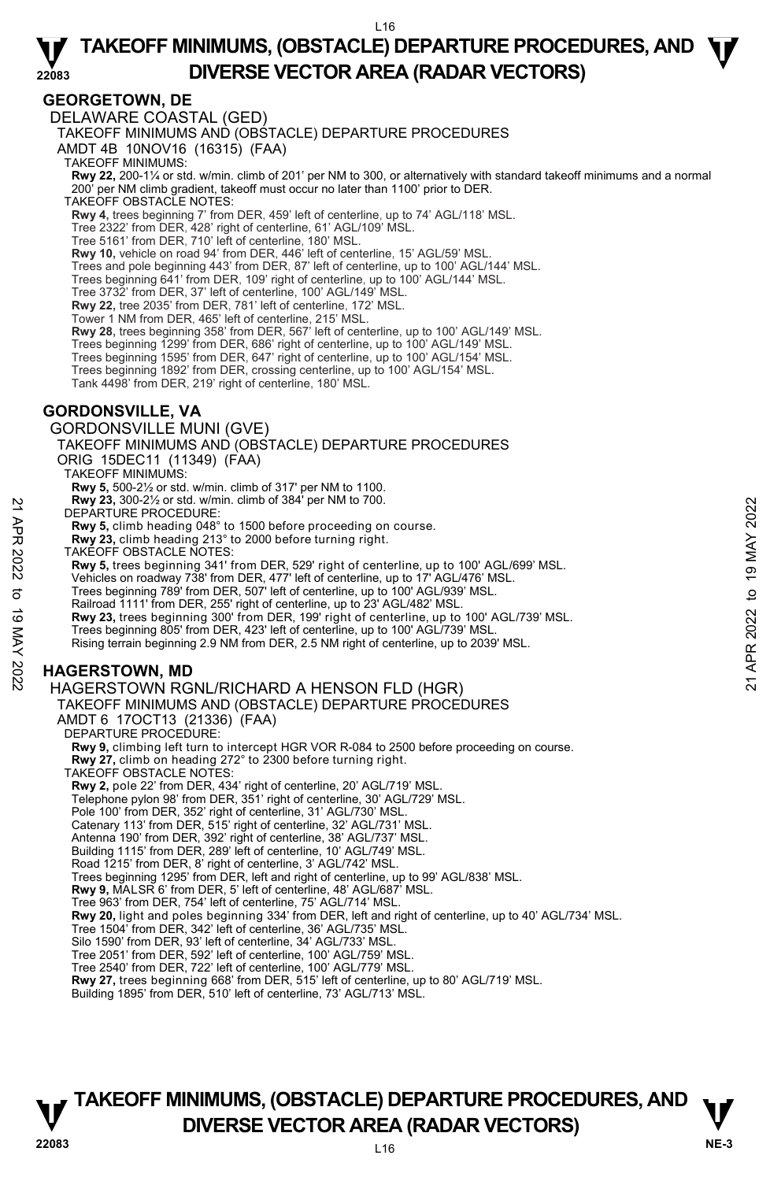## GEORGETOWN, DE

DELAWARE COASTAL (GED)

TAKEOFF MINIMUMS AND (OBSTACLE) DEPARTURE PROCEDURES

AMDT 4B 10NOV16 (16315) (FAA)

TAKEOFF MINIMUMS:

**Rwy 22,** 200-1¼ or std. w/min. climb of 201' per NM to 300, or alternatively with standard takeoff minimums and a normal 200' per NM climb gradient, takeoff must occur no later than 1100' prior to DER.

TAKEOFF OBSTACLE NOTES:

**Rwy 4,** trees beginning 7' from DER, 459' left of centerline, up to 74' AGL/118' MSL.
Tree 2322' from DER, 428' right of centerline, 61' AGL/109' MSL.
Tree 5161' from DER, 710' left of centerline, 180' MSL.
**Rwy 10,** vehicle on road 94' from DER, 446' left of centerline, 15' AGL/59' MSL.
Trees and pole beginning 443' from DER, 87' left of centerline, up to 100' AGL/144' MSL.
Trees beginning 641' from DER, 109' right of centerline, up to 100' AGL/144' MSL.
Tree 3732' from DER, 37' left of centerline, 100' AGL/149' MSL.
**Rwy 22,** tree 2035' from DER, 781' left of centerline, 172' MSL.
Tower 1 NM from DER, 465' left of centerline, 215' MSL.
**Rwy 28,** trees beginning 358' from DER, 567' left of centerline, up to 100' AGL/149' MSL.
Trees beginning 1299' from DER, 686' right of centerline, up to 100' AGL/149' MSL.
Trees beginning 1595' from DER, 647' right of centerline, up to 100' AGL/154' MSL.
Trees beginning 1892' from DER, crossing centerline, up to 100' AGL/154' MSL.
Tank 4498' from DER, 219' right of centerline, 180' MSL.

## GORDONSVILLE, VA

GORDONSVILLE MUNI (GVE)

TAKEOFF MINIMUMS AND (OBSTACLE) DEPARTURE PROCEDURES

ORIG 15DEC11 (11349) (FAA)

TAKEOFF MINIMUMS:

**Rwy 5,** 500-2½ or std. w/min. climb of 317' per NM to 1100.
**Rwy 23,** 300-2½ or std. w/min. climb of 384' per NM to 700.

DEPARTURE PROCEDURE:

**Rwy 5,** climb heading 048° to 1500 before proceeding on course.
**Rwy 23,** climb heading 213° to 2000 before turning right.

TAKEOFF OBSTACLE NOTES:

**Rwy 5,** trees beginning 341' from DER, 529' right of centerline, up to 100' AGL/699' MSL.
Vehicles on roadway 738' from DER, 477' left of centerline, up to 17' AGL/476' MSL.
Trees beginning 789' from DER, 507' left of centerline, up to 100' AGL/939' MSL.
Railroad 1111' from DER, 255' right of centerline, up to 23' AGL/482' MSL.
**Rwy 23,** trees beginning 300' from DER, 199' right of centerline, up to 100' AGL/739' MSL.
Trees beginning 805' from DER, 423' left of centerline, up to 100' AGL/739' MSL.
Rising terrain beginning 2.9 NM from DER, 2.5 NM right of centerline, up to 2039' MSL.

## HAGERSTOWN, MD

HAGERSTOWN RGNL/RICHARD A HENSON FLD (HGR)

TAKEOFF MINIMUMS AND (OBSTACLE) DEPARTURE PROCEDURES

AMDT 6 17OCT13 (21336) (FAA)

DEPARTURE PROCEDURE:

**Rwy 9,** climbing left turn to intercept HGR VOR R-084 to 2500 before proceeding on course.
**Rwy 27,** climb on heading 272° to 2300 before turning right.

TAKEOFF OBSTACLE NOTES:

**Rwy 2,** pole 22' from DER, 434' right of centerline, 20' AGL/719' MSL.
Telephone pylon 98' from DER, 351' right of centerline, 30' AGL/729' MSL.
Pole 100' from DER, 352' right of centerline, 31' AGL/730' MSL.
Catenary 113' from DER, 515' right of centerline, 32' AGL/731' MSL.
Antenna 190' from DER, 392' right of centerline, 38' AGL/737' MSL.
Building 1115' from DER, 289' left of centerline, 10' AGL/749' MSL.
Road 1215' from DER, 8' right of centerline, 3' AGL/742' MSL.
Trees beginning 1295' from DER, left and right of centerline, up to 99' AGL/838' MSL.
**Rwy 9,** MALSR 6' from DER, 5' left of centerline, 48' AGL/687' MSL.
Tree 963' from DER, 754' left of centerline, 75' AGL/714' MSL.
**Rwy 20,** light and poles beginning 334' from DER, left and right of centerline, up to 40' AGL/734' MSL.
Tree 1504' from DER, 342' left of centerline, 36' AGL/735' MSL.
Silo 1590' from DER, 93' left of centerline, 34' AGL/733' MSL.
Tree 2051' from DER, 592' left of centerline, 100' AGL/759' MSL.
Tree 2540' from DER, 722' left of centerline, 100' AGL/779' MSL.
**Rwy 27,** trees beginning 668' from DER, 515' left of centerline, up to 80' AGL/719' MSL.
Building 1895' from DER, 510' left of centerline, 73' AGL/713' MSL.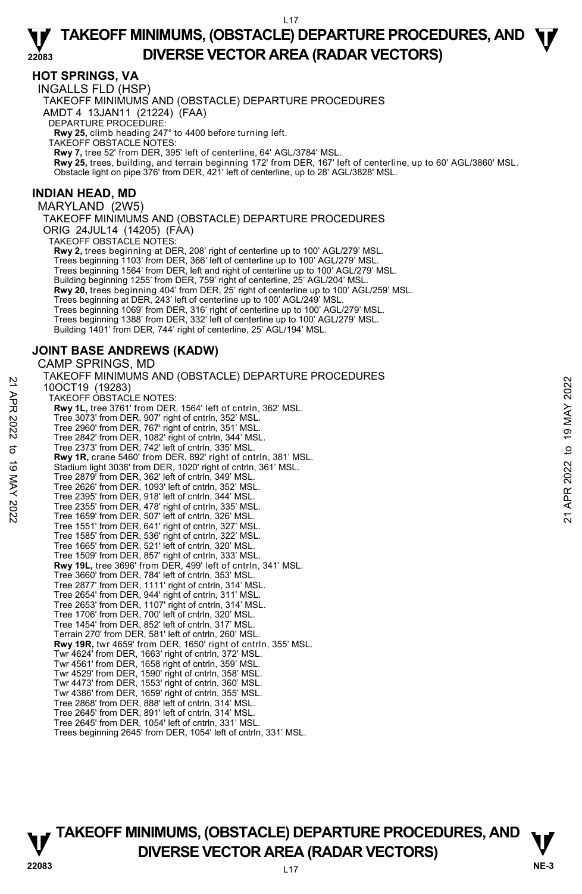## HOT SPRINGS, VA

INGALLS FLD (HSP)

TAKEOFF MINIMUMS AND (OBSTACLE) DEPARTURE PROCEDURES

AMDT 4 13JAN11 (21224) (FAA)

DEPARTURE PROCEDURE:

**Rwy 25,** climb heading 247° to 4400 before turning left.

TAKEOFF OBSTACLE NOTES:

**Rwy 7,** tree 52' from DER, 395' left of centerline, 64' AGL/3784' MSL.

**Rwy 25,** trees, building, and terrain beginning 172' from DER, 167' left of centerline, up to 60' AGL/3860' MSL. Obstacle light on pipe 376' from DER, 421' left of centerline, up to 28' AGL/3828' MSL.

## INDIAN HEAD, MD

MARYLAND (2W5)

TAKEOFF MINIMUMS AND (OBSTACLE) DEPARTURE PROCEDURES

ORIG 24JUL14 (14205) (FAA)

TAKEOFF OBSTACLE NOTES:

**Rwy 2,** trees beginning at DER, 208' right of centerline up to 100' AGL/279' MSL.
Trees beginning 1103' from DER, 366' left of centerline up to 100' AGL/279' MSL.
Trees beginning 1564' from DER, left and right of centerline up to 100' AGL/279' MSL.
Building beginning 1255' from DER, 759' right of centerline, 25' AGL/204' MSL.

**Rwy 20,** trees beginning 404' from DER, 25' right of centerline up to 100' AGL/259' MSL.
Trees beginning at DER, 243' left of centerline up to 100' AGL/249' MSL.
Trees beginning 1069' from DER, 316' right of centerline up to 100' AGL/279' MSL.
Trees beginning 1388' from DER, 332' left of centerline up to 100' AGL/279' MSL.
Building 1401' from DER, 744' right of centerline, 25' AGL/194' MSL.

## JOINT BASE ANDREWS (KADW)

CAMP SPRINGS, MD

TAKEOFF MINIMUMS AND (OBSTACLE) DEPARTURE PROCEDURES

10OCT19 (19283)

TAKEOFF OBSTACLE NOTES:

**Rwy 1L,** tree 3761' from DER, 1564' left of cntrln, 362' MSL.
Tree 3073' from DER, 907' right of cntrln, 352' MSL.
Tree 2960' from DER, 767' right of cntrln, 351' MSL.
Tree 2842' from DER, 1082' right of cntrln, 344' MSL.
Tree 2373' from DER, 742' left of cntrln, 335' MSL.

**Rwy 1R,** crane 5460' from DER, 892' right of cntrln, 381' MSL.
Stadium light 3036' from DER, 1020' right of cntrln, 361' MSL.
Tree 2879' from DER, 362' left of cntrln, 349' MSL.
Tree 2626' from DER, 1093' left of cntrln, 352' MSL.
Tree 2395' from DER, 918' left of cntrln, 344' MSL.
Tree 2355' from DER, 478' right of cntrln, 335' MSL.
Tree 1659' from DER, 507' left of cntrln, 326' MSL.
Tree 1551' from DER, 641' right of cntrln, 327' MSL.
Tree 1585' from DER, 536' right of cntrln, 322' MSL.
Tree 1665' from DER, 521' left of cntrln, 320' MSL.
Tree 1509' from DER, 857' right of cntrln, 333' MSL.

**Rwy 19L,** tree 3696' from DER, 499' left of cntrln, 341' MSL.
Tree 3660' from DER, 784' left of cntrln, 353' MSL.
Tree 2877' from DER, 1111' right of cntrln, 314' MSL.
Tree 2654' from DER, 944' right of cntrln, 311' MSL.
Tree 2653' from DER, 1107' right of cntrln, 314' MSL.
Tree 1706' from DER, 700' left of cntrln, 320' MSL.
Tree 1454' from DER, 852' left of cntrln, 317' MSL.
Terrain 270' from DER, 581' left of cntrln, 260' MSL.

**Rwy 19R,** twr 4659' from DER, 1650' right of cntrln, 355' MSL.
Twr 4624' from DER, 1663' right of cntrln, 372' MSL.
Twr 4561' from DER, 1658' right of cntrln, 359' MSL.
Twr 4529' from DER, 1590' right of cntrln, 358' MSL.
Twr 4473' from DER, 1553' right of cntrln, 360' MSL.
Twr 4386' from DER, 1659' right of cntrln, 355' MSL.
Tree 2868' from DER, 888' left of cntrln, 314' MSL.
Tree 2645' from DER, 891' left of cntrln, 314' MSL.
Tree 2645' from DER, 1054' left of cntrln, 331' MSL.
Trees beginning 2645' from DER, 1054' left of cntrln, 331' MSL.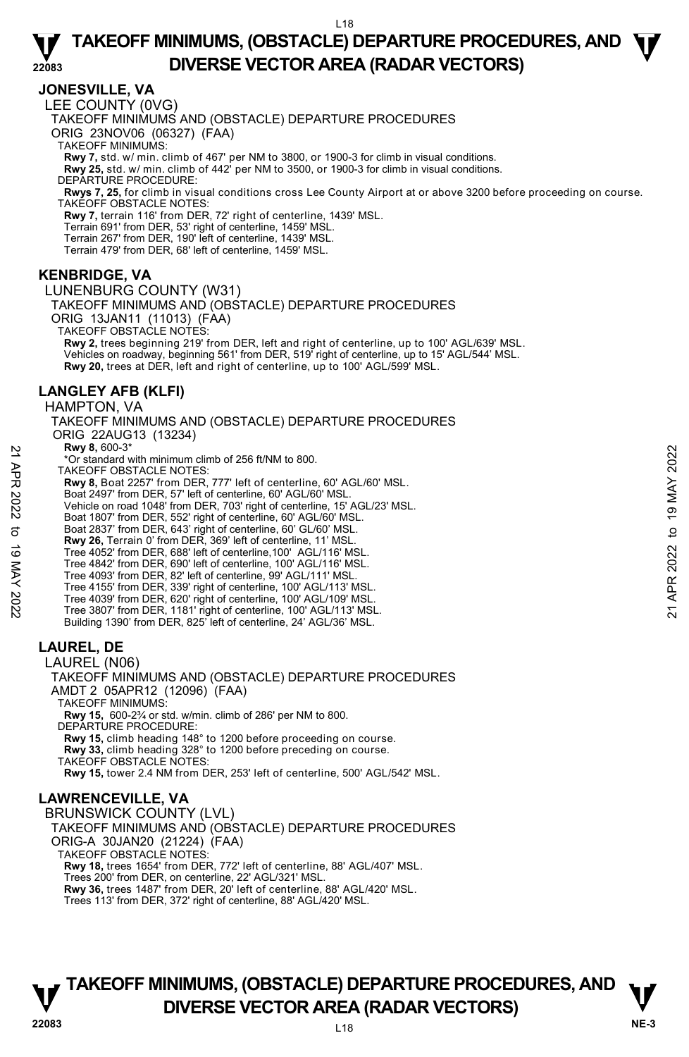## JONESVILLE, VA

LEE COUNTY (0VG)

TAKEOFF MINIMUMS AND (OBSTACLE) DEPARTURE PROCEDURES

ORIG 23NOV06 (06327) (FAA)

TAKEOFF MINIMUMS:

**Rwy 7,** std. w/ min. climb of 467' per NM to 3800, or 1900-3 for climb in visual conditions.
**Rwy 25,** std. w/ min. climb of 442' per NM to 3500, or 1900-3 for climb in visual conditions.

DEPARTURE PROCEDURE:

**Rwys 7, 25,** for climb in visual conditions cross Lee County Airport at or above 3200 before proceeding on course.

TAKEOFF OBSTACLE NOTES:

**Rwy 7,** terrain 116' from DER, 72' right of centerline, 1439' MSL.
Terrain 691' from DER, 53' right of centerline, 1459' MSL.
Terrain 267' from DER, 190' left of centerline, 1439' MSL.
Terrain 479' from DER, 68' left of centerline, 1459' MSL.

## KENBRIDGE, VA

LUNENBURG COUNTY (W31)

TAKEOFF MINIMUMS AND (OBSTACLE) DEPARTURE PROCEDURES

ORIG 13JAN11 (11013) (FAA)

TAKEOFF OBSTACLE NOTES:

**Rwy 2,** trees beginning 219' from DER, left and right of centerline, up to 100' AGL/639' MSL.
Vehicles on roadway, beginning 561' from DER, 519' right of centerline, up to 15' AGL/544' MSL.
**Rwy 20,** trees at DER, left and right of centerline, up to 100' AGL/599' MSL.

## LANGLEY AFB (KLFI)

HAMPTON, VA

TAKEOFF MINIMUMS AND (OBSTACLE) DEPARTURE PROCEDURES

ORIG 22AUG13 (13234)

**Rwy 8,** 600-3*
*Or standard with minimum climb of 256 ft/NM to 800.

TAKEOFF OBSTACLE NOTES:

**Rwy 8,** Boat 2257' from DER, 777' left of centerline, 60' AGL/60' MSL.
Boat 2497' from DER, 57' left of centerline, 60' AGL/60' MSL.
Vehicle on road 1048' from DER, 703' right of centerline, 15' AGL/23' MSL.
Boat 1807' from DER, 552' right of centerline, 60' AGL/60' MSL.
Boat 2837' from DER, 643' right of centerline, 60' GL/60' MSL.
**Rwy 26,** Terrain 0' from DER, 369' left of centerline, 11' MSL.
Tree 4052' from DER, 688' left of centerline, 100' AGL/116' MSL.
Tree 4842' from DER, 690' left of centerline, 100' AGL/116' MSL.
Tree 4093' from DER, 82' left of centerline, 99' AGL/111' MSL.
Tree 4155' from DER, 339' right of centerline, 100' AGL/113' MSL.
Tree 4039' from DER, 620' right of centerline, 100' AGL/109' MSL.
Tree 3807' from DER, 1181' right of centerline, 100' AGL/113' MSL.
Building 1390' from DER, 825' left of centerline, 24' AGL/36' MSL.

## LAUREL, DE

LAUREL (N06)

TAKEOFF MINIMUMS AND (OBSTACLE) DEPARTURE PROCEDURES

AMDT 2 05APR12 (12096) (FAA)

TAKEOFF MINIMUMS:

**Rwy 15,** 600-2¾ or std. w/min. climb of 286' per NM to 800.

DEPARTURE PROCEDURE:

**Rwy 15,** climb heading 148° to 1200 before proceeding on course.
**Rwy 33,** climb heading 328° to 1200 before preceding on course.

TAKEOFF OBSTACLE NOTES:

**Rwy 15,** tower 2.4 NM from DER, 253' left of centerline, 500' AGL/542' MSL.

## LAWRENCEVILLE, VA

BRUNSWICK COUNTY (LVL)

TAKEOFF MINIMUMS AND (OBSTACLE) DEPARTURE PROCEDURES

ORIG-A 30JAN20 (21224) (FAA)

TAKEOFF OBSTACLE NOTES:

**Rwy 18,** trees 1654' from DER, 772' left of centerline, 88' AGL/407' MSL.
Trees 200' from DER, on centerline, 22' AGL/321' MSL.
**Rwy 36,** trees 1487' from DER, 20' left of centerline, 88' AGL/420' MSL.
Trees 113' from DER, 372' right of centerline, 88' AGL/420' MSL.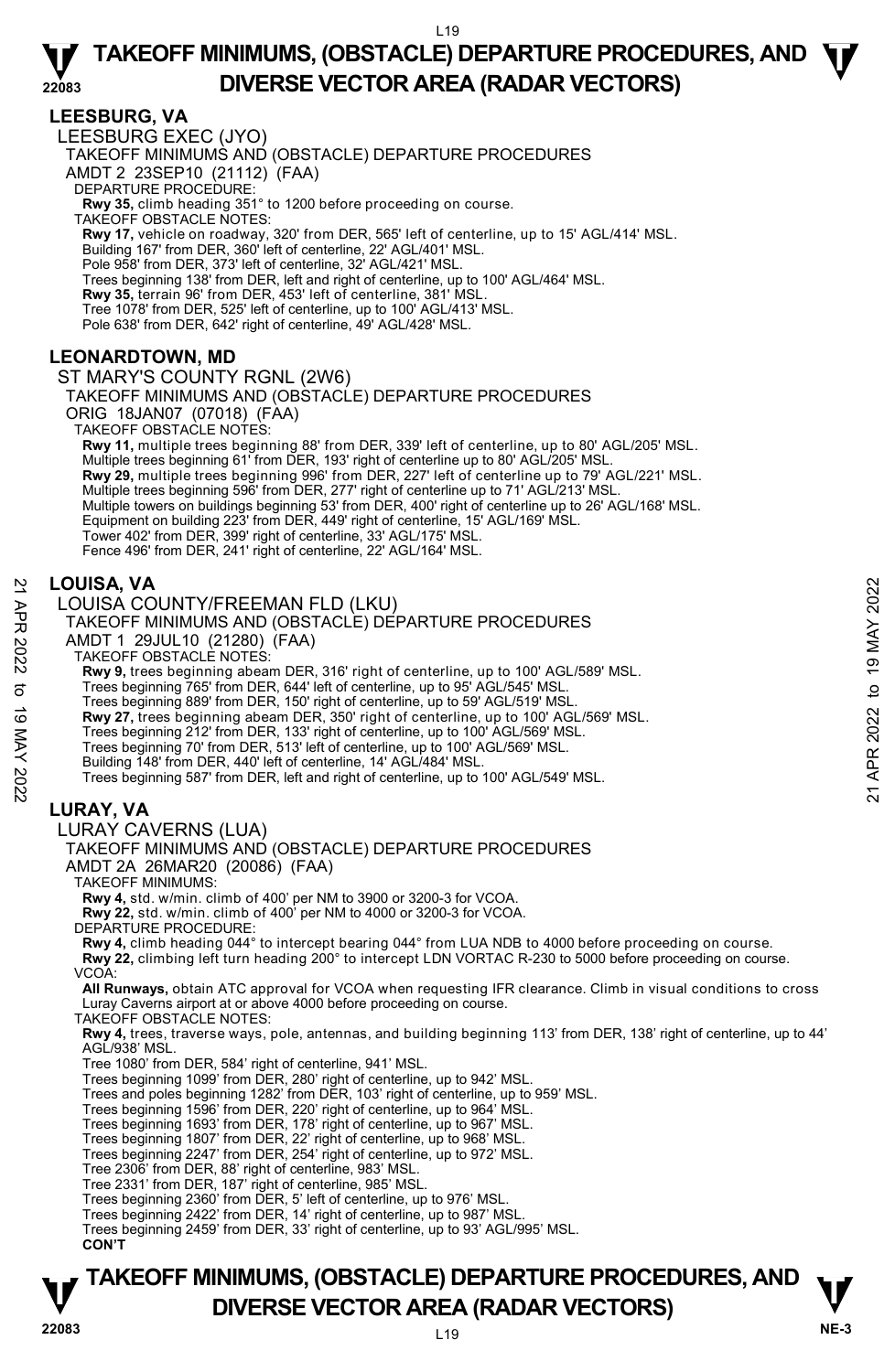## LEESBURG, VA

LEESBURG EXEC (JYO)

TAKEOFF MINIMUMS AND (OBSTACLE) DEPARTURE PROCEDURES

AMDT 2 23SEP10 (21112) (FAA)

DEPARTURE PROCEDURE:

**Rwy 35,** climb heading 351° to 1200 before proceeding on course.

TAKEOFF OBSTACLE NOTES:

**Rwy 17,** vehicle on roadway, 320' from DER, 565' left of centerline, up to 15' AGL/414' MSL.
Building 167' from DER, 360' left of centerline, 22' AGL/401' MSL.
Pole 958' from DER, 373' left of centerline, 32' AGL/421' MSL.
Trees beginning 138' from DER, left and right of centerline, up to 100' AGL/464' MSL.
**Rwy 35,** terrain 96' from DER, 453' left of centerline, 381' MSL.
Tree 1078' from DER, 525' left of centerline, up to 100' AGL/413' MSL.
Pole 638' from DER, 642' right of centerline, 49' AGL/428' MSL.

## LEONARDTOWN, MD

ST MARY'S COUNTY RGNL (2W6)

TAKEOFF MINIMUMS AND (OBSTACLE) DEPARTURE PROCEDURES

ORIG 18JAN07 (07018) (FAA)

TAKEOFF OBSTACLE NOTES:

**Rwy 11,** multiple trees beginning 88' from DER, 339' left of centerline, up to 80' AGL/205' MSL.
Multiple trees beginning 61' from DER, 193' right of centerline up to 80' AGL/205' MSL.
**Rwy 29,** multiple trees beginning 996' from DER, 227' left of centerline up to 79' AGL/221' MSL.
Multiple trees beginning 596' from DER, 277' right of centerline up to 71' AGL/213' MSL.
Multiple towers on buildings beginning 53' from DER, 400' right of centerline up to 26' AGL/168' MSL.
Equipment on building 223' from DER, 449' right of centerline, 15' AGL/169' MSL.
Tower 402' from DER, 399' right of centerline, 33' AGL/175' MSL.
Fence 496' from DER, 241' right of centerline, 22' AGL/164' MSL.

## LOUISA, VA

LOUISA COUNTY/FREEMAN FLD (LKU)

TAKEOFF MINIMUMS AND (OBSTACLE) DEPARTURE PROCEDURES

AMDT 1 29JUL10 (21280) (FAA)

TAKEOFF OBSTACLE NOTES:

**Rwy 9,** trees beginning abeam DER, 316' right of centerline, up to 100' AGL/589' MSL.
Trees beginning 765' from DER, 644' left of centerline, up to 95' AGL/545' MSL.
Trees beginning 889' from DER, 150' right of centerline, up to 59' AGL/519' MSL.
**Rwy 27,** trees beginning abeam DER, 350' right of centerline, up to 100' AGL/569' MSL.
Trees beginning 212' from DER, 133' right of centerline, up to 100' AGL/569' MSL.
Trees beginning 70' from DER, 513' left of centerline, up to 100' AGL/569' MSL.
Building 148' from DER, 440' left of centerline, 14' AGL/484' MSL.
Trees beginning 587' from DER, left and right of centerline, up to 100' AGL/549' MSL.

## LURAY, VA

LURAY CAVERNS (LUA)

TAKEOFF MINIMUMS AND (OBSTACLE) DEPARTURE PROCEDURES

AMDT 2A 26MAR20 (20086) (FAA)

TAKEOFF MINIMUMS:

**Rwy 4,** std. w/min. climb of 400' per NM to 3900 or 3200-3 for VCOA.
**Rwy 22,** std. w/min. climb of 400' per NM to 4000 or 3200-3 for VCOA.

DEPARTURE PROCEDURE:

**Rwy 4,** climb heading 044° to intercept bearing 044° from LUA NDB to 4000 before proceeding on course.
**Rwy 22,** climbing left turn heading 200° to intercept LDN VORTAC R-230 to 5000 before proceeding on course.

VCOA:

**All Runways,** obtain ATC approval for VCOA when requesting IFR clearance. Climb in visual conditions to cross Luray Caverns airport at or above 4000 before proceeding on course.

TAKEOFF OBSTACLE NOTES:

**Rwy 4,** trees, traverse ways, pole, antennas, and building beginning 113' from DER, 138' right of centerline, up to 44' AGL/938' MSL.
Tree 1080' from DER, 584' right of centerline, 941' MSL.
Trees beginning 1099' from DER, 280' right of centerline, up to 942' MSL.
Trees and poles beginning 1282' from DER, 103' right of centerline, up to 959' MSL.
Trees beginning 1596' from DER, 220' right of centerline, up to 964' MSL.
Trees beginning 1693' from DER, 178' right of centerline, up to 967' MSL.
Trees beginning 1807' from DER, 22' right of centerline, up to 968' MSL.
Trees beginning 2247' from DER, 254' right of centerline, up to 972' MSL.
Tree 2306' from DER, 88' right of centerline, 983' MSL.
Tree 2331' from DER, 187' right of centerline, 985' MSL.
Trees beginning 2360' from DER, 5' left of centerline, up to 976' MSL.
Trees beginning 2422' from DER, 14' right of centerline, up to 987' MSL.
Trees beginning 2459' from DER, 33' right of centerline, up to 93' AGL/995' MSL.

**CON'T**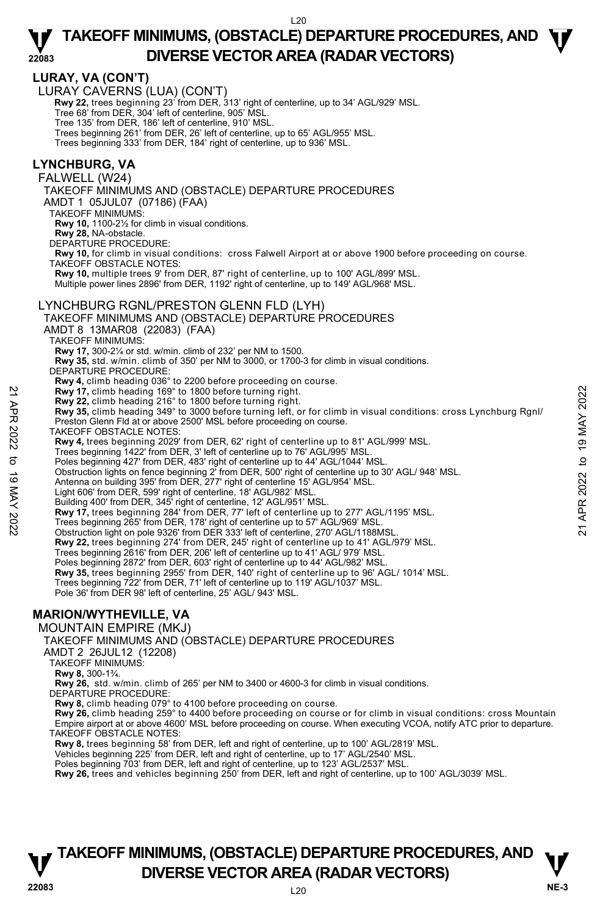## LURAY, VA (CON'T)

LURAY CAVERNS (LUA) (CON'T)

**Rwy 22,** trees beginning 23' from DER, 313' right of centerline, up to 34' AGL/929' MSL.
Tree 68' from DER, 304' left of centerline, 905' MSL.
Tree 135' from DER, 186' left of centerline, 910' MSL.
Trees beginning 261' from DER, 26' left of centerline, up to 65' AGL/955' MSL.
Trees beginning 333' from DER, 184' right of centerline, up to 936' MSL.

## LYNCHBURG, VA

FALWELL (W24)

TAKEOFF MINIMUMS AND (OBSTACLE) DEPARTURE PROCEDURES
AMDT 1 05JUL07 (07186) (FAA)

TAKEOFF MINIMUMS:
**Rwy 10,** 1100-2½ for climb in visual conditions.
**Rwy 28,** NA-obstacle.

DEPARTURE PROCEDURE:
**Rwy 10,** for climb in visual conditions: cross Falwell Airport at or above 1900 before proceeding on course.

TAKEOFF OBSTACLE NOTES:
**Rwy 10,** multiple trees 9' from DER, 87' right of centerline, up to 100' AGL/899' MSL.
Multiple power lines 2896' from DER, 1192' right of centerline, up to 149' AGL/968' MSL.

LYNCHBURG RGNL/PRESTON GLENN FLD (LYH)

TAKEOFF MINIMUMS AND (OBSTACLE) DEPARTURE PROCEDURES
AMDT 8 13MAR08 (22083) (FAA)

TAKEOFF MINIMUMS:
**Rwy 17,** 300-2¼ or std. w/min. climb of 232' per NM to 1500.
**Rwy 35,** std. w/min. climb of 350' per NM to 3000, or 1700-3 for climb in visual conditions.

DEPARTURE PROCEDURE:
**Rwy 4,** climb heading 036° to 2200 before proceeding on course.
**Rwy 17,** climb heading 169° to 1800 before turning right.
**Rwy 22,** climb heading 216° to 1800 before turning right.
**Rwy 35,** climb heading 349° to 3000 before turning left, or for climb in visual conditions: cross Lynchburg Rgnl/ Preston Glenn Fld at or above 2500' MSL before proceeding on course.

TAKEOFF OBSTACLE NOTES:
**Rwy 4,** trees beginning 2029' from DER, 62' right of centerline up to 81' AGL/999' MSL.
Trees beginning 1422' from DER, 3' left of centerline up to 76' AGL/995' MSL.
Poles beginning 427' from DER, 483' right of centerline up to 44' AGL/1044' MSL.
Obstruction lights on fence beginning 2' from DER, 500' right of centerline up to 30' AGL/ 948' MSL.
Antenna on building 395' from DER, 277' right of centerline 15' AGL/954' MSL.
Light 606' from DER, 599' right of centerline, 18' AGL/982' MSL.
Building 400' from DER, 345' right of centerline, 12' AGL/951' MSL.
**Rwy 17,** trees beginning 284' from DER, 77' left of centerline up to 277' AGL/1195' MSL.
Trees beginning 265' from DER, 178' right of centerline up to 57' AGL/969' MSL.
Obstruction light on pole 9326' from DER 333' left of centerline, 270' AGL/1188MSL.
**Rwy 22,** trees beginning 274' from DER, 245' right of centerline up to 41' AGL/979' MSL.
Trees beginning 2616' from DER, 206' left of centerline up to 41' AGL/ 979' MSL.
Poles beginning 2872' from DER, 603' right of centerline up to 44' AGL/982' MSL.
**Rwy 35,** trees beginning 2955' from DER, 140' right of centerline up to 96' AGL/ 1014' MSL.
Trees beginning 722' from DER, 71' left of centerline up to 119' AGL/1037' MSL.
Pole 36' from DER 98' left of centerline, 25' AGL/ 943' MSL.

## MARION/WYTHEVILLE, VA

MOUNTAIN EMPIRE (MKJ)

TAKEOFF MINIMUMS AND (OBSTACLE) DEPARTURE PROCEDURES
AMDT 2 26JUL12 (12208)

TAKEOFF MINIMUMS:
**Rwy 8,** 300-1¾.
**Rwy 26,** std. w/min. climb of 265' per NM to 3400 or 4600-3 for climb in visual conditions.

DEPARTURE PROCEDURE:
**Rwy 8,** climb heading 079° to 4100 before proceeding on course.
**Rwy 26,** climb heading 259° to 4400 before proceeding on course or for climb in visual conditions: cross Mountain Empire airport at or above 4600' MSL before proceeding on course. When executing VCOA, notify ATC prior to departure.

TAKEOFF OBSTACLE NOTES:
**Rwy 8,** trees beginning 58' from DER, left and right of centerline, up to 100' AGL/2819' MSL.
Vehicles beginning 225' from DER, left and right of centerline, up to 17' AGL/2540' MSL.
Poles beginning 703' from DER, left and right of centerline, up to 123' AGL/2537' MSL.
**Rwy 26,** trees and vehicles beginning 250' from DER, left and right of centerline, up to 100' AGL/3039' MSL.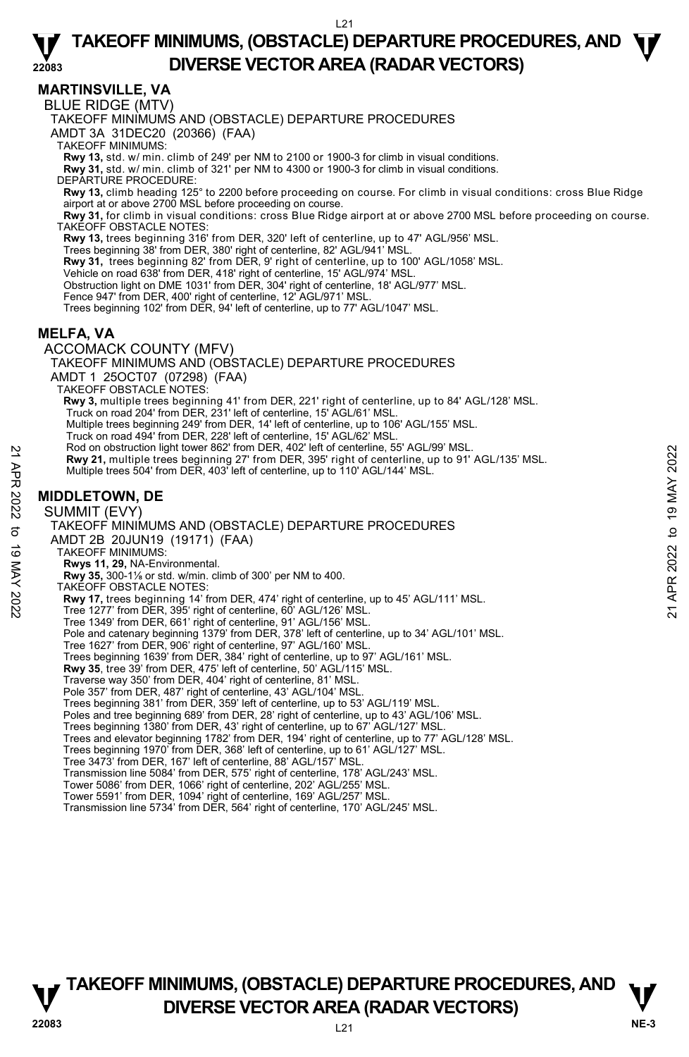# TAKEOFF MINIMUMS, (OBSTACLE) DEPARTURE PROCEDURES, AND DIVERSE VECTOR AREA (RADAR VECTORS)

## MARTINSVILLE, VA

BLUE RIDGE (MTV)

TAKEOFF MINIMUMS AND (OBSTACLE) DEPARTURE PROCEDURES

AMDT 3A 31DEC20 (20366) (FAA)

TAKEOFF MINIMUMS:

**Rwy 13,** std. w/ min. climb of 249' per NM to 2100 or 1900-3 for climb in visual conditions.
**Rwy 31,** std. w/ min. climb of 321' per NM to 4300 or 1900-3 for climb in visual conditions.

DEPARTURE PROCEDURE:

**Rwy 13,** climb heading 125° to 2200 before proceeding on course. For climb in visual conditions: cross Blue Ridge airport at or above 2700 MSL before proceeding on course.
**Rwy 31,** for climb in visual conditions: cross Blue Ridge airport at or above 2700 MSL before proceeding on course.

TAKEOFF OBSTACLE NOTES:

**Rwy 13,** trees beginning 316' from DER, 320' left of centerline, up to 47' AGL/956' MSL.
Trees beginning 38' from DER, 380' right of centerline, 82' AGL/941' MSL.
**Rwy 31,** trees beginning 82' from DER, 9' right of centerline, up to 100' AGL/1058' MSL.
Vehicle on road 638' from DER, 418' right of centerline, 15' AGL/974' MSL.
Obstruction light on DME 1031' from DER, 304' right of centerline, 18' AGL/977' MSL.
Fence 947' from DER, 400' right of centerline, 12' AGL/971' MSL.
Trees beginning 102' from DER, 94' left of centerline, up to 77' AGL/1047' MSL.

## MELFA, VA

ACCOMACK COUNTY (MFV)

TAKEOFF MINIMUMS AND (OBSTACLE) DEPARTURE PROCEDURES

AMDT 1 25OCT07 (07298) (FAA)

TAKEOFF OBSTACLE NOTES:

**Rwy 3,** multiple trees beginning 41' from DER, 221' right of centerline, up to 84' AGL/128' MSL.
Truck on road 204' from DER, 231' left of centerline, 15' AGL/61' MSL.
Multiple trees beginning 249' from DER, 14' left of centerline, up to 106' AGL/155' MSL.
Truck on road 494' from DER, 228' left of centerline, 15' AGL/62' MSL.
Rod on obstruction light tower 862' from DER, 402' left of centerline, 55' AGL/99' MSL.
**Rwy 21,** multiple trees beginning 27' from DER, 395' right of centerline, up to 91' AGL/135' MSL.
Multiple trees 504' from DER, 403' left of centerline, up to 110' AGL/144' MSL.

## MIDDLETOWN, DE

SUMMIT (EVY)

TAKEOFF MINIMUMS AND (OBSTACLE) DEPARTURE PROCEDURES

AMDT 2B 20JUN19 (19171) (FAA)

TAKEOFF MINIMUMS:

**Rwys 11, 29,** NA-Environmental.
**Rwy 35,** 300-1⅛ or std. w/min. climb of 300' per NM to 400.

TAKEOFF OBSTACLE NOTES:

**Rwy 17,** trees beginning 14' from DER, 474' right of centerline, up to 45' AGL/111' MSL.
Tree 1277' from DER, 395' right of centerline, 60' AGL/126' MSL.
Tree 1349' from DER, 661' right of centerline, 91' AGL/156' MSL.
Pole and catenary beginning 1379' from DER, 378' left of centerline, up to 34' AGL/101' MSL.
Tree 1627' from DER, 906' right of centerline, 97' AGL/160' MSL.
Trees beginning 1639' from DER, 384' right of centerline, up to 97' AGL/161' MSL.
**Rwy 35**, tree 39' from DER, 475' left of centerline, 50' AGL/115' MSL.
Traverse way 350' from DER, 404' right of centerline, 81' MSL.
Pole 357' from DER, 487' right of centerline, 43' AGL/104' MSL.
Trees beginning 381' from DER, 359' left of centerline, up to 53' AGL/119' MSL.
Poles and tree beginning 689' from DER, 28' right of centerline, up to 43' AGL/106' MSL.
Trees beginning 1380' from DER, 43' right of centerline, up to 67' AGL/127' MSL.
Trees and elevator beginning 1782' from DER, 194' right of centerline, up to 77' AGL/128' MSL.
Trees beginning 1970' from DER, 368' left of centerline, up to 61' AGL/127' MSL.
Tree 3473' from DER, 167' left of centerline, 88' AGL/157' MSL.
Transmission line 5084' from DER, 575' right of centerline, 178' AGL/243' MSL.
Tower 5086' from DER, 1066' right of centerline, 202' AGL/255' MSL.
Tower 5591' from DER, 1094' right of centerline, 169' AGL/257' MSL.
Transmission line 5734' from DER, 564' right of centerline, 170' AGL/245' MSL.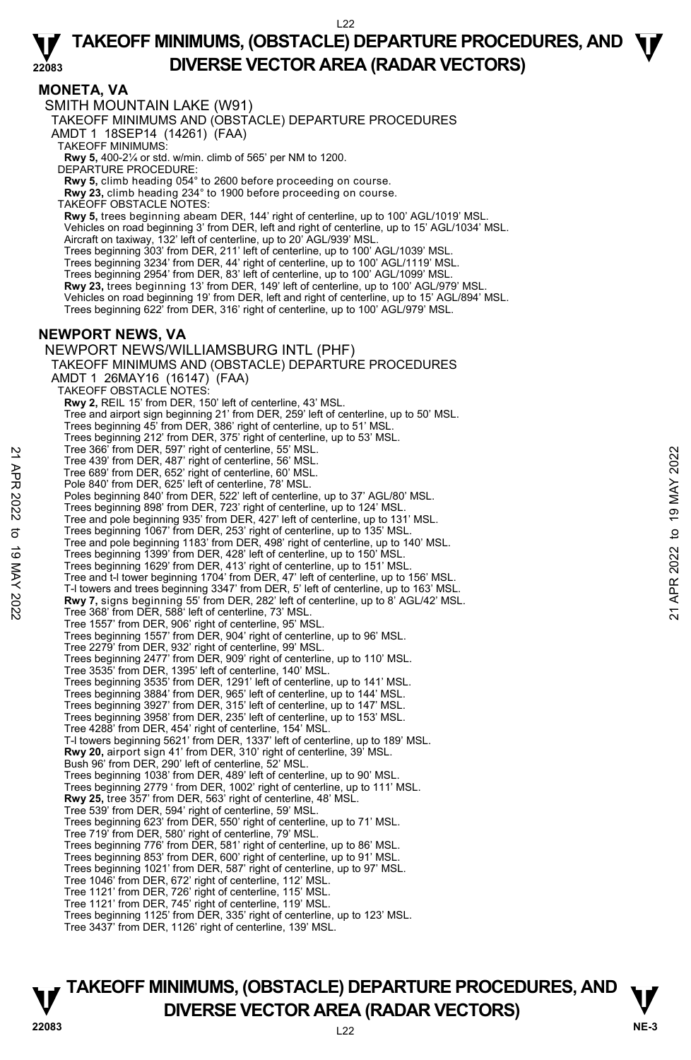# TAKEOFF MINIMUMS, (OBSTACLE) DEPARTURE PROCEDURES, AND DIVERSE VECTOR AREA (RADAR VECTORS)

## MONETA, VA

SMITH MOUNTAIN LAKE (W91)

TAKEOFF MINIMUMS AND (OBSTACLE) DEPARTURE PROCEDURES

AMDT 1 18SEP14 (14261) (FAA)

TAKEOFF MINIMUMS:

**Rwy 5,** 400-2¼ or std. w/min. climb of 565' per NM to 1200.

DEPARTURE PROCEDURE:

**Rwy 5,** climb heading 054° to 2600 before proceeding on course.

**Rwy 23,** climb heading 234° to 1900 before proceeding on course.

TAKEOFF OBSTACLE NOTES:

**Rwy 5,** trees beginning abeam DER, 144' right of centerline, up to 100' AGL/1019' MSL.
Vehicles on road beginning 3' from DER, left and right of centerline, up to 15' AGL/1034' MSL.
Aircraft on taxiway, 132' left of centerline, up to 20' AGL/939' MSL.
Trees beginning 303' from DER, 211' left of centerline, up to 100' AGL/1039' MSL.
Trees beginning 3234' from DER, 44' right of centerline, up to 100' AGL/1119' MSL.
Trees beginning 2954' from DER, 83' left of centerline, up to 100' AGL/1099' MSL.

**Rwy 23,** trees beginning 13' from DER, 149' left of centerline, up to 100' AGL/979' MSL.
Vehicles on road beginning 19' from DER, left and right of centerline, up to 15' AGL/894' MSL.
Trees beginning 622' from DER, 316' right of centerline, up to 100' AGL/979' MSL.

## NEWPORT NEWS, VA

NEWPORT NEWS/WILLIAMSBURG INTL (PHF)

TAKEOFF MINIMUMS AND (OBSTACLE) DEPARTURE PROCEDURES

AMDT 1 26MAY16 (16147) (FAA)

TAKEOFF OBSTACLE NOTES:

**Rwy 2,** REIL 15' from DER, 150' left of centerline, 43' MSL.
Tree and airport sign beginning 21' from DER, 259' left of centerline, up to 50' MSL.
Trees beginning 45' from DER, 386' right of centerline, up to 51' MSL.
Trees beginning 212' from DER, 375' right of centerline, up to 53' MSL.
Tree 366' from DER, 597' right of centerline, 55' MSL.
Tree 439' from DER, 487' right of centerline, 56' MSL.
Tree 689' from DER, 652' right of centerline, 60' MSL.
Pole 840' from DER, 625' left of centerline, 78' MSL.
Poles beginning 840' from DER, 522' left of centerline, up to 37' AGL/80' MSL.
Trees beginning 898' from DER, 723' right of centerline, up to 124' MSL.
Tree and pole beginning 935' from DER, 427' left of centerline, up to 131' MSL.
Trees beginning 1067' from DER, 253' right of centerline, up to 135' MSL.
Tree and pole beginning 1183' from DER, 498' right of centerline, up to 140' MSL.
Trees beginning 1399' from DER, 428' left of centerline, up to 150' MSL.
Trees beginning 1629' from DER, 413' right of centerline, up to 151' MSL.
Tree and t-l tower beginning 1704' from DER, 47' left of centerline, up to 156' MSL.
T-l towers and trees beginning 3347' from DER, 5' left of centerline, up to 163' MSL.

**Rwy 7,** signs beginning 55' from DER, 282' left of centerline, up to 8' AGL/42' MSL.
Tree 368' from DER, 588' left of centerline, 73' MSL.
Tree 1557' from DER, 906' right of centerline, 95' MSL.
Trees beginning 1557' from DER, 904' right of centerline, up to 96' MSL.
Tree 2279' from DER, 932' right of centerline, 99' MSL.
Trees beginning 2477' from DER, 909' right of centerline, up to 110' MSL.
Tree 3535' from DER, 1395' left of centerline, 140' MSL.
Trees beginning 3535' from DER, 1291' left of centerline, up to 141' MSL.
Trees beginning 3884' from DER, 965' left of centerline, up to 144' MSL.
Trees beginning 3927' from DER, 315' left of centerline, up to 147' MSL.
Trees beginning 3958' from DER, 235' left of centerline, up to 153' MSL.
Tree 4288' from DER, 454' right of centerline, 154' MSL.
T-l towers beginning 5621' from DER, 1337' left of centerline, up to 189' MSL.

**Rwy 20,** airport sign 41' from DER, 310' right of centerline, 39' MSL.
Bush 96' from DER, 290' left of centerline, 52' MSL.
Trees beginning 1038' from DER, 489' left of centerline, up to 90' MSL.
Trees beginning 2779 ' from DER, 1002' right of centerline, up to 111' MSL.

**Rwy 25,** tree 357' from DER, 563' right of centerline, 48' MSL.
Tree 539' from DER, 594' right of centerline, 59' MSL.
Trees beginning 623' from DER, 550' right of centerline, up to 71' MSL.
Tree 719' from DER, 580' right of centerline, 79' MSL.
Trees beginning 776' from DER, 581' right of centerline, up to 86' MSL.
Trees beginning 853' from DER, 600' right of centerline, up to 91' MSL.
Trees beginning 1021' from DER, 587' right of centerline, up to 97' MSL.
Tree 1046' from DER, 672' right of centerline, 112' MSL.
Tree 1121' from DER, 726' right of centerline, 115' MSL.
Tree 1121' from DER, 745' right of centerline, 119' MSL.
Trees beginning 1125' from DER, 335' right of centerline, up to 123' MSL.
Tree 3437' from DER, 1126' right of centerline, 139' MSL.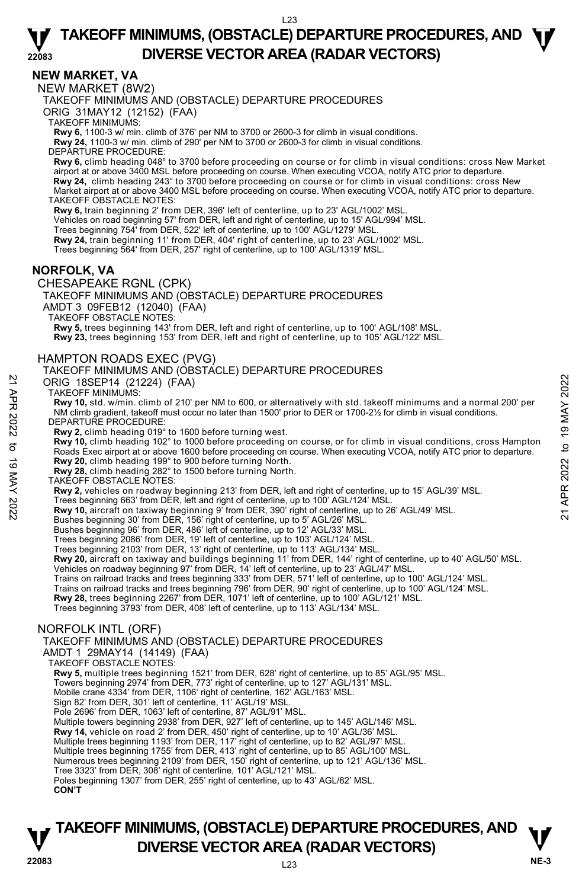## NEW MARKET, VA

### NEW MARKET (8W2)

TAKEOFF MINIMUMS AND (OBSTACLE) DEPARTURE PROCEDURES
ORIG 31MAY12 (12152) (FAA)

TAKEOFF MINIMUMS:
**Rwy 6,** 1100-3 w/ min. climb of 376' per NM to 3700 or 2600-3 for climb in visual conditions.
**Rwy 24,** 1100-3 w/ min. climb of 290' per NM to 3700 or 2600-3 for climb in visual conditions.

DEPARTURE PROCEDURE:
**Rwy 6,** climb heading 048° to 3700 before proceeding on course or for climb in visual conditions: cross New Market airport at or above 3400 MSL before proceeding on course. When executing VCOA, notify ATC prior to departure.
**Rwy 24,** climb heading 243° to 3700 before proceeding on course or for climb in visual conditions: cross New Market airport at or above 3400 MSL before proceeding on course. When executing VCOA, notify ATC prior to departure.

TAKEOFF OBSTACLE NOTES:
**Rwy 6,** train beginning 2' from DER, 396' left of centerline, up to 23' AGL/1002' MSL.
Vehicles on road beginning 57' from DER, left and right of centerline, up to 15' AGL/994' MSL.
Trees beginning 754' from DER, 522' left of centerline, up to 100' AGL/1279' MSL.
**Rwy 24,** train beginning 11' from DER, 404' right of centerline, up to 23' AGL/1002' MSL.
Trees beginning 564' from DER, 257' right of centerline, up to 100' AGL/1319' MSL.

## NORFOLK, VA

### CHESAPEAKE RGNL (CPK)

TAKEOFF MINIMUMS AND (OBSTACLE) DEPARTURE PROCEDURES
AMDT 3 09FEB12 (12040) (FAA)

TAKEOFF OBSTACLE NOTES:
**Rwy 5,** trees beginning 143' from DER, left and right of centerline, up to 100' AGL/108' MSL.
**Rwy 23,** trees beginning 153' from DER, left and right of centerline, up to 105' AGL/122' MSL.

### HAMPTON ROADS EXEC (PVG)

TAKEOFF MINIMUMS AND (OBSTACLE) DEPARTURE PROCEDURES
ORIG 18SEP14 (21224) (FAA)

TAKEOFF MINIMUMS:
**Rwy 10,** std. w/min. climb of 210' per NM to 600, or alternatively with std. takeoff minimums and a normal 200' per NM climb gradient, takeoff must occur no later than 1500' prior to DER or 1700-2½ for climb in visual conditions.

DEPARTURE PROCEDURE:
**Rwy 2,** climb heading 019° to 1600 before turning west.
**Rwy 10,** climb heading 102° to 1000 before proceeding on course, or for climb in visual conditions, cross Hampton Roads Exec airport at or above 1600 before proceeding on course. When executing VCOA, notify ATC prior to departure.
**Rwy 20,** climb heading 199° to 900 before turning North.
**Rwy 28,** climb heading 282° to 1500 before turning North.

TAKEOFF OBSTACLE NOTES:
**Rwy 2,** vehicles on roadway beginning 213' from DER, left and right of centerline, up to 15' AGL/39' MSL.
Trees beginning 663' from DER, left and right of centerline, up to 100' AGL/124' MSL.
**Rwy 10,** aircraft on taxiway beginning 9' from DER, 390' right of centerline, up to 26' AGL/49' MSL.
Bushes beginning 30' from DER, 156' right of centerline, up to 5' AGL/26' MSL.
Bushes beginning 96' from DER, 486' left of centerline, up to 12' AGL/33' MSL.
Trees beginning 2086' from DER, 19' left of centerline, up to 103' AGL/124' MSL.
Trees beginning 2103' from DER, 13' right of centerline, up to 113' AGL/134' MSL.
**Rwy 20,** aircraft on taxiway and buildings beginning 11' from DER, 144' right of centerline, up to 40' AGL/50' MSL.
Vehicles on roadway beginning 97' from DER, 14' left of centerline, up to 23' AGL/47' MSL.
Trains on railroad tracks and trees beginning 333' from DER, 571' left of centerline, up to 100' AGL/124' MSL.
Trains on railroad tracks and trees beginning 796' from DER, 90' right of centerline, up to 100' AGL/124' MSL.
**Rwy 28,** trees beginning 2267' from DER, 1071' left of centerline, up to 100' AGL/121' MSL.
Trees beginning 3793' from DER, 408' left of centerline, up to 113' AGL/134' MSL.

### NORFOLK INTL (ORF)

TAKEOFF MINIMUMS AND (OBSTACLE) DEPARTURE PROCEDURES
AMDT 1 29MAY14 (14149) (FAA)

TAKEOFF OBSTACLE NOTES:
**Rwy 5,** multiple trees beginning 1521' from DER, 628' right of centerline, up to 85' AGL/95' MSL.
Towers beginning 2974' from DER, 773' right of centerline, up to 127' AGL/131' MSL.
Mobile crane 4334' from DER, 1106' right of centerline, 162' AGL/163' MSL.
Sign 82' from DER, 301' left of centerline, 11' AGL/19' MSL.
Pole 2696' from DER, 1063' left of centerline, 87' AGL/91' MSL.
Multiple towers beginning 2938' from DER, 927' left of centerline, up to 145' AGL/146' MSL.
**Rwy 14,** vehicle on road 2' from DER, 450' right of centerline, up to 10' AGL/36' MSL.
Multiple trees beginning 1193' from DER, 117' right of centerline, up to 82' AGL/97' MSL.
Multiple trees beginning 1755' from DER, 413' right of centerline, up to 85' AGL/100' MSL.
Numerous trees beginning 2109' from DER, 150' right of centerline, up to 121' AGL/136' MSL.
Tree 3323' from DER, 308' right of centerline, 101' AGL/121' MSL.
Poles beginning 1307' from DER, 255' right of centerline, up to 43' AGL/62' MSL.
**CON'T**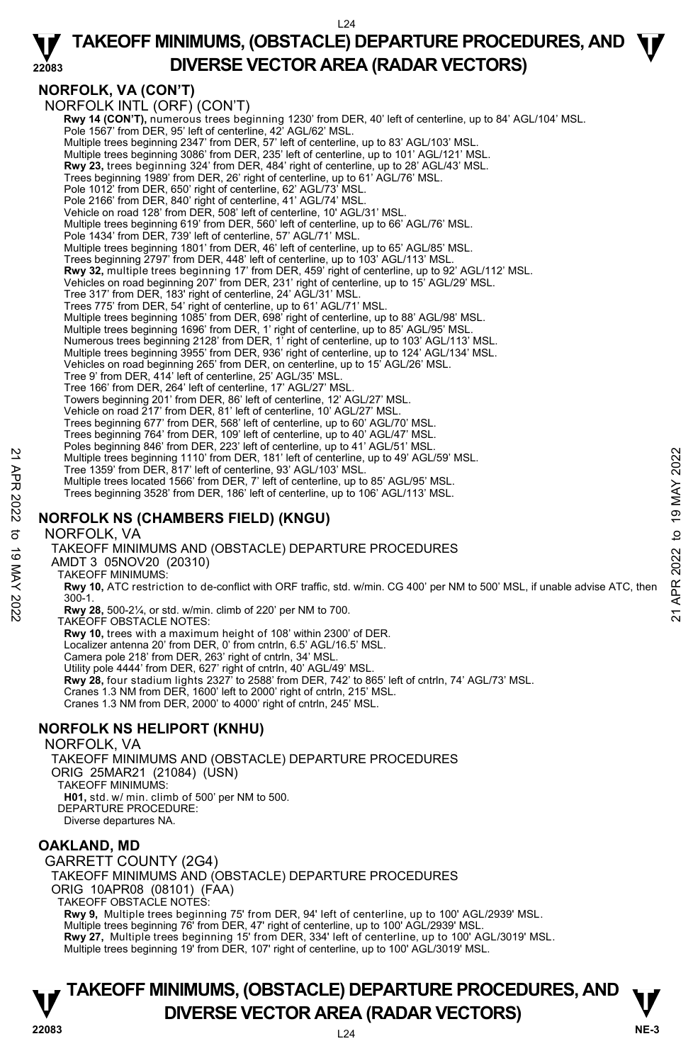## NORFOLK, VA (CON'T)

NORFOLK INTL (ORF) (CON'T)

**Rwy 14 (CON'T),** numerous trees beginning 1230' from DER, 40' left of centerline, up to 84' AGL/104' MSL.
Pole 1567' from DER, 95' left of centerline, 42' AGL/62' MSL.
Multiple trees beginning 2347' from DER, 57' left of centerline, up to 83' AGL/103' MSL.
Multiple trees beginning 3086' from DER, 235' left of centerline, up to 101' AGL/121' MSL.
**Rwy 23,** trees beginning 324' from DER, 484' right of centerline, up to 28' AGL/43' MSL.
Trees beginning 1989' from DER, 26' right of centerline, up to 61' AGL/76' MSL.
Pole 1012' from DER, 650' right of centerline, 62' AGL/73' MSL.
Pole 2166' from DER, 840' right of centerline, 41' AGL/74' MSL.
Vehicle on road 128' from DER, 508' left of centerline, 10' AGL/31' MSL.
Multiple trees beginning 619' from DER, 560' left of centerline, up to 66' AGL/76' MSL.
Pole 1434' from DER, 739' left of centerline, 57' AGL/71' MSL.
Multiple trees beginning 1801' from DER, 46' left of centerline, up to 65' AGL/85' MSL.
Trees beginning 2797' from DER, 448' left of centerline, up to 103' AGL/113' MSL.
**Rwy 32,** multiple trees beginning 17' from DER, 459' right of centerline, up to 92' AGL/112' MSL.
Vehicles on road beginning 207' from DER, 231' right of centerline, up to 15' AGL/29' MSL.
Tree 317' from DER, 183' right of centerline, 24' AGL/31' MSL.
Trees 775' from DER, 54' right of centerline, up to 61' AGL/71' MSL.
Multiple trees beginning 1085' from DER, 698' right of centerline, up to 88' AGL/98' MSL.
Multiple trees beginning 1696' from DER, 1' right of centerline, up to 85' AGL/95' MSL.
Numerous trees beginning 2128' from DER, 1' right of centerline, up to 103' AGL/113' MSL.
Multiple trees beginning 3955' from DER, 936' right of centerline, up to 124' AGL/134' MSL.
Vehicles on road beginning 265' from DER, on centerline, up to 15' AGL/26' MSL.
Tree 9' from DER, 414' left of centerline, 25' AGL/35' MSL.
Tree 166' from DER, 264' left of centerline, 17' AGL/27' MSL.
Towers beginning 201' from DER, 86' left of centerline, 12' AGL/27' MSL.
Vehicle on road 217' from DER, 81' left of centerline, 10' AGL/27' MSL.
Trees beginning 677' from DER, 568' left of centerline, up to 60' AGL/70' MSL.
Trees beginning 764' from DER, 109' left of centerline, up to 40' AGL/47' MSL.
Poles beginning 846' from DER, 223' left of centerline, up to 41' AGL/51' MSL.
Multiple trees beginning 1110' from DER, 181' left of centerline, up to 49' AGL/59' MSL.
Tree 1359' from DER, 817' left of centerline, 93' AGL/103' MSL.
Multiple trees located 1566' from DER, 7' left of centerline, up to 85' AGL/95' MSL.
Trees beginning 3528' from DER, 186' left of centerline, up to 106' AGL/113' MSL.

## NORFOLK NS (CHAMBERS FIELD) (KNGU)

NORFOLK, VA

TAKEOFF MINIMUMS AND (OBSTACLE) DEPARTURE PROCEDURES

AMDT 3 05NOV20 (20310)

TAKEOFF MINIMUMS:

**Rwy 10,** ATC restriction to de-conflict with ORF traffic, std. w/min. CG 400' per NM to 500' MSL, if unable advise ATC, then 300-1.
**Rwy 28,** 500-2¼, or std. w/min. climb of 220' per NM to 700.

TAKEOFF OBSTACLE NOTES:

**Rwy 10,** trees with a maximum height of 108' within 2300' of DER.
Localizer antenna 20' from DER, 0' from cntrln, 6.5' AGL/16.5' MSL.
Camera pole 218' from DER, 263' right of cntrln, 34' MSL.
Utility pole 4444' from DER, 627' right of cntrln, 40' AGL/49' MSL.
**Rwy 28,** four stadium lights 2327' to 2588' from DER, 742' to 865' left of cntrln, 74' AGL/73' MSL.
Cranes 1.3 NM from DER, 1600' left to 2000' right of cntrln, 215' MSL.
Cranes 1.3 NM from DER, 2000' to 4000' right of cntrln, 245' MSL.

## NORFOLK NS HELIPORT (KNHU)

NORFOLK, VA

TAKEOFF MINIMUMS AND (OBSTACLE) DEPARTURE PROCEDURES

ORIG 25MAR21 (21084) (USN)

TAKEOFF MINIMUMS:

**H01,** std. w/ min. climb of 500' per NM to 500.

DEPARTURE PROCEDURE:

Diverse departures NA.

## OAKLAND, MD

GARRETT COUNTY (2G4)

TAKEOFF MINIMUMS AND (OBSTACLE) DEPARTURE PROCEDURES

ORIG 10APR08 (08101) (FAA)

TAKEOFF OBSTACLE NOTES:

**Rwy 9,** Multiple trees beginning 75' from DER, 94' left of centerline, up to 100' AGL/2939' MSL.
Multiple trees beginning 76' from DER, 47' right of centerline, up to 100' AGL/2939' MSL.
**Rwy 27,** Multiple trees beginning 15' from DER, 334' left of centerline, up to 100' AGL/3019' MSL.
Multiple trees beginning 19' from DER, 107' right of centerline, up to 100' AGL/3019' MSL.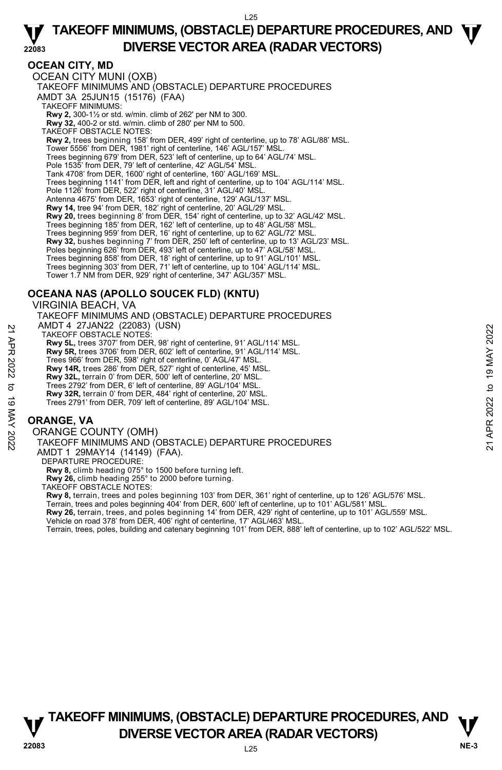## OCEAN CITY, MD

OCEAN CITY MUNI (OXB)
TAKEOFF MINIMUMS AND (OBSTACLE) DEPARTURE PROCEDURES
AMDT 3A 25JUN15 (15176) (FAA)
TAKEOFF MINIMUMS:
**Rwy 2,** 300-1½ or std. w/min. climb of 262' per NM to 300.
**Rwy 32,** 400-2 or std. w/min. climb of 280' per NM to 500.
TAKEOFF OBSTACLE NOTES:
**Rwy 2,** trees beginning 158' from DER, 499' right of centerline, up to 78' AGL/88' MSL.
Tower 5556' from DER, 1981' right of centerline, 146' AGL/157' MSL.
Trees beginning 679' from DER, 523' left of centerline, up to 64' AGL/74' MSL.
Pole 1535' from DER, 79' left of centerline, 42' AGL/54' MSL.
Tank 4708' from DER, 1600' right of centerline, 160' AGL/169' MSL.
Trees beginning 1141' from DER, left and right of centerline, up to 104' AGL/114' MSL.
Pole 1126' from DER, 522' right of centerline, 31' AGL/40' MSL.
Antenna 4675' from DER, 1653' right of centerline, 129' AGL/137' MSL.
**Rwy 14,** tree 94' from DER, 182' right of centerline, 20' AGL/29' MSL.
**Rwy 20,** trees beginning 8' from DER, 154' right of centerline, up to 32' AGL/42' MSL.
Trees beginning 185' from DER, 162' left of centerline, up to 48' AGL/58' MSL.
Trees beginning 959' from DER, 16' right of centerline, up to 62' AGL/72' MSL.
**Rwy 32,** bushes beginning 7' from DER, 250' left of centerline, up to 13' AGL/23' MSL.
Poles beginning 626' from DER, 493' left of centerline, up to 47' AGL/58' MSL.
Trees beginning 858' from DER, 18' right of centerline, up to 91' AGL/101' MSL.
Trees beginning 303' from DER, 71' left of centerline, up to 104' AGL/114' MSL.
Tower 1.7 NM from DER, 929' right of centerline, 347' AGL/357' MSL.

## OCEANA NAS (APOLLO SOUCEK FLD) (KNTU)

VIRGINIA BEACH, VA
TAKEOFF MINIMUMS AND (OBSTACLE) DEPARTURE PROCEDURES
AMDT 4 27JAN22 (22083) (USN)
TAKEOFF OBSTACLE NOTES:
**Rwy 5L,** trees 3707' from DER, 98' right of centerline, 91' AGL/114' MSL.
**Rwy 5R,** trees 3706' from DER, 602' left of centerline, 91' AGL/114' MSL.
Trees 966' from DER, 598' right of centerline, 0' AGL/47' MSL.
**Rwy 14R,** trees 286' from DER, 527' right of centerline, 45' MSL.
**Rwy 32L,** terrain 0' from DER, 500' left of centerline, 20' MSL.
Trees 2792' from DER, 6' left of centerline, 89' AGL/104' MSL.
**Rwy 32R,** terrain 0' from DER, 484' right of centerline, 20' MSL.
Trees 2791' from DER, 709' left of centerline, 89' AGL/104' MSL.

## ORANGE, VA

ORANGE COUNTY (OMH)
TAKEOFF MINIMUMS AND (OBSTACLE) DEPARTURE PROCEDURES
AMDT 1 29MAY14 (14149) (FAA).
DEPARTURE PROCEDURE:
**Rwy 8,** climb heading 075° to 1500 before turning left.
**Rwy 26,** climb heading 255° to 2000 before turning.
TAKEOFF OBSTACLE NOTES:
**Rwy 8,** terrain, trees and poles beginning 103' from DER, 361' right of centerline, up to 126' AGL/576' MSL.
Terrain, trees and poles beginning 404' from DER, 600' left of centerline, up to 101' AGL/581' MSL.
**Rwy 26,** terrain, trees, and poles beginning 14' from DER, 429' right of centerline, up to 101' AGL/559' MSL.
Vehicle on road 378' from DER, 406' right of centerline, 17' AGL/463' MSL.
Terrain, trees, poles, building and catenary beginning 101' from DER, 888' left of centerline, up to 102' AGL/522' MSL.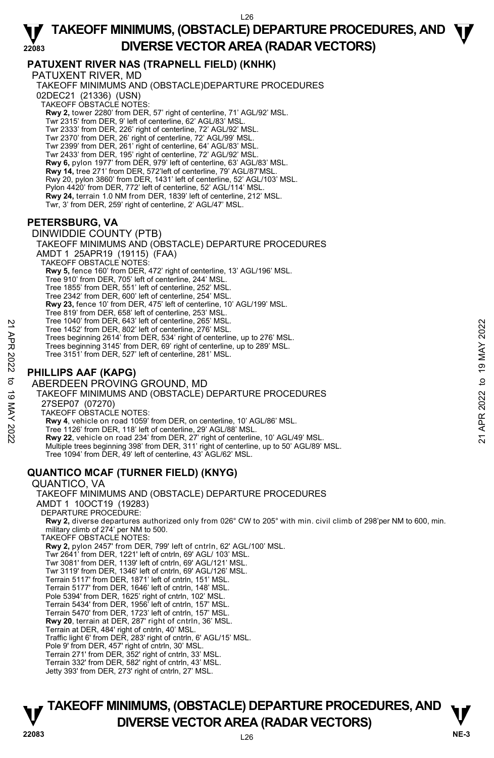## PATUXENT RIVER NAS (TRAPNELL FIELD) (KNHK)

PATUXENT RIVER, MD

TAKEOFF MINIMUMS AND (OBSTACLE)DEPARTURE PROCEDURES

02DEC21 (21336) (USN)

TAKEOFF OBSTACLE NOTES:

**Rwy 2,** tower 2280' from DER, 57' right of centerline, 71' AGL/92' MSL.
Twr 2315' from DER, 9' left of centerline, 62' AGL/83' MSL.
Twr 2333' from DER, 226' right of centerline, 72' AGL/92' MSL.
Twr 2370' from DER, 26' right of centerline, 72' AGL/99' MSL.
Twr 2399' from DER, 261' right of centerline, 64' AGL/83' MSL.
Twr 2433' from DER, 195' right of centerline, 72' AGL/92' MSL.
**Rwy 6,** pylon 1977' from DER, 979' left of centerline, 63' AGL/83' MSL.
**Rwy 14,** tree 271' from DER, 572'left of centerline, 79' AGL/87'MSL.
Rwy 20, pylon 3860' from DER, 1431' left of centerline, 52' AGL/103' MSL.
Pylon 4420' from DER, 772' left of centerline, 52' AGL/114' MSL.
**Rwy 24,** terrain 1.0 NM from DER, 1839' left of centerline, 212' MSL.
Twr, 3' from DER, 259' right of centerline, 2' AGL/47' MSL.

## PETERSBURG, VA

DINWIDDIE COUNTY (PTB)

TAKEOFF MINIMUMS AND (OBSTACLE) DEPARTURE PROCEDURES

AMDT 1 25APR19 (19115) (FAA)

TAKEOFF OBSTACLE NOTES:

**Rwy 5,** fence 160' from DER, 472' right of centerline, 13' AGL/196' MSL.
Tree 910' from DER, 705' left of centerline, 244' MSL.
Tree 1855' from DER, 551' left of centerline, 252' MSL.
Tree 2342' from DER, 600' left of centerline, 254' MSL.
**Rwy 23,** fence 10' from DER, 475' left of centerline, 10' AGL/199' MSL.
Tree 819' from DER, 658' left of centerline, 253' MSL.
Tree 1040' from DER, 643' left of centerline, 265' MSL.
Tree 1452' from DER, 802' left of centerline, 276' MSL.
Trees beginning 2614' from DER, 534' right of centerline, up to 276' MSL.
Trees beginning 3145' from DER, 69' right of centerline, up to 289' MSL.
Tree 3151' from DER, 527' left of centerline, 281' MSL.

## PHILLIPS AAF (KAPG)

ABERDEEN PROVING GROUND, MD

TAKEOFF MINIMUMS AND (OBSTACLE) DEPARTURE PROCEDURES

27SEP07 (07270)

TAKEOFF OBSTACLE NOTES:

**Rwy 4**, vehicle on road 1059' from DER, on centerline, 10' AGL/86' MSL.
Tree 1126' from DER, 118' left of centerline, 29' AGL/88' MSL.
**Rwy 22**, vehicle on road 234' from DER, 27' right of centerline, 10' AGL/49' MSL.
Multiple trees beginning 398' from DER, 311' right of centerline, up to 50' AGL/89' MSL.
Tree 1094' from DER, 49' left of centerline, 43' AGL/62' MSL.

## QUANTICO MCAF (TURNER FIELD) (KNYG)

QUANTICO, VA

TAKEOFF MINIMUMS AND (OBSTACLE) DEPARTURE PROCEDURES

AMDT 1 10OCT19 (19283)

DEPARTURE PROCEDURE:

**Rwy 2,** diverse departures authorized only from 026° CW to 205° with min. civil climb of 298'per NM to 600, min. military climb of 274' per NM to 500.

TAKEOFF OBSTACLE NOTES:

**Rwy 2,** pylon 2457' from DER, 799' left of cntrln, 62' AGL/100' MSL.
Twr 2641' from DER, 1221' left of cntrln, 69' AGL/ 103' MSL.
Twr 3081' from DER, 1139' left of cntrln, 69' AGL/121' MSL.
Twr 3119' from DER, 1346' left of cntrln, 69' AGL/126' MSL.
Terrain 5117' from DER, 1871' left of cntrln, 151' MSL.
Terrain 5177' from DER, 1646' left of cntrln, 148' MSL.
Pole 5394' from DER, 1625' right of cntrln, 102' MSL.
Terrain 5434' from DER, 1956' left of cntrln, 157' MSL.
Terrain 5470' from DER, 1723' left of cntrln, 157' MSL.
**Rwy 20**, terrain at DER, 287' right of cntrln, 36' MSL.
Terrain at DER, 484' right of cntrln, 40' MSL.
Traffic light 6' from DER, 283' right of cntrln, 6' AGL/15' MSL.
Pole 9' from DER, 457' right of cntrln, 30' MSL.
Terrain 271' from DER, 352' right of cntrln, 33' MSL.
Terrain 332' from DER, 582' right of cntrln, 43' MSL.
Jetty 393' from DER, 273' right of cntrln, 27' MSL.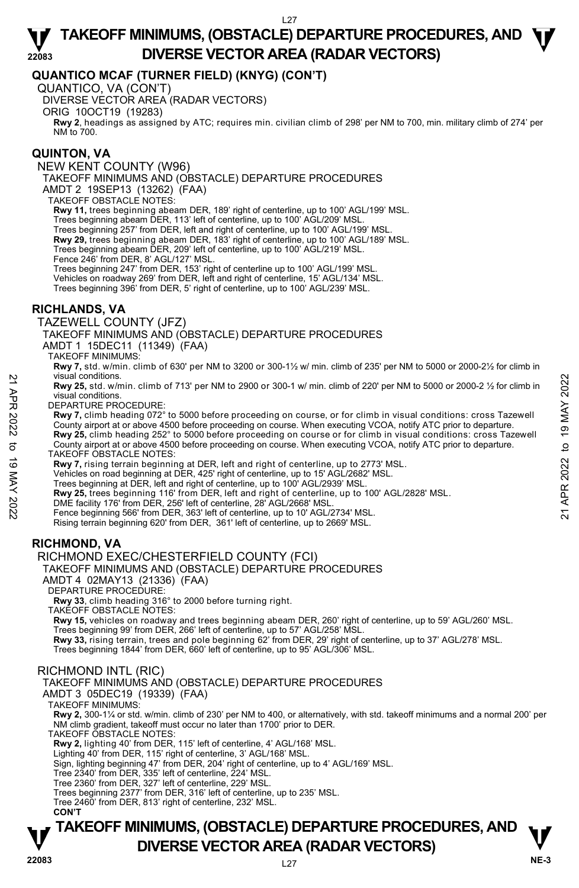## QUANTICO MCAF (TURNER FIELD) (KNYG) (CON'T)

QUANTICO, VA (CON'T)

DIVERSE VECTOR AREA (RADAR VECTORS)

ORIG 10OCT19 (19283)

**Rwy 2**, headings as assigned by ATC; requires min. civilian climb of 298' per NM to 700, min. military climb of 274' per NM to 700.

## QUINTON, VA

NEW KENT COUNTY (W96)

TAKEOFF MINIMUMS AND (OBSTACLE) DEPARTURE PROCEDURES

AMDT 2 19SEP13 (13262) (FAA)

TAKEOFF OBSTACLE NOTES:

**Rwy 11,** trees beginning abeam DER, 189' right of centerline, up to 100' AGL/199' MSL.
Trees beginning abeam DER, 113' left of centerline, up to 100' AGL/209' MSL.
Trees beginning 257' from DER, left and right of centerline, up to 100' AGL/199' MSL.
**Rwy 29,** trees beginning abeam DER, 183' right of centerline, up to 100' AGL/189' MSL.
Trees beginning abeam DER, 209' left of centerline, up to 100' AGL/219' MSL.
Fence 246' from DER, 8' AGL/127' MSL.
Trees beginning 247' from DER, 153' right of centerline up to 100' AGL/199' MSL.
Vehicles on roadway 269' from DER, left and right of centerline, 15' AGL/134' MSL.
Trees beginning 396' from DER, 5' right of centerline, up to 100' AGL/239' MSL.

## RICHLANDS, VA

TAZEWELL COUNTY (JFZ)

TAKEOFF MINIMUMS AND (OBSTACLE) DEPARTURE PROCEDURES

AMDT 1 15DEC11 (11349) (FAA)

TAKEOFF MINIMUMS:

**Rwy 7,** std. w/min. climb of 630' per NM to 3200 or 300-1½ w/ min. climb of 235' per NM to 5000 or 2000-2½ for climb in visual conditions.
**Rwy 25,** std. w/min. climb of 713' per NM to 2900 or 300-1 w/ min. climb of 220' per NM to 5000 or 2000-2 ½ for climb in visual conditions.

DEPARTURE PROCEDURE:

**Rwy 7,** climb heading 072° to 5000 before proceeding on course, or for climb in visual conditions: cross Tazewell County airport at or above 4500 before proceeding on course. When executing VCOA, notify ATC prior to departure.
**Rwy 25,** climb heading 252° to 5000 before proceeding on course or for climb in visual conditions: cross Tazewell County airport at or above 4500 before proceeding on course. When executing VCOA, notify ATC prior to departure.

TAKEOFF OBSTACLE NOTES:

**Rwy 7,** rising terrain beginning at DER, left and right of centerline, up to 2773' MSL.
Vehicles on road beginning at DER, 425' right of centerline, up to 15' AGL/2682' MSL.
Trees beginning at DER, left and right of centerline, up to 100' AGL/2939' MSL.
**Rwy 25,** trees beginning 116' from DER, left and right of centerline, up to 100' AGL/2828' MSL.
DME facility 176' from DER, 256' left of centerline, 28' AGL/2668' MSL.
Fence beginning 566' from DER, 363' left of centerline, up to 10' AGL/2734' MSL.
Rising terrain beginning 620' from DER, 361' left of centerline, up to 2669' MSL.

## RICHMOND, VA

RICHMOND EXEC/CHESTERFIELD COUNTY (FCI)

TAKEOFF MINIMUMS AND (OBSTACLE) DEPARTURE PROCEDURES

AMDT 4 02MAY13 (21336) (FAA)

DEPARTURE PROCEDURE:

**Rwy 33**, climb heading 316° to 2000 before turning right.

TAKEOFF OBSTACLE NOTES:

**Rwy 15,** vehicles on roadway and trees beginning abeam DER, 260' right of centerline, up to 59' AGL/260' MSL.
Trees beginning 99' from DER, 266' left of centerline, up to 57' AGL/258' MSL.
**Rwy 33,** rising terrain, trees and pole beginning 62' from DER, 29' right of centerline, up to 37' AGL/278' MSL.
Trees beginning 1844' from DER, 660' left of centerline, up to 95' AGL/306' MSL.

RICHMOND INTL (RIC)

TAKEOFF MINIMUMS AND (OBSTACLE) DEPARTURE PROCEDURES

AMDT 3 05DEC19 (19339) (FAA)

TAKEOFF MINIMUMS:

**Rwy 2,** 300-1¼ or std. w/min. climb of 230' per NM to 400, or alternatively, with std. takeoff minimums and a normal 200' per NM climb gradient, takeoff must occur no later than 1700' prior to DER.

TAKEOFF OBSTACLE NOTES:

**Rwy 2,** lighting 40' from DER, 115' left of centerline, 4' AGL/168' MSL.
Lighting 40' from DER, 115' right of centerline, 3' AGL/168' MSL.
Sign, lighting beginning 47' from DER, 204' right of centerline, up to 4' AGL/169' MSL.
Tree 2340' from DER, 335' left of centerline, 224' MSL.
Tree 2360' from DER, 327' left of centerline, 229' MSL.
Trees beginning 2377' from DER, 316' left of centerline, up to 235' MSL.
Tree 2460' from DER, 813' right of centerline, 232' MSL.

**CON'T**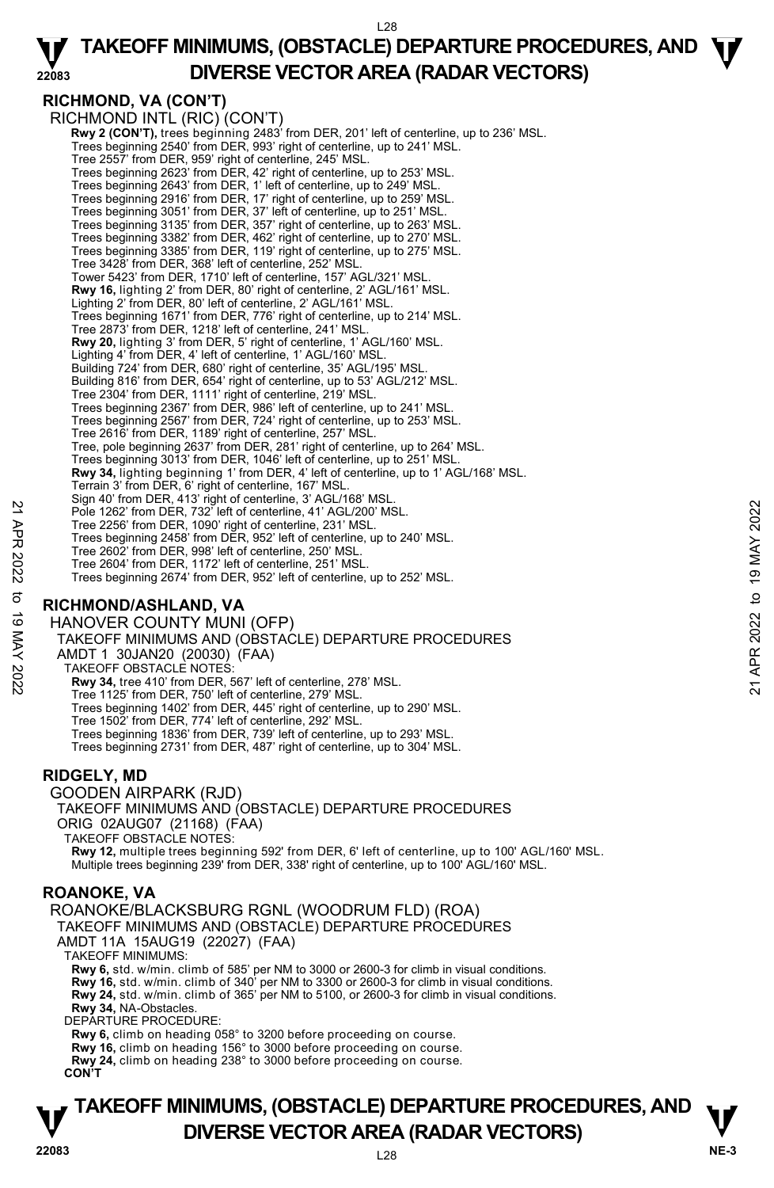## RICHMOND, VA (CON'T)

RICHMOND INTL (RIC) (CON'T)

**Rwy 2 (CON'T),** trees beginning 2483' from DER, 201' left of centerline, up to 236' MSL.
Trees beginning 2540' from DER, 993' right of centerline, up to 241' MSL.
Tree 2557' from DER, 959' right of centerline, 245' MSL.
Trees beginning 2623' from DER, 42' right of centerline, up to 253' MSL.
Trees beginning 2643' from DER, 1' left of centerline, up to 249' MSL.
Trees beginning 2916' from DER, 17' right of centerline, up to 259' MSL.
Trees beginning 3051' from DER, 37' left of centerline, up to 251' MSL.
Trees beginning 3135' from DER, 357' right of centerline, up to 263' MSL.
Trees beginning 3382' from DER, 462' right of centerline, up to 270' MSL.
Trees beginning 3385' from DER, 119' right of centerline, up to 275' MSL.
Tree 3428' from DER, 368' left of centerline, 252' MSL.
Tower 5423' from DER, 1710' left of centerline, 157' AGL/321' MSL.
**Rwy 16,** lighting 2' from DER, 80' right of centerline, 2' AGL/161' MSL.
Lighting 2' from DER, 80' left of centerline, 2' AGL/161' MSL.
Trees beginning 1671' from DER, 776' right of centerline, up to 214' MSL.
Tree 2873' from DER, 1218' left of centerline, 241' MSL.
**Rwy 20,** lighting 3' from DER, 5' right of centerline, 1' AGL/160' MSL.
Lighting 4' from DER, 4' left of centerline, 1' AGL/160' MSL.
Building 724' from DER, 680' right of centerline, 35' AGL/195' MSL.
Building 816' from DER, 654' right of centerline, up to 53' AGL/212' MSL.
Tree 2304' from DER, 1111' right of centerline, 219' MSL.
Trees beginning 2367' from DER, 986' left of centerline, up to 241' MSL.
Trees beginning 2567' from DER, 724' right of centerline, up to 253' MSL.
Tree 2616' from DER, 1189' right of centerline, 257' MSL.
Tree, pole beginning 2637' from DER, 281' right of centerline, up to 264' MSL.
Trees beginning 3013' from DER, 1046' left of centerline, up to 251' MSL.
**Rwy 34,** lighting beginning 1' from DER, 4' left of centerline, up to 1' AGL/168' MSL.
Terrain 3' from DER, 6' right of centerline, 167' MSL.
Sign 40' from DER, 413' right of centerline, 3' AGL/168' MSL.
Pole 1262' from DER, 732' left of centerline, 41' AGL/200' MSL.
Tree 2256' from DER, 1090' right of centerline, 231' MSL.
Trees beginning 2458' from DER, 952' left of centerline, up to 240' MSL.
Tree 2602' from DER, 998' left of centerline, 250' MSL.
Tree 2604' from DER, 1172' left of centerline, 251' MSL.
Trees beginning 2674' from DER, 952' left of centerline, up to 252' MSL.

## RICHMOND/ASHLAND, VA

HANOVER COUNTY MUNI (OFP)
TAKEOFF MINIMUMS AND (OBSTACLE) DEPARTURE PROCEDURES
AMDT 1 30JAN20 (20030) (FAA)
TAKEOFF OBSTACLE NOTES:

**Rwy 34,** tree 410' from DER, 567' left of centerline, 278' MSL.
Tree 1125' from DER, 750' left of centerline, 279' MSL.
Trees beginning 1402' from DER, 445' right of centerline, up to 290' MSL.
Tree 1502' from DER, 774' left of centerline, 292' MSL.
Trees beginning 1836' from DER, 739' left of centerline, up to 293' MSL.
Trees beginning 2731' from DER, 487' right of centerline, up to 304' MSL.

## RIDGELY, MD

GOODEN AIRPARK (RJD)
TAKEOFF MINIMUMS AND (OBSTACLE) DEPARTURE PROCEDURES
ORIG 02AUG07 (21168) (FAA)
TAKEOFF OBSTACLE NOTES:

**Rwy 12,** multiple trees beginning 592' from DER, 6' left of centerline, up to 100' AGL/160' MSL.
Multiple trees beginning 239' from DER, 338' right of centerline, up to 100' AGL/160' MSL.

## ROANOKE, VA

ROANOKE/BLACKSBURG RGNL (WOODRUM FLD) (ROA)
TAKEOFF MINIMUMS AND (OBSTACLE) DEPARTURE PROCEDURES
AMDT 11A 15AUG19 (22027) (FAA)
TAKEOFF MINIMUMS:

**Rwy 6,** std. w/min. climb of 585' per NM to 3000 or 2600-3 for climb in visual conditions.
**Rwy 16,** std. w/min. climb of 340' per NM to 3300 or 2600-3 for climb in visual conditions.
**Rwy 24,** std. w/min. climb of 365' per NM to 5100, or 2600-3 for climb in visual conditions.
**Rwy 34,** NA-Obstacles.

DEPARTURE PROCEDURE:

**Rwy 6,** climb on heading 058° to 3200 before proceeding on course.
**Rwy 16,** climb on heading 156° to 3000 before proceeding on course.
**Rwy 24,** climb on heading 238° to 3000 before proceeding on course.

**CON'T**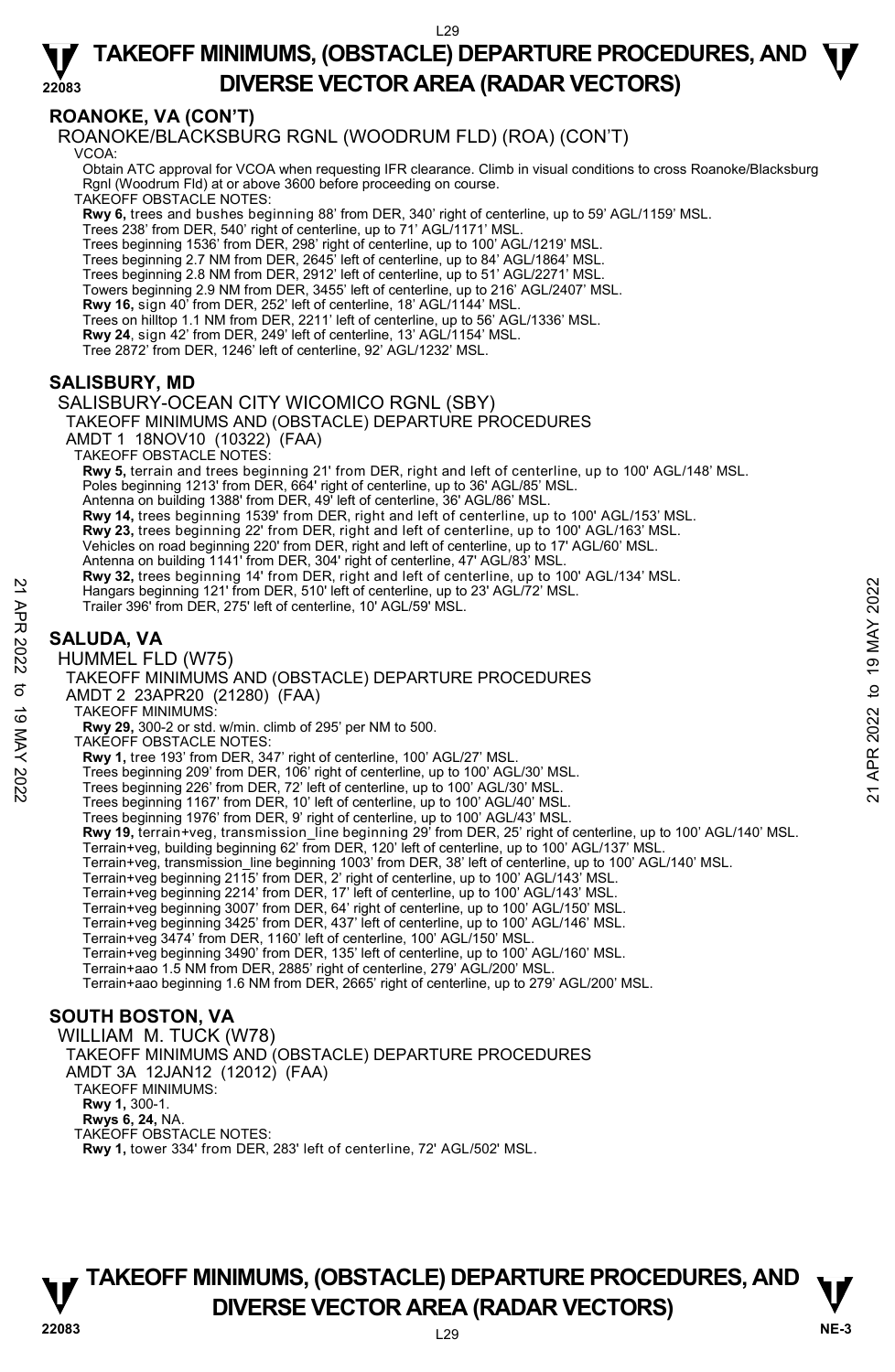## ROANOKE, VA (CON'T)

ROANOKE/BLACKSBURG RGNL (WOODRUM FLD) (ROA) (CON'T)

VCOA:

Obtain ATC approval for VCOA when requesting IFR clearance. Climb in visual conditions to cross Roanoke/Blacksburg Rgnl (Woodrum Fld) at or above 3600 before proceeding on course.

TAKEOFF OBSTACLE NOTES:

**Rwy 6,** trees and bushes beginning 88' from DER, 340' right of centerline, up to 59' AGL/1159' MSL.
Trees 238' from DER, 540' right of centerline, up to 71' AGL/1171' MSL.
Trees beginning 1536' from DER, 298' right of centerline, up to 100' AGL/1219' MSL.
Trees beginning 2.7 NM from DER, 2645' left of centerline, up to 84' AGL/1864' MSL.
Trees beginning 2.8 NM from DER, 2912' left of centerline, up to 51' AGL/2271' MSL.
Towers beginning 2.9 NM from DER, 3455' left of centerline, up to 216' AGL/2407' MSL.
**Rwy 16,** sign 40' from DER, 252' left of centerline, 18' AGL/1144' MSL.
Trees on hilltop 1.1 NM from DER, 2211' left of centerline, up to 56' AGL/1336' MSL.
**Rwy 24**, sign 42' from DER, 249' left of centerline, 13' AGL/1154' MSL.
Tree 2872' from DER, 1246' left of centerline, 92' AGL/1232' MSL.

## SALISBURY, MD

SALISBURY-OCEAN CITY WICOMICO RGNL (SBY)

TAKEOFF MINIMUMS AND (OBSTACLE) DEPARTURE PROCEDURES

AMDT 1 18NOV10 (10322) (FAA)

TAKEOFF OBSTACLE NOTES:

**Rwy 5,** terrain and trees beginning 21' from DER, right and left of centerline, up to 100' AGL/148' MSL.
Poles beginning 1213' from DER, 664' right of centerline, up to 36' AGL/85' MSL.
Antenna on building 1388' from DER, 49' left of centerline, 36' AGL/86' MSL.
**Rwy 14,** trees beginning 1539' from DER, right and left of centerline, up to 100' AGL/153' MSL.
**Rwy 23,** trees beginning 22' from DER, right and left of centerline, up to 100' AGL/163' MSL.
Vehicles on road beginning 220' from DER, right and left of centerline, up to 17' AGL/60' MSL.
Antenna on building 1141' from DER, 304' right of centerline, 47' AGL/83' MSL.
**Rwy 32,** trees beginning 14' from DER, right and left of centerline, up to 100' AGL/134' MSL.
Hangars beginning 121' from DER, 510' left of centerline, up to 23' AGL/72' MSL.
Trailer 396' from DER, 275' left of centerline, 10' AGL/59' MSL.

## SALUDA, VA

HUMMEL FLD (W75)

TAKEOFF MINIMUMS AND (OBSTACLE) DEPARTURE PROCEDURES

AMDT 2 23APR20 (21280) (FAA)

TAKEOFF MINIMUMS:

**Rwy 29,** 300-2 or std. w/min. climb of 295' per NM to 500.

TAKEOFF OBSTACLE NOTES:

**Rwy 1,** tree 193' from DER, 347' right of centerline, 100' AGL/27' MSL.
Trees beginning 209' from DER, 106' right of centerline, up to 100' AGL/30' MSL.
Trees beginning 226' from DER, 72' left of centerline, up to 100' AGL/30' MSL.
Trees beginning 1167' from DER, 10' left of centerline, up to 100' AGL/40' MSL.
Trees beginning 1976' from DER, 9' right of centerline, up to 100' AGL/43' MSL.
**Rwy 19,** terrain+veg, transmission_line beginning 29' from DER, 25' right of centerline, up to 100' AGL/140' MSL.
Terrain+veg, building beginning 62' from DER, 120' left of centerline, up to 100' AGL/137' MSL.
Terrain+veg, transmission_line beginning 1003' from DER, 38' left of centerline, up to 100' AGL/140' MSL.
Terrain+veg beginning 2115' from DER, 2' right of centerline, up to 100' AGL/143' MSL.
Terrain+veg beginning 2214' from DER, 17' left of centerline, up to 100' AGL/143' MSL.
Terrain+veg beginning 3007' from DER, 64' right of centerline, up to 100' AGL/150' MSL.
Terrain+veg beginning 3425' from DER, 437' left of centerline, up to 100' AGL/146' MSL.
Terrain+veg 3474' from DER, 1160' left of centerline, 100' AGL/150' MSL.
Terrain+veg beginning 3490' from DER, 135' left of centerline, up to 100' AGL/160' MSL.
Terrain+aao 1.5 NM from DER, 2885' right of centerline, 279' AGL/200' MSL.
Terrain+aao beginning 1.6 NM from DER, 2665' right of centerline, up to 279' AGL/200' MSL.

## SOUTH BOSTON, VA

WILLIAM M. TUCK (W78)

TAKEOFF MINIMUMS AND (OBSTACLE) DEPARTURE PROCEDURES

AMDT 3A 12JAN12 (12012) (FAA)

TAKEOFF MINIMUMS:

**Rwy 1,** 300-1.
**Rwys 6, 24,** NA.

TAKEOFF OBSTACLE NOTES:

**Rwy 1,** tower 334' from DER, 283' left of centerline, 72' AGL/502' MSL.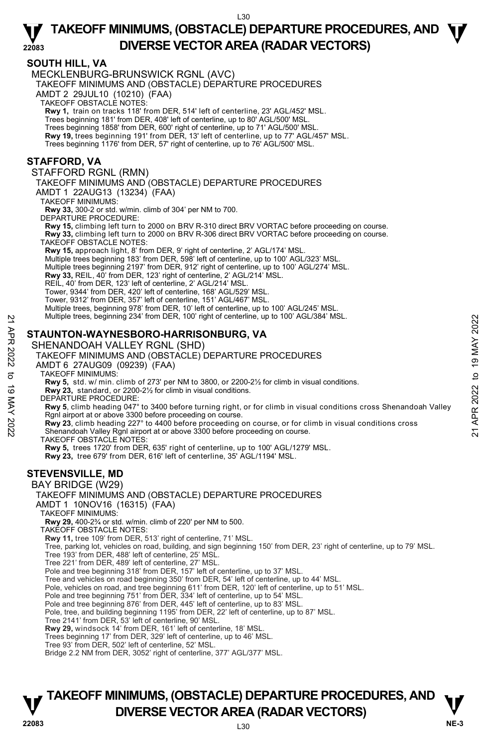## SOUTH HILL, VA

MECKLENBURG-BRUNSWICK RGNL (AVC)

TAKEOFF MINIMUMS AND (OBSTACLE) DEPARTURE PROCEDURES

AMDT 2 29JUL10 (10210) (FAA)

TAKEOFF OBSTACLE NOTES:

**Rwy 1,** train on tracks 118' from DER, 514' left of centerline, 23' AGL/452' MSL.
Trees beginning 181' from DER, 408' left of centerline, up to 80' AGL/500' MSL.
Trees beginning 1858' from DER, 600' right of centerline, up to 71' AGL/500' MSL.
**Rwy 19,** trees beginning 191' from DER, 13' left of centerline, up to 77' AGL/457' MSL.
Trees beginning 1176' from DER, 57' right of centerline, up to 76' AGL/500' MSL.

## STAFFORD, VA

STAFFORD RGNL (RMN)

TAKEOFF MINIMUMS AND (OBSTACLE) DEPARTURE PROCEDURES

AMDT 1 22AUG13 (13234) (FAA)

TAKEOFF MINIMUMS:

**Rwy 33,** 300-2 or std. w/min. climb of 304' per NM to 700.

DEPARTURE PROCEDURE:

**Rwy 15,** climbing left turn to 2000 on BRV R-310 direct BRV VORTAC before proceeding on course.
**Rwy 33,** climbing left turn to 2000 on BRV R-306 direct BRV VORTAC before proceeding on course.

TAKEOFF OBSTACLE NOTES:

**Rwy 15,** approach light, 8' from DER, 9' right of centerline, 2' AGL/174' MSL.
Multiple trees beginning 183' from DER, 598' left of centerline, up to 100' AGL/323' MSL.
Multiple trees beginning 2197' from DER, 912' right of centerline, up to 100' AGL/274' MSL.
**Rwy 33,** REIL, 40' from DER, 123' right of centerline, 2' AGL/214' MSL.
REIL, 40' from DER, 123' left of centerline, 2' AGL/214' MSL.
Tower, 9344' from DER, 420' left of centerline, 168' AGL/529' MSL.
Tower, 9312' from DER, 357' left of centerline, 151' AGL/467' MSL.
Multiple trees, beginning 978' from DER, 10' left of centerline, up to 100' AGL/245' MSL.
Multiple trees, beginning 234' from DER, 100' right of centerline, up to 100' AGL/384' MSL.

## STAUNTON-WAYNESBORO-HARRISONBURG, VA

SHENANDOAH VALLEY RGNL (SHD)

TAKEOFF MINIMUMS AND (OBSTACLE) DEPARTURE PROCEDURES

AMDT 6 27AUG09 (09239) (FAA)

TAKEOFF MINIMUMS:

**Rwy 5,** std. w/ min. climb of 273' per NM to 3800, or 2200-2½ for climb in visual conditions.
**Rwy 23,** standard, or 2200-2½ for climb in visual conditions.

DEPARTURE PROCEDURE:

**Rwy 5**, climb heading 047° to 3400 before turning right, or for climb in visual conditions cross Shenandoah Valley Rgnl airport at or above 3300 before proceeding on course.
**Rwy 23**, climb heading 227° to 4400 before proceeding on course, or for climb in visual conditions cross Shenandoah Valley Rgnl airport at or above 3300 before proceeding on course.

TAKEOFF OBSTACLE NOTES:

**Rwy 5,** trees 1720' from DER, 635' right of centerline, up to 100' AGL/1279' MSL.
**Rwy 23,** tree 679' from DER, 616' left of centerline, 35' AGL/1194' MSL.

## STEVENSVILLE, MD

BAY BRIDGE (W29)

TAKEOFF MINIMUMS AND (OBSTACLE) DEPARTURE PROCEDURES

AMDT 1 10NOV16 (16315) (FAA)

TAKEOFF MINIMUMS:

**Rwy 29,** 400-2¾ or std. w/min. climb of 220' per NM to 500.

TAKEOFF OBSTACLE NOTES:

**Rwy 11,** tree 109' from DER, 513' right of centerline, 71' MSL.
Tree, parking lot, vehicles on road, building, and sign beginning 150' from DER, 23' right of centerline, up to 79' MSL.
Tree 193' from DER, 488' left of centerline, 25' MSL.
Tree 221' from DER, 489' left of centerline, 27' MSL.
Pole and tree beginning 318' from DER, 157' left of centerline, up to 37' MSL.
Tree and vehicles on road beginning 350' from DER, 54' left of centerline, up to 44' MSL.
Pole, vehicles on road, and tree beginning 611' from DER, 120' left of centerline, up to 51' MSL.
Pole and tree beginning 751' from DER, 334' left of centerline, up to 54' MSL.
Pole and tree beginning 876' from DER, 445' left of centerline, up to 83' MSL.
Pole, tree, and building beginning 1195' from DER, 22' left of centerline, up to 87' MSL.
Tree 2141' from DER, 53' left of centerline, 90' MSL.
**Rwy 29,** windsock 14' from DER, 161' left of centerline, 18' MSL.
Trees beginning 17' from DER, 329' left of centerline, up to 46' MSL.
Tree 93' from DER, 502' left of centerline, 52' MSL.
Bridge 2.2 NM from DER, 3052' right of centerline, 377' AGL/377' MSL.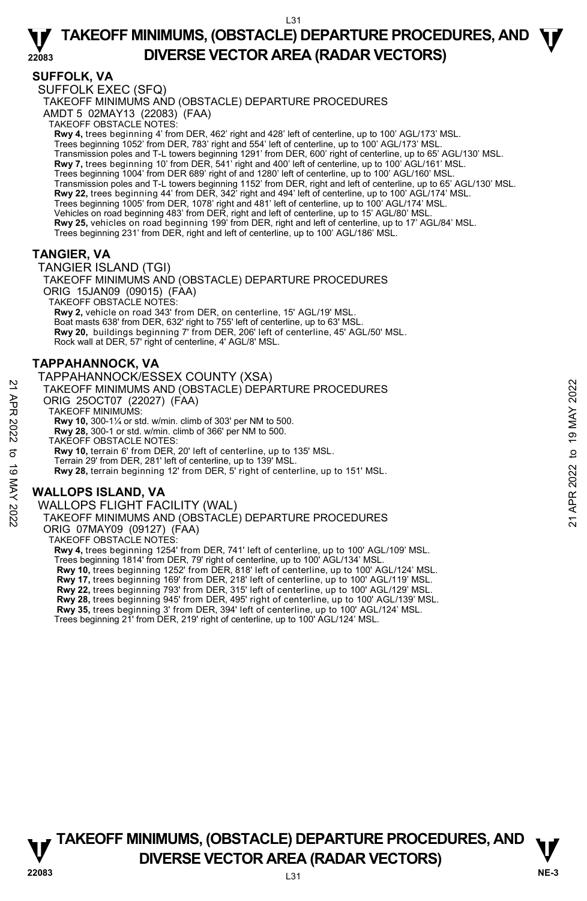## SUFFOLK, VA

SUFFOLK EXEC (SFQ)

TAKEOFF MINIMUMS AND (OBSTACLE) DEPARTURE PROCEDURES

AMDT 5 02MAY13 (22083) (FAA)

TAKEOFF OBSTACLE NOTES:

**Rwy 4,** trees beginning 4' from DER, 462' right and 428' left of centerline, up to 100' AGL/173' MSL.
Trees beginning 1052' from DER, 783' right and 554' left of centerline, up to 100' AGL/173' MSL.
Transmission poles and T-L towers beginning 1291' from DER, 600' right of centerline, up to 65' AGL/130' MSL.
**Rwy 7,** trees beginning 10' from DER, 541' right and 400' left of centerline, up to 100' AGL/161' MSL.
Trees beginning 1004' from DER 689' right of and 1280' left of centerline, up to 100' AGL/160' MSL.
Transmission poles and T-L towers beginning 1152' from DER, right and left of centerline, up to 65' AGL/130' MSL.
**Rwy 22,** trees beginning 44' from DER, 342' right and 494' left of centerline, up to 100' AGL/174' MSL.
Trees beginning 1005' from DER, 1078' right and 481' left of centerline, up to 100' AGL/174' MSL.
Vehicles on road beginning 483' from DER, right and left of centerline, up to 15' AGL/80' MSL.
**Rwy 25,** vehicles on road beginning 199' from DER, right and left of centerline, up to 17' AGL/84' MSL.
Trees beginning 231' from DER, right and left of centerline, up to 100' AGL/186' MSL.

## TANGIER, VA

TANGIER ISLAND (TGI)

TAKEOFF MINIMUMS AND (OBSTACLE) DEPARTURE PROCEDURES

ORIG 15JAN09 (09015) (FAA)

TAKEOFF OBSTACLE NOTES:

**Rwy 2,** vehicle on road 343' from DER, on centerline, 15' AGL/19' MSL.
Boat masts 638' from DER, 632' right to 755' left of centerline, up to 63' MSL.
**Rwy 20,** buildings beginning 7' from DER, 206' left of centerline, 45' AGL/50' MSL.
Rock wall at DER, 57' right of centerline, 4' AGL/8' MSL.

## TAPPAHANNOCK, VA

TAPPAHANNOCK/ESSEX COUNTY (XSA)

TAKEOFF MINIMUMS AND (OBSTACLE) DEPARTURE PROCEDURES

ORIG 25OCT07 (22027) (FAA)

TAKEOFF MINIMUMS:

**Rwy 10,** 300-1¼ or std. w/min. climb of 303' per NM to 500.
**Rwy 28,** 300-1 or std. w/min. climb of 366' per NM to 500.

TAKEOFF OBSTACLE NOTES:

**Rwy 10,** terrain 6' from DER, 20' left of centerline, up to 135' MSL.
Terrain 29' from DER, 281' left of centerline, up to 139' MSL.
**Rwy 28,** terrain beginning 12' from DER, 5' right of centerline, up to 151' MSL.

## WALLOPS ISLAND, VA

WALLOPS FLIGHT FACILITY (WAL)

TAKEOFF MINIMUMS AND (OBSTACLE) DEPARTURE PROCEDURES

ORIG 07MAY09 (09127) (FAA)

TAKEOFF OBSTACLE NOTES:

**Rwy 4,** trees beginning 1254' from DER, 741' left of centerline, up to 100' AGL/109' MSL.
Trees beginning 1814' from DER, 79' right of centerline, up to 100' AGL/134' MSL.
**Rwy 10,** trees beginning 1252' from DER, 818' left of centerline, up to 100' AGL/124' MSL.
**Rwy 17,** trees beginning 169' from DER, 218' left of centerline, up to 100' AGL/119' MSL.
**Rwy 22,** trees beginning 793' from DER, 315' left of centerline, up to 100' AGL/129' MSL.
**Rwy 28,** trees beginning 945' from DER, 495' right of centerline, up to 100' AGL/139' MSL.
**Rwy 35,** trees beginning 3' from DER, 394' left of centerline, up to 100' AGL/124' MSL.
Trees beginning 21' from DER, 219' right of centerline, up to 100' AGL/124' MSL.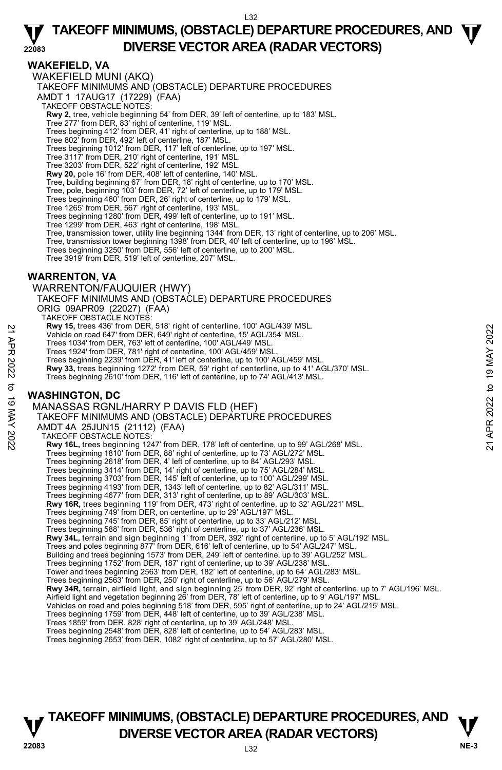## WAKEFIELD, VA

WAKEFIELD MUNI (AKQ)

TAKEOFF MINIMUMS AND (OBSTACLE) DEPARTURE PROCEDURES

AMDT 1 17AUG17 (17229) (FAA)

TAKEOFF OBSTACLE NOTES:

**Rwy 2,** tree, vehicle beginning 54' from DER, 39' left of centerline, up to 183' MSL.
Tree 277' from DER, 83' right of centerline, 119' MSL.
Trees beginning 412' from DER, 41' right of centerline, up to 188' MSL.
Tree 802' from DER, 492' left of centerline, 187' MSL.
Trees beginning 1012' from DER, 117' left of centerline, up to 197' MSL.
Tree 3117' from DER, 210' right of centerline, 191' MSL.
Tree 3203' from DER, 522' right of centerline, 192' MSL.
**Rwy 20,** pole 16' from DER, 408' left of centerline, 140' MSL.
Tree, building beginning 67' from DER, 18' right of centerline, up to 170' MSL.
Tree, pole, beginning 103' from DER, 72' left of centerline, up to 179' MSL.
Trees beginning 460' from DER, 26' right of centerline, up to 179' MSL.
Tree 1265' from DER, 567' right of centerline, 193' MSL.
Trees beginning 1280' from DER, 499' left of centerline, up to 191' MSL.
Tree 1299' from DER, 463' right of centerline, 198' MSL.
Tree, transmission tower, utility line beginning 1344' from DER, 13' right of centerline, up to 206' MSL.
Tree, transmission tower beginning 1398' from DER, 40' left of centerline, up to 196' MSL.
Trees beginning 3250' from DER, 556' left of centerline, up to 200' MSL.
Tree 3919' from DER, 519' left of centerline, 207' MSL.

## WARRENTON, VA

WARRENTON/FAUQUIER (HWY)

TAKEOFF MINIMUMS AND (OBSTACLE) DEPARTURE PROCEDURES

ORIG 09APR09 (22027) (FAA)

TAKEOFF OBSTACLE NOTES:

**Rwy 15,** trees 436' from DER, 518' right of centerline, 100' AGL/439' MSL.
Vehicle on road 647' from DER, 649' right of centerline, 15' AGL/354' MSL.
Trees 1034' from DER, 763' left of centerline, 100' AGL/449' MSL.
Trees 1924' from DER, 781' right of centerline, 100' AGL/459' MSL.
Trees beginning 2239' from DER, 41' left of centerline, up to 100' AGL/459' MSL.
**Rwy 33,** trees beginning 1272' from DER, 59' right of centerline, up to 41' AGL/370' MSL.
Trees beginning 2610' from DER, 116' left of centerline, up to 74' AGL/413' MSL.

## WASHINGTON, DC

MANASSAS RGNL/HARRY P DAVIS FLD (HEF)

TAKEOFF MINIMUMS AND (OBSTACLE) DEPARTURE PROCEDURES

AMDT 4A 25JUN15 (21112) (FAA)

TAKEOFF OBSTACLE NOTES:

**Rwy 16L,** trees beginning 1247' from DER, 178' left of centerline, up to 99' AGL/268' MSL.
Trees beginning 1810' from DER, 88' right of centerline, up to 73' AGL/272' MSL.
Trees beginning 2618' from DER, 4' left of centerline, up to 84' AGL/293' MSL.
Trees beginning 3414' from DER, 14' right of centerline, up to 75' AGL/284' MSL.
Trees beginning 3703' from DER, 145' left of centerline, up to 100' AGL/299' MSL.
Trees beginning 4193' from DER, 1343' left of centerline, up to 82' AGL/311' MSL.
Trees beginning 4677' from DER, 313' right of centerline, up to 89' AGL/303' MSL.
**Rwy 16R,** trees beginning 119' from DER, 473' right of centerline, up to 32' AGL/221' MSL.
Trees beginning 749' from DER, on centerline, up to 29' AGL/197' MSL.
Trees beginning 745' from DER, 85' right of centerline, up to 33' AGL/212' MSL.
Trees beginning 588' from DER, 536' right of centerline, up to 37' AGL/236' MSL.
**Rwy 34L,** terrain and sign beginning 1' from DER, 392' right of centerline, up to 5' AGL/192' MSL.
Trees and poles beginning 877' from DER, 616' left of centerline, up to 54' AGL/247' MSL.
Building and trees beginning 1573' from DER, 249' left of centerline, up to 39' AGL/252' MSL.
Trees beginning 1752' from DER, 187' right of centerline, up to 39' AGL/238' MSL.
Tower and trees beginning 2563' from DER, 182' left of centerline, up to 64' AGL/283' MSL.
Trees beginning 2563' from DER, 250' right of centerline, up to 56' AGL/279' MSL.
**Rwy 34R,** terrain, airfield light, and sign beginning 25' from DER, 92' right of centerline, up to 7' AGL/196' MSL.
Airfield light and vegetation beginning 26' from DER, 78' left of centerline, up to 9' AGL/197' MSL.
Vehicles on road and poles beginning 518' from DER, 595' right of centerline, up to 24' AGL/215' MSL.
Trees beginning 1759' from DER, 448' left of centerline, up to 39' AGL/238' MSL.
Trees 1859' from DER, 828' right of centerline, up to 39' AGL/248' MSL.
Trees beginning 2548' from DER, 828' left of centerline, up to 54' AGL/283' MSL.
Trees beginning 2653' from DER, 1082' right of centerline, up to 57' AGL/280' MSL.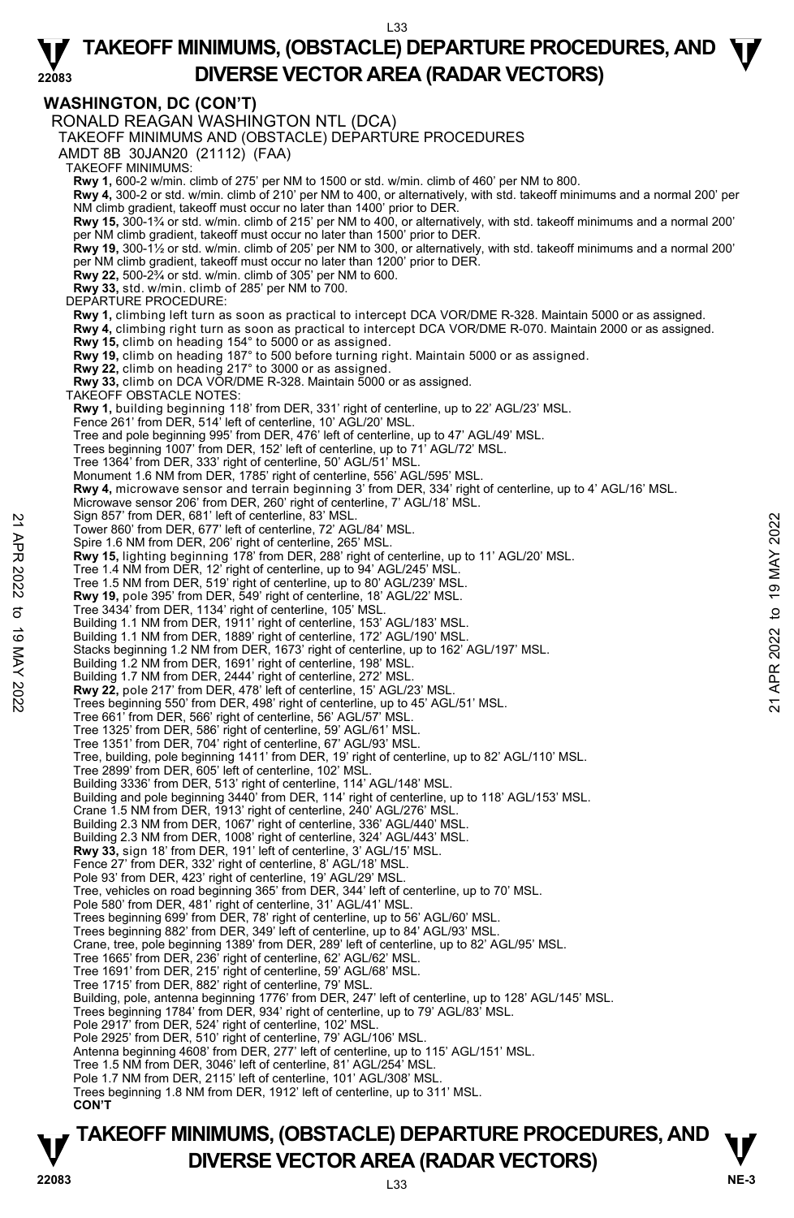# TAKEOFF MINIMUMS, (OBSTACLE) DEPARTURE PROCEDURES, AND DIVERSE VECTOR AREA (RADAR VECTORS)

## WASHINGTON, DC (CON'T)

RONALD REAGAN WASHINGTON NTL (DCA)
TAKEOFF MINIMUMS AND (OBSTACLE) DEPARTURE PROCEDURES
AMDT 8B 30JAN20 (21112) (FAA)

TAKEOFF MINIMUMS:

**Rwy 1,** 600-2 w/min. climb of 275' per NM to 1500 or std. w/min. climb of 460' per NM to 800.
**Rwy 4,** 300-2 or std. w/min. climb of 210' per NM to 400, or alternatively, with std. takeoff minimums and a normal 200' per NM climb gradient, takeoff must occur no later than 1400' prior to DER.
**Rwy 15,** 300-1¾ or std. w/min. climb of 215' per NM to 400, or alternatively, with std. takeoff minimums and a normal 200' per NM climb gradient, takeoff must occur no later than 1500' prior to DER.
**Rwy 19,** 300-1½ or std. w/min. climb of 205' per NM to 300, or alternatively, with std. takeoff minimums and a normal 200' per NM climb gradient, takeoff must occur no later than 1200' prior to DER.
**Rwy 22,** 500-2¾ or std. w/min. climb of 305' per NM to 600.
**Rwy 33,** std. w/min. climb of 285' per NM to 700.

DEPARTURE PROCEDURE:

**Rwy 1,** climbing left turn as soon as practical to intercept DCA VOR/DME R-328. Maintain 5000 or as assigned.
**Rwy 4,** climbing right turn as soon as practical to intercept DCA VOR/DME R-070. Maintain 2000 or as assigned.
**Rwy 15,** climb on heading 154° to 5000 or as assigned.
**Rwy 19,** climb on heading 187° to 500 before turning right. Maintain 5000 or as assigned.
**Rwy 22,** climb on heading 217° to 3000 or as assigned.
**Rwy 33,** climb on DCA VOR/DME R-328. Maintain 5000 or as assigned.

TAKEOFF OBSTACLE NOTES:

**Rwy 1,** building beginning 118' from DER, 331' right of centerline, up to 22' AGL/23' MSL.
Fence 261' from DER, 514' left of centerline, 10' AGL/20' MSL.
Tree and pole beginning 995' from DER, 476' left of centerline, up to 47' AGL/49' MSL.
Trees beginning 1007' from DER, 152' left of centerline, up to 71' AGL/72' MSL.
Tree 1364' from DER, 333' right of centerline, 50' AGL/51' MSL.
Monument 1.6 NM from DER, 1785' right of centerline, 556' AGL/595' MSL.
**Rwy 4,** microwave sensor and terrain beginning 3' from DER, 334' right of centerline, up to 4' AGL/16' MSL.
Microwave sensor 206' from DER, 260' right of centerline, 7' AGL/18' MSL.
Sign 857' from DER, 681' left of centerline, 83' MSL.
Tower 860' from DER, 677' left of centerline, 72' AGL/84' MSL.
Spire 1.6 NM from DER, 206' right of centerline, 265' MSL.
**Rwy 15,** lighting beginning 178' from DER, 288' right of centerline, up to 11' AGL/20' MSL.
Tree 1.4 NM from DER, 12' right of centerline, up to 94' AGL/245' MSL.
Tree 1.5 NM from DER, 519' right of centerline, up to 80' AGL/239' MSL.
**Rwy 19,** pole 395' from DER, 549' right of centerline, 18' AGL/22' MSL.
Tree 3434' from DER, 1134' right of centerline, 105' MSL.
Building 1.1 NM from DER, 1911' right of centerline, 153' AGL/183' MSL.
Building 1.1 NM from DER, 1889' right of centerline, 172' AGL/190' MSL.
Stacks beginning 1.2 NM from DER, 1673' right of centerline, up to 162' AGL/197' MSL.
Building 1.2 NM from DER, 1691' right of centerline, 198' MSL.
Building 1.7 NM from DER, 2444' right of centerline, 272' MSL.
**Rwy 22,** pole 217' from DER, 478' left of centerline, 15' AGL/23' MSL.
Trees beginning 550' from DER, 498' right of centerline, up to 45' AGL/51' MSL.
Tree 661' from DER, 566' right of centerline, 56' AGL/57' MSL.
Tree 1325' from DER, 586' right of centerline, 59' AGL/61' MSL.
Tree 1351' from DER, 704' right of centerline, 67' AGL/93' MSL.
Tree, building, pole beginning 1411' from DER, 19' right of centerline, up to 82' AGL/110' MSL.
Tree 2899' from DER, 605' left of centerline, 102' MSL.
Building 3336' from DER, 513' right of centerline, 114' AGL/148' MSL.
Building and pole beginning 3440' from DER, 114' right of centerline, up to 118' AGL/153' MSL.
Crane 1.5 NM from DER, 1913' right of centerline, 240' AGL/276' MSL.
Building 2.3 NM from DER, 1067' right of centerline, 336' AGL/440' MSL.
Building 2.3 NM from DER, 1008' right of centerline, 324' AGL/443' MSL.
**Rwy 33,** sign 18' from DER, 191' left of centerline, 3' AGL/15' MSL.
Fence 27' from DER, 332' right of centerline, 8' AGL/18' MSL.
Pole 93' from DER, 423' right of centerline, 19' AGL/29' MSL.
Tree, vehicles on road beginning 365' from DER, 344' left of centerline, up to 70' MSL.
Pole 580' from DER, 481' right of centerline, 31' AGL/41' MSL.
Trees beginning 699' from DER, 78' right of centerline, up to 56' AGL/60' MSL.
Trees beginning 882' from DER, 349' left of centerline, up to 84' AGL/93' MSL.
Crane, tree, pole beginning 1389' from DER, 289' left of centerline, up to 82' AGL/95' MSL.
Tree 1665' from DER, 236' right of centerline, 62' AGL/62' MSL.
Tree 1691' from DER, 215' right of centerline, 59' AGL/68' MSL.
Tree 1715' from DER, 882' right of centerline, 79' MSL.
Building, pole, antenna beginning 1776' from DER, 247' left of centerline, up to 128' AGL/145' MSL.
Trees beginning 1784' from DER, 934' right of centerline, up to 79' AGL/83' MSL.
Pole 2917' from DER, 524' right of centerline, 102' MSL.
Pole 2925' from DER, 510' right of centerline, 79' AGL/106' MSL.
Antenna beginning 4608' from DER, 277' left of centerline, up to 115' AGL/151' MSL.
Tree 1.5 NM from DER, 3046' left of centerline, 81' AGL/254' MSL.
Pole 1.7 NM from DER, 2115' left of centerline, 101' AGL/308' MSL.
Trees beginning 1.8 NM from DER, 1912' left of centerline, up to 311' MSL.
**CON'T**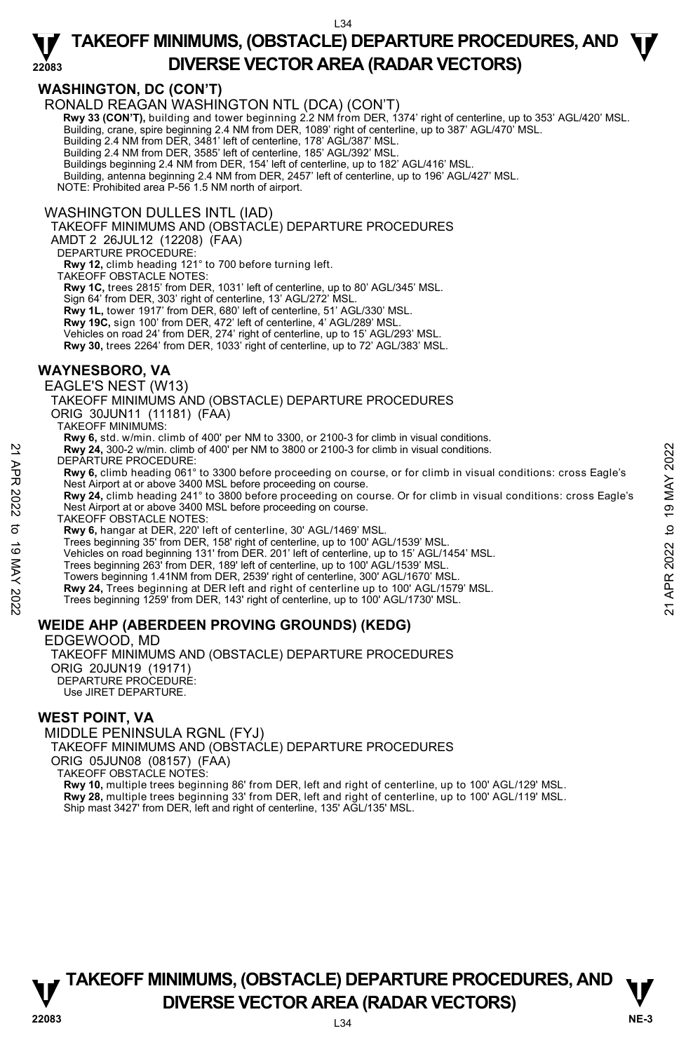## WASHINGTON, DC (CON'T)

RONALD REAGAN WASHINGTON NTL (DCA) (CON'T)

**Rwy 33 (CON'T),** building and tower beginning 2.2 NM from DER, 1374' right of centerline, up to 353' AGL/420' MSL.
Building, crane, spire beginning 2.4 NM from DER, 1089' right of centerline, up to 387' AGL/470' MSL.
Building 2.4 NM from DER, 3481' left of centerline, 178' AGL/387' MSL.
Building 2.4 NM from DER, 3585' left of centerline, 185' AGL/392' MSL.
Buildings beginning 2.4 NM from DER, 154' left of centerline, up to 182' AGL/416' MSL.
Building, antenna beginning 2.4 NM from DER, 2457' left of centerline, up to 196' AGL/427' MSL.
NOTE: Prohibited area P-56 1.5 NM north of airport.

WASHINGTON DULLES INTL (IAD)

TAKEOFF MINIMUMS AND (OBSTACLE) DEPARTURE PROCEDURES
AMDT 2 26JUL12 (12208) (FAA)

DEPARTURE PROCEDURE:
**Rwy 12,** climb heading 121° to 700 before turning left.

TAKEOFF OBSTACLE NOTES:
**Rwy 1C,** trees 2815' from DER, 1031' left of centerline, up to 80' AGL/345' MSL.
Sign 64' from DER, 303' right of centerline, 13' AGL/272' MSL.
**Rwy 1L,** tower 1917' from DER, 680' left of centerline, 51' AGL/330' MSL.
**Rwy 19C,** sign 100' from DER, 472' left of centerline, 4' AGL/289' MSL.
Vehicles on road 24' from DER, 274' right of centerline, up to 15' AGL/293' MSL.
**Rwy 30,** trees 2264' from DER, 1033' right of centerline, up to 72' AGL/383' MSL.

## WAYNESBORO, VA

EAGLE'S NEST (W13)

TAKEOFF MINIMUMS AND (OBSTACLE) DEPARTURE PROCEDURES
ORIG 30JUN11 (11181) (FAA)

TAKEOFF MINIMUMS:
**Rwy 6,** std. w/min. climb of 400' per NM to 3300, or 2100-3 for climb in visual conditions.
**Rwy 24,** 300-2 w/min. climb of 400' per NM to 3800 or 2100-3 for climb in visual conditions.

DEPARTURE PROCEDURE:
**Rwy 6,** climb heading 061° to 3300 before proceeding on course, or for climb in visual conditions: cross Eagle's Nest Airport at or above 3400 MSL before proceeding on course.
**Rwy 24,** climb heading 241° to 3800 before proceeding on course. Or for climb in visual conditions: cross Eagle's Nest Airport at or above 3400 MSL before proceeding on course.

TAKEOFF OBSTACLE NOTES:
**Rwy 6,** hangar at DER, 220' left of centerline, 30' AGL/1469' MSL.
Trees beginning 35' from DER, 158' right of centerline, up to 100' AGL/1539' MSL.
Vehicles on road beginning 131' from DER. 201' left of centerline, up to 15' AGL/1454' MSL.
Trees beginning 263' from DER, 189' left of centerline, up to 100' AGL/1539' MSL.
Towers beginning 1.41NM from DER, 2539' right of centerline, 300' AGL/1670' MSL.
**Rwy 24,** Trees beginning at DER left and right of centerline up to 100' AGL/1579' MSL.
Trees beginning 1259' from DER, 143' right of centerline, up to 100' AGL/1730' MSL.

## WEIDE AHP (ABERDEEN PROVING GROUNDS) (KEDG)

EDGEWOOD, MD

TAKEOFF MINIMUMS AND (OBSTACLE) DEPARTURE PROCEDURES
ORIG 20JUN19 (19171)

DEPARTURE PROCEDURE:
Use JIRET DEPARTURE.

## WEST POINT, VA

MIDDLE PENINSULA RGNL (FYJ)

TAKEOFF MINIMUMS AND (OBSTACLE) DEPARTURE PROCEDURES
ORIG 05JUN08 (08157) (FAA)

TAKEOFF OBSTACLE NOTES:
**Rwy 10,** multiple trees beginning 86' from DER, left and right of centerline, up to 100' AGL/129' MSL.
**Rwy 28,** multiple trees beginning 33' from DER, left and right of centerline, up to 100' AGL/119' MSL.
Ship mast 3427' from DER, left and right of centerline, 135' AGL/135' MSL.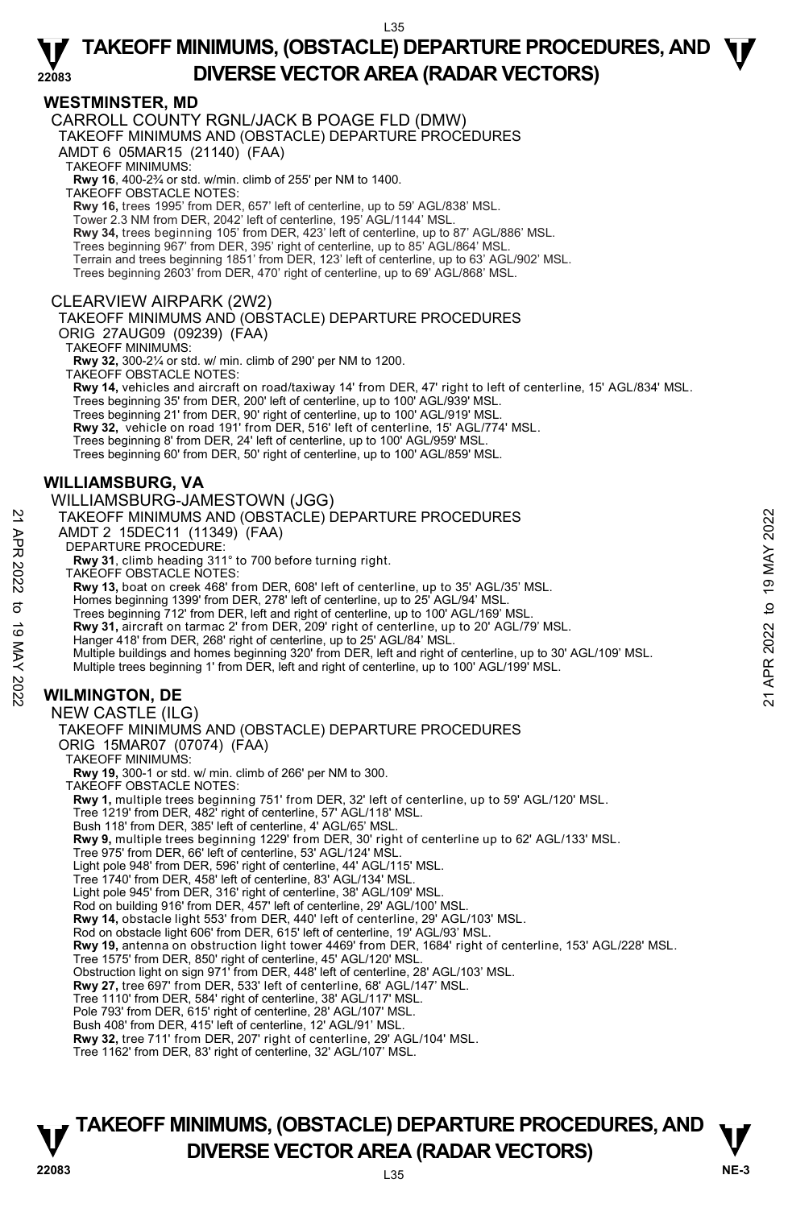## WESTMINSTER, MD

CARROLL COUNTY RGNL/JACK B POAGE FLD (DMW)
TAKEOFF MINIMUMS AND (OBSTACLE) DEPARTURE PROCEDURES
AMDT 6 05MAR15 (21140) (FAA)
TAKEOFF MINIMUMS:
**Rwy 16**, 400-2¾ or std. w/min. climb of 255' per NM to 1400.
TAKEOFF OBSTACLE NOTES:
**Rwy 16,** trees 1995' from DER, 657' left of centerline, up to 59' AGL/838' MSL.
Tower 2.3 NM from DER, 2042' left of centerline, 195' AGL/1144' MSL.
**Rwy 34,** trees beginning 105' from DER, 423' left of centerline, up to 87' AGL/886' MSL.
Trees beginning 967' from DER, 395' right of centerline, up to 85' AGL/864' MSL.
Terrain and trees beginning 1851' from DER, 123' left of centerline, up to 63' AGL/902' MSL.
Trees beginning 2603' from DER, 470' right of centerline, up to 69' AGL/868' MSL.

CLEARVIEW AIRPARK (2W2)
TAKEOFF MINIMUMS AND (OBSTACLE) DEPARTURE PROCEDURES
ORIG 27AUG09 (09239) (FAA)
TAKEOFF MINIMUMS:
**Rwy 32,** 300-2¼ or std. w/ min. climb of 290' per NM to 1200.
TAKEOFF OBSTACLE NOTES:
**Rwy 14,** vehicles and aircraft on road/taxiway 14' from DER, 47' right to left of centerline, 15' AGL/834' MSL.
Trees beginning 35' from DER, 200' left of centerline, up to 100' AGL/939' MSL.
Trees beginning 21' from DER, 90' right of centerline, up to 100' AGL/919' MSL.
**Rwy 32,** vehicle on road 191' from DER, 516' left of centerline, 15' AGL/774' MSL.
Trees beginning 8' from DER, 24' left of centerline, up to 100' AGL/959' MSL.
Trees beginning 60' from DER, 50' right of centerline, up to 100' AGL/859' MSL.

## WILLIAMSBURG, VA

WILLIAMSBURG-JAMESTOWN (JGG)
TAKEOFF MINIMUMS AND (OBSTACLE) DEPARTURE PROCEDURES
AMDT 2 15DEC11 (11349) (FAA)
DEPARTURE PROCEDURE:
**Rwy 31**, climb heading 311° to 700 before turning right.
TAKEOFF OBSTACLE NOTES:
**Rwy 13,** boat on creek 468' from DER, 608' left of centerline, up to 35' AGL/35' MSL.
Homes beginning 1399' from DER, 278' left of centerline, up to 25' AGL/94' MSL.
Trees beginning 712' from DER, left and right of centerline, up to 100' AGL/169' MSL.
**Rwy 31,** aircraft on tarmac 2' from DER, 209' right of centerline, up to 20' AGL/79' MSL.
Hanger 418' from DER, 268' right of centerline, up to 25' AGL/84' MSL.
Multiple buildings and homes beginning 320' from DER, left and right of centerline, up to 30' AGL/109' MSL.
Multiple trees beginning 1' from DER, left and right of centerline, up to 100' AGL/199' MSL.

## WILMINGTON, DE

NEW CASTLE (ILG)
TAKEOFF MINIMUMS AND (OBSTACLE) DEPARTURE PROCEDURES
ORIG 15MAR07 (07074) (FAA)
TAKEOFF MINIMUMS:
**Rwy 19,** 300-1 or std. w/ min. climb of 266' per NM to 300.
TAKEOFF OBSTACLE NOTES:
**Rwy 1,** multiple trees beginning 751' from DER, 32' left of centerline, up to 59' AGL/120' MSL.
Tree 1219' from DER, 482' right of centerline, 57' AGL/118' MSL.
Bush 118' from DER, 385' left of centerline, 4' AGL/65' MSL.
**Rwy 9,** multiple trees beginning 1229' from DER, 30' right of centerline up to 62' AGL/133' MSL.
Tree 975' from DER, 66' left of centerline, 53' AGL/124' MSL.
Light pole 948' from DER, 596' right of centerline, 44' AGL/115' MSL.
Tree 1740' from DER, 458' left of centerline, 83' AGL/134' MSL.
Light pole 945' from DER, 316' right of centerline, 38' AGL/109' MSL.
Rod on building 916' from DER, 457' left of centerline, 29' AGL/100' MSL.
**Rwy 14,** obstacle light 553' from DER, 440' left of centerline, 29' AGL/103' MSL.
Rod on obstacle light 606' from DER, 615' left of centerline, 19' AGL/93' MSL.
**Rwy 19,** antenna on obstruction light tower 4469' from DER, 1684' right of centerline, 153' AGL/228' MSL.
Tree 1575' from DER, 850' right of centerline, 45' AGL/120' MSL.
Obstruction light on sign 971' from DER, 448' left of centerline, 28' AGL/103' MSL.
**Rwy 27,** tree 697' from DER, 533' left of centerline, 68' AGL/147' MSL.
Tree 1110' from DER, 584' right of centerline, 38' AGL/117' MSL.
Pole 793' from DER, 615' right of centerline, 28' AGL/107' MSL.
Bush 408' from DER, 415' left of centerline, 12' AGL/91' MSL.
**Rwy 32,** tree 711' from DER, 207' right of centerline, 29' AGL/104' MSL.
Tree 1162' from DER, 83' right of centerline, 32' AGL/107' MSL.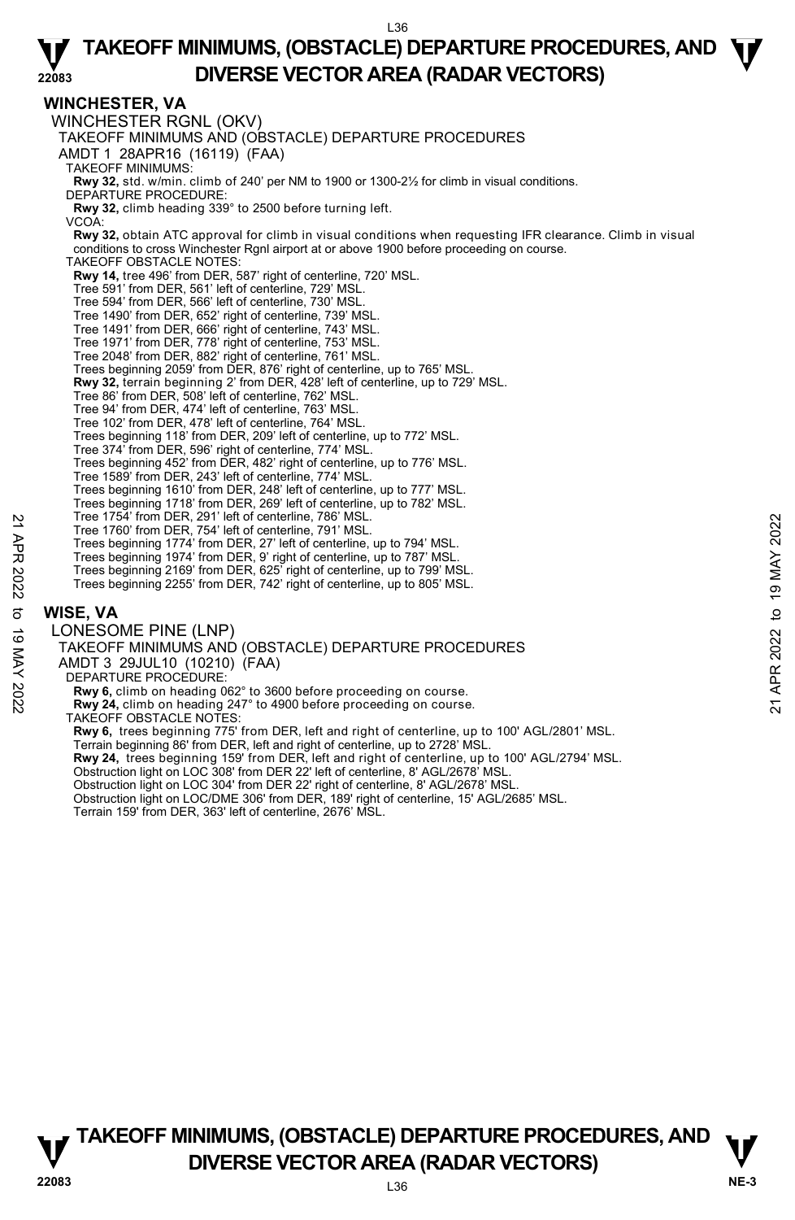## WINCHESTER, VA

WINCHESTER RGNL (OKV)

TAKEOFF MINIMUMS AND (OBSTACLE) DEPARTURE PROCEDURES

AMDT 1 28APR16 (16119) (FAA)

TAKEOFF MINIMUMS:

**Rwy 32,** std. w/min. climb of 240' per NM to 1900 or 1300-2½ for climb in visual conditions.

DEPARTURE PROCEDURE:

**Rwy 32,** climb heading 339° to 2500 before turning left.

VCOA:

**Rwy 32,** obtain ATC approval for climb in visual conditions when requesting IFR clearance. Climb in visual conditions to cross Winchester Rgnl airport at or above 1900 before proceeding on course.

TAKEOFF OBSTACLE NOTES:

**Rwy 14,** tree 496' from DER, 587' right of centerline, 720' MSL.
Tree 591' from DER, 561' left of centerline, 729' MSL.
Tree 594' from DER, 566' left of centerline, 730' MSL.
Tree 1490' from DER, 652' right of centerline, 739' MSL.
Tree 1491' from DER, 666' right of centerline, 743' MSL.
Tree 1971' from DER, 778' right of centerline, 753' MSL.
Tree 2048' from DER, 882' right of centerline, 761' MSL.
Trees beginning 2059' from DER, 876' right of centerline, up to 765' MSL.

**Rwy 32,** terrain beginning 2' from DER, 428' left of centerline, up to 729' MSL.
Tree 86' from DER, 508' left of centerline, 762' MSL.
Tree 94' from DER, 474' left of centerline, 763' MSL.
Tree 102' from DER, 478' left of centerline, 764' MSL.
Trees beginning 118' from DER, 209' left of centerline, up to 772' MSL.
Tree 374' from DER, 596' right of centerline, 774' MSL.
Trees beginning 452' from DER, 482' right of centerline, up to 776' MSL.
Tree 1589' from DER, 243' left of centerline, 774' MSL.
Trees beginning 1610' from DER, 248' left of centerline, up to 777' MSL.
Trees beginning 1718' from DER, 269' left of centerline, up to 782' MSL.
Tree 1754' from DER, 291' left of centerline, 786' MSL.
Tree 1760' from DER, 754' left of centerline, 791' MSL.
Trees beginning 1774' from DER, 27' left of centerline, up to 794' MSL.
Trees beginning 1974' from DER, 9' right of centerline, up to 787' MSL.
Trees beginning 2169' from DER, 625' right of centerline, up to 799' MSL.
Trees beginning 2255' from DER, 742' right of centerline, up to 805' MSL.

## WISE, VA

LONESOME PINE (LNP)

TAKEOFF MINIMUMS AND (OBSTACLE) DEPARTURE PROCEDURES

AMDT 3 29JUL10 (10210) (FAA)

DEPARTURE PROCEDURE:

**Rwy 6,** climb on heading 062° to 3600 before proceeding on course.
**Rwy 24,** climb on heading 247° to 4900 before proceeding on course.

TAKEOFF OBSTACLE NOTES:

**Rwy 6,** trees beginning 775' from DER, left and right of centerline, up to 100' AGL/2801' MSL.
Terrain beginning 86' from DER, left and right of centerline, up to 2728' MSL.

**Rwy 24,** trees beginning 159' from DER, left and right of centerline, up to 100' AGL/2794' MSL.
Obstruction light on LOC 308' from DER 22' left of centerline, 8' AGL/2678' MSL.
Obstruction light on LOC 304' from DER 22' right of centerline, 8' AGL/2678' MSL.
Obstruction light on LOC/DME 306' from DER, 189' right of centerline, 15' AGL/2685' MSL.
Terrain 159' from DER, 363' left of centerline, 2676' MSL.